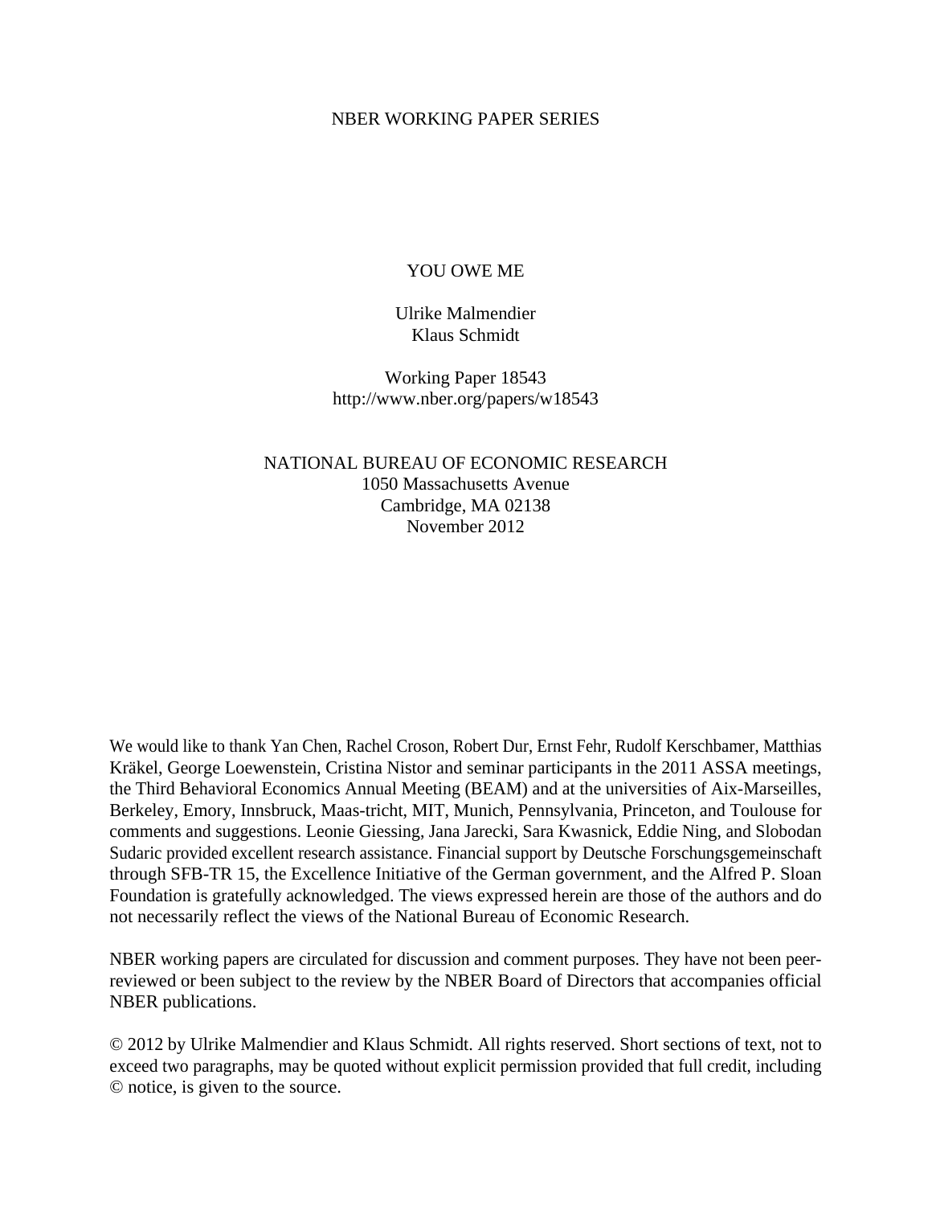NBER WORKING PAPER SERIES

# YOU OWE ME

Ulrike Malmendier
Klaus Schmidt

Working Paper 18543
http://www.nber.org/papers/w18543

NATIONAL BUREAU OF ECONOMIC RESEARCH
1050 Massachusetts Avenue
Cambridge, MA 02138
November 2012

We would like to thank Yan Chen, Rachel Croson, Robert Dur, Ernst Fehr, Rudolf Kerschbamer, Matthias Kräkel, George Loewenstein, Cristina Nistor and seminar participants in the 2011 ASSA meetings, the Third Behavioral Economics Annual Meeting (BEAM) and at the universities of Aix-Marseilles, Berkeley, Emory, Innsbruck, Maas-tricht, MIT, Munich, Pennsylvania, Princeton, and Toulouse for comments and suggestions. Leonie Giessing, Jana Jarecki, Sara Kwasnick, Eddie Ning, and Slobodan Sudaric provided excellent research assistance. Financial support by Deutsche Forschungsgemeinschaft through SFB-TR 15, the Excellence Initiative of the German government, and the Alfred P. Sloan Foundation is gratefully acknowledged. The views expressed herein are those of the authors and do not necessarily reflect the views of the National Bureau of Economic Research.

NBER working papers are circulated for discussion and comment purposes. They have not been peer-reviewed or been subject to the review by the NBER Board of Directors that accompanies official NBER publications.

© 2012 by Ulrike Malmendier and Klaus Schmidt. All rights reserved. Short sections of text, not to exceed two paragraphs, may be quoted without explicit permission provided that full credit, including © notice, is given to the source.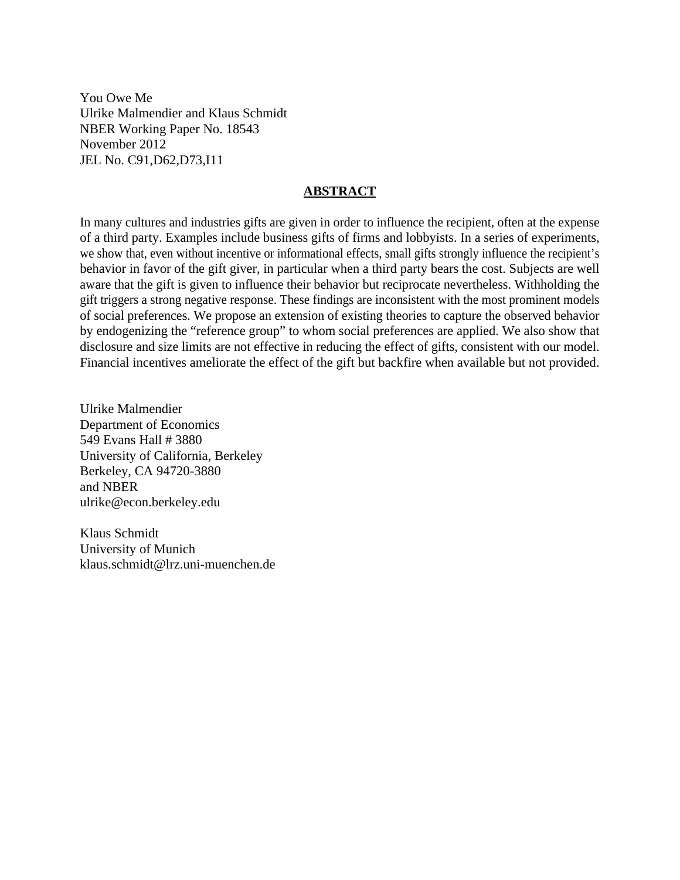You Owe Me
Ulrike Malmendier and Klaus Schmidt
NBER Working Paper No. 18543
November 2012
JEL No. C91,D62,D73,I11

**ABSTRACT**

In many cultures and industries gifts are given in order to influence the recipient, often at the expense of a third party. Examples include business gifts of firms and lobbyists. In a series of experiments, we show that, even without incentive or informational effects, small gifts strongly influence the recipient's behavior in favor of the gift giver, in particular when a third party bears the cost. Subjects are well aware that the gift is given to influence their behavior but reciprocate nevertheless. Withholding the gift triggers a strong negative response. These findings are inconsistent with the most prominent models of social preferences. We propose an extension of existing theories to capture the observed behavior by endogenizing the "reference group" to whom social preferences are applied. We also show that disclosure and size limits are not effective in reducing the effect of gifts, consistent with our model. Financial incentives ameliorate the effect of the gift but backfire when available but not provided.

Ulrike Malmendier
Department of Economics
549 Evans Hall # 3880
University of California, Berkeley
Berkeley, CA 94720-3880
and NBER
ulrike@econ.berkeley.edu

Klaus Schmidt
University of Munich
klaus.schmidt@lrz.uni-muenchen.de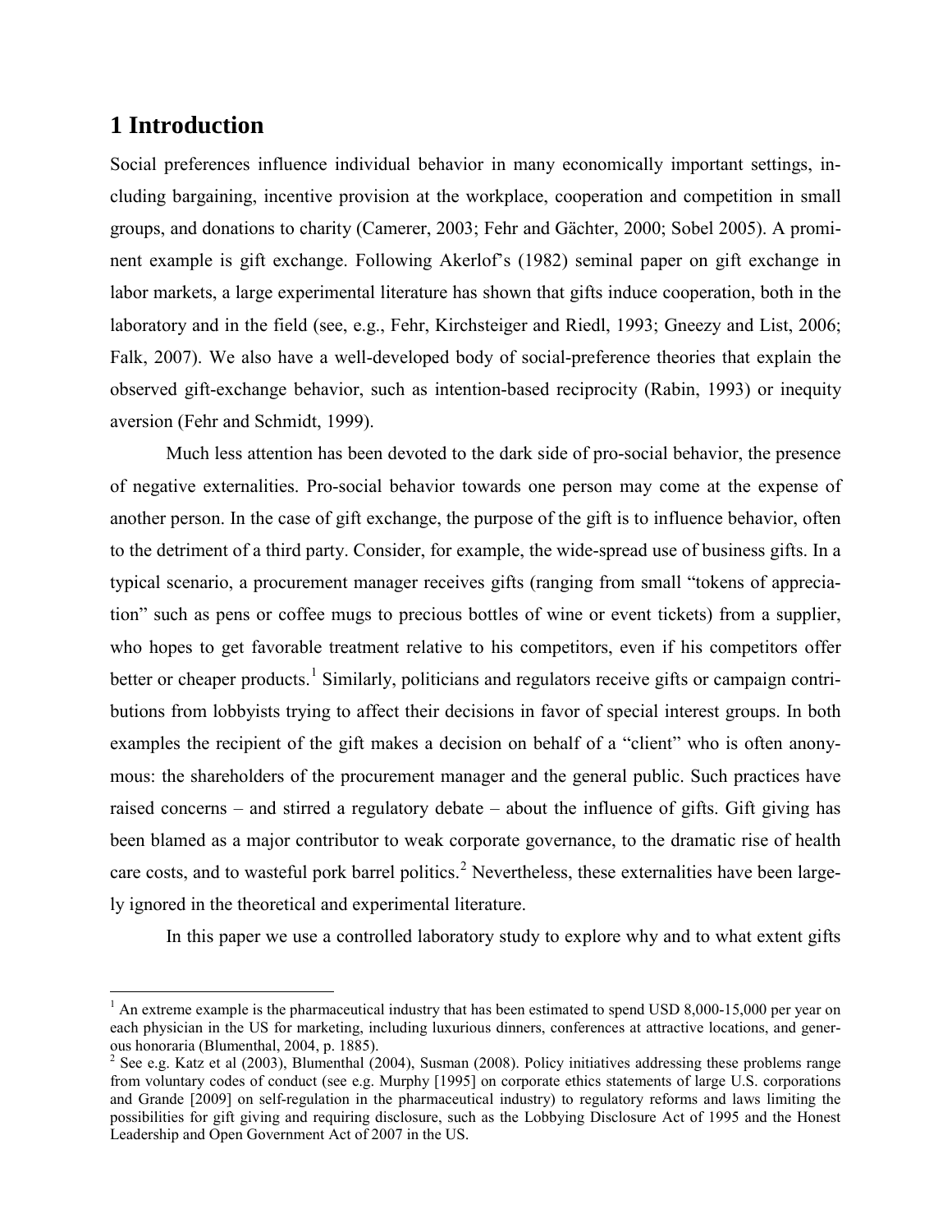# 1 Introduction

Social preferences influence individual behavior in many economically important settings, including bargaining, incentive provision at the workplace, cooperation and competition in small groups, and donations to charity (Camerer, 2003; Fehr and Gächter, 2000; Sobel 2005). A prominent example is gift exchange. Following Akerlof's (1982) seminal paper on gift exchange in labor markets, a large experimental literature has shown that gifts induce cooperation, both in the laboratory and in the field (see, e.g., Fehr, Kirchsteiger and Riedl, 1993; Gneezy and List, 2006; Falk, 2007). We also have a well-developed body of social-preference theories that explain the observed gift-exchange behavior, such as intention-based reciprocity (Rabin, 1993) or inequity aversion (Fehr and Schmidt, 1999).

Much less attention has been devoted to the dark side of pro-social behavior, the presence of negative externalities. Pro-social behavior towards one person may come at the expense of another person. In the case of gift exchange, the purpose of the gift is to influence behavior, often to the detriment of a third party. Consider, for example, the wide-spread use of business gifts. In a typical scenario, a procurement manager receives gifts (ranging from small "tokens of appreciation" such as pens or coffee mugs to precious bottles of wine or event tickets) from a supplier, who hopes to get favorable treatment relative to his competitors, even if his competitors offer better or cheaper products.[1] Similarly, politicians and regulators receive gifts or campaign contributions from lobbyists trying to affect their decisions in favor of special interest groups. In both examples the recipient of the gift makes a decision on behalf of a "client" who is often anonymous: the shareholders of the procurement manager and the general public. Such practices have raised concerns – and stirred a regulatory debate – about the influence of gifts. Gift giving has been blamed as a major contributor to weak corporate governance, to the dramatic rise of health care costs, and to wasteful pork barrel politics.[2] Nevertheless, these externalities have been largely ignored in the theoretical and experimental literature.

In this paper we use a controlled laboratory study to explore why and to what extent gifts

---

[1] An extreme example is the pharmaceutical industry that has been estimated to spend USD 8,000-15,000 per year on each physician in the US for marketing, including luxurious dinners, conferences at attractive locations, and generous honoraria (Blumenthal, 2004, p. 1885).

[2] See e.g. Katz et al (2003), Blumenthal (2004), Susman (2008). Policy initiatives addressing these problems range from voluntary codes of conduct (see e.g. Murphy [1995] on corporate ethics statements of large U.S. corporations and Grande [2009] on self-regulation in the pharmaceutical industry) to regulatory reforms and laws limiting the possibilities for gift giving and requiring disclosure, such as the Lobbying Disclosure Act of 1995 and the Honest Leadership and Open Government Act of 2007 in the US.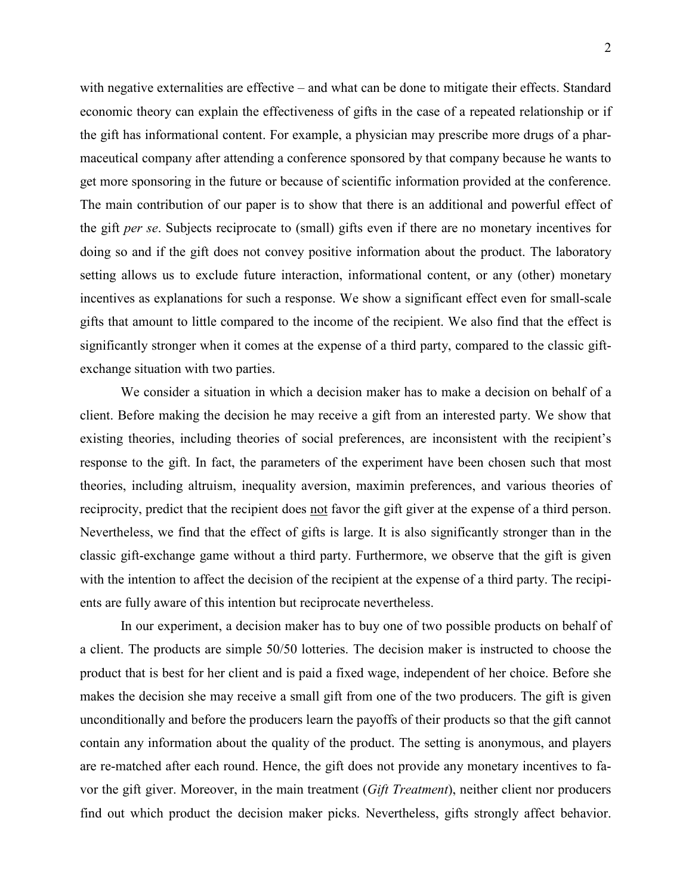with negative externalities are effective – and what can be done to mitigate their effects. Standard economic theory can explain the effectiveness of gifts in the case of a repeated relationship or if the gift has informational content. For example, a physician may prescribe more drugs of a pharmaceutical company after attending a conference sponsored by that company because he wants to get more sponsoring in the future or because of scientific information provided at the conference. The main contribution of our paper is to show that there is an additional and powerful effect of the gift *per se*. Subjects reciprocate to (small) gifts even if there are no monetary incentives for doing so and if the gift does not convey positive information about the product. The laboratory setting allows us to exclude future interaction, informational content, or any (other) monetary incentives as explanations for such a response. We show a significant effect even for small-scale gifts that amount to little compared to the income of the recipient. We also find that the effect is significantly stronger when it comes at the expense of a third party, compared to the classic gift-exchange situation with two parties.

We consider a situation in which a decision maker has to make a decision on behalf of a client. Before making the decision he may receive a gift from an interested party. We show that existing theories, including theories of social preferences, are inconsistent with the recipient's response to the gift. In fact, the parameters of the experiment have been chosen such that most theories, including altruism, inequality aversion, maximin preferences, and various theories of reciprocity, predict that the recipient does not favor the gift giver at the expense of a third person. Nevertheless, we find that the effect of gifts is large. It is also significantly stronger than in the classic gift-exchange game without a third party. Furthermore, we observe that the gift is given with the intention to affect the decision of the recipient at the expense of a third party. The recipients are fully aware of this intention but reciprocate nevertheless.

In our experiment, a decision maker has to buy one of two possible products on behalf of a client. The products are simple 50/50 lotteries. The decision maker is instructed to choose the product that is best for her client and is paid a fixed wage, independent of her choice. Before she makes the decision she may receive a small gift from one of the two producers. The gift is given unconditionally and before the producers learn the payoffs of their products so that the gift cannot contain any information about the quality of the product. The setting is anonymous, and players are re-matched after each round. Hence, the gift does not provide any monetary incentives to favor the gift giver. Moreover, in the main treatment (*Gift Treatment*), neither client nor producers find out which product the decision maker picks. Nevertheless, gifts strongly affect behavior.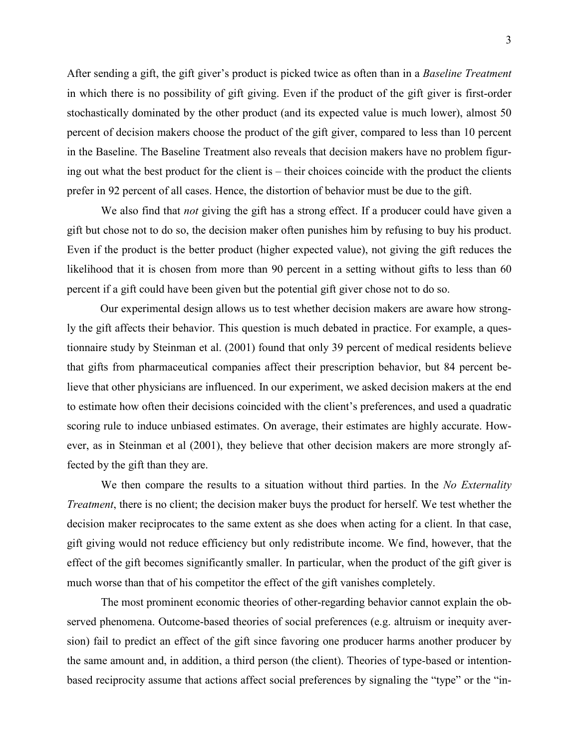After sending a gift, the gift giver's product is picked twice as often than in a *Baseline Treatment* in which there is no possibility of gift giving. Even if the product of the gift giver is first-order stochastically dominated by the other product (and its expected value is much lower), almost 50 percent of decision makers choose the product of the gift giver, compared to less than 10 percent in the Baseline. The Baseline Treatment also reveals that decision makers have no problem figuring out what the best product for the client is – their choices coincide with the product the clients prefer in 92 percent of all cases. Hence, the distortion of behavior must be due to the gift.

We also find that *not* giving the gift has a strong effect. If a producer could have given a gift but chose not to do so, the decision maker often punishes him by refusing to buy his product. Even if the product is the better product (higher expected value), not giving the gift reduces the likelihood that it is chosen from more than 90 percent in a setting without gifts to less than 60 percent if a gift could have been given but the potential gift giver chose not to do so.

Our experimental design allows us to test whether decision makers are aware how strongly the gift affects their behavior. This question is much debated in practice. For example, a questionnaire study by Steinman et al. (2001) found that only 39 percent of medical residents believe that gifts from pharmaceutical companies affect their prescription behavior, but 84 percent believe that other physicians are influenced. In our experiment, we asked decision makers at the end to estimate how often their decisions coincided with the client's preferences, and used a quadratic scoring rule to induce unbiased estimates. On average, their estimates are highly accurate. However, as in Steinman et al (2001), they believe that other decision makers are more strongly affected by the gift than they are.

We then compare the results to a situation without third parties. In the *No Externality Treatment*, there is no client; the decision maker buys the product for herself. We test whether the decision maker reciprocates to the same extent as she does when acting for a client. In that case, gift giving would not reduce efficiency but only redistribute income. We find, however, that the effect of the gift becomes significantly smaller. In particular, when the product of the gift giver is much worse than that of his competitor the effect of the gift vanishes completely.

The most prominent economic theories of other-regarding behavior cannot explain the observed phenomena. Outcome-based theories of social preferences (e.g. altruism or inequity aversion) fail to predict an effect of the gift since favoring one producer harms another producer by the same amount and, in addition, a third person (the client). Theories of type-based or intention-based reciprocity assume that actions affect social preferences by signaling the "type" or the "in-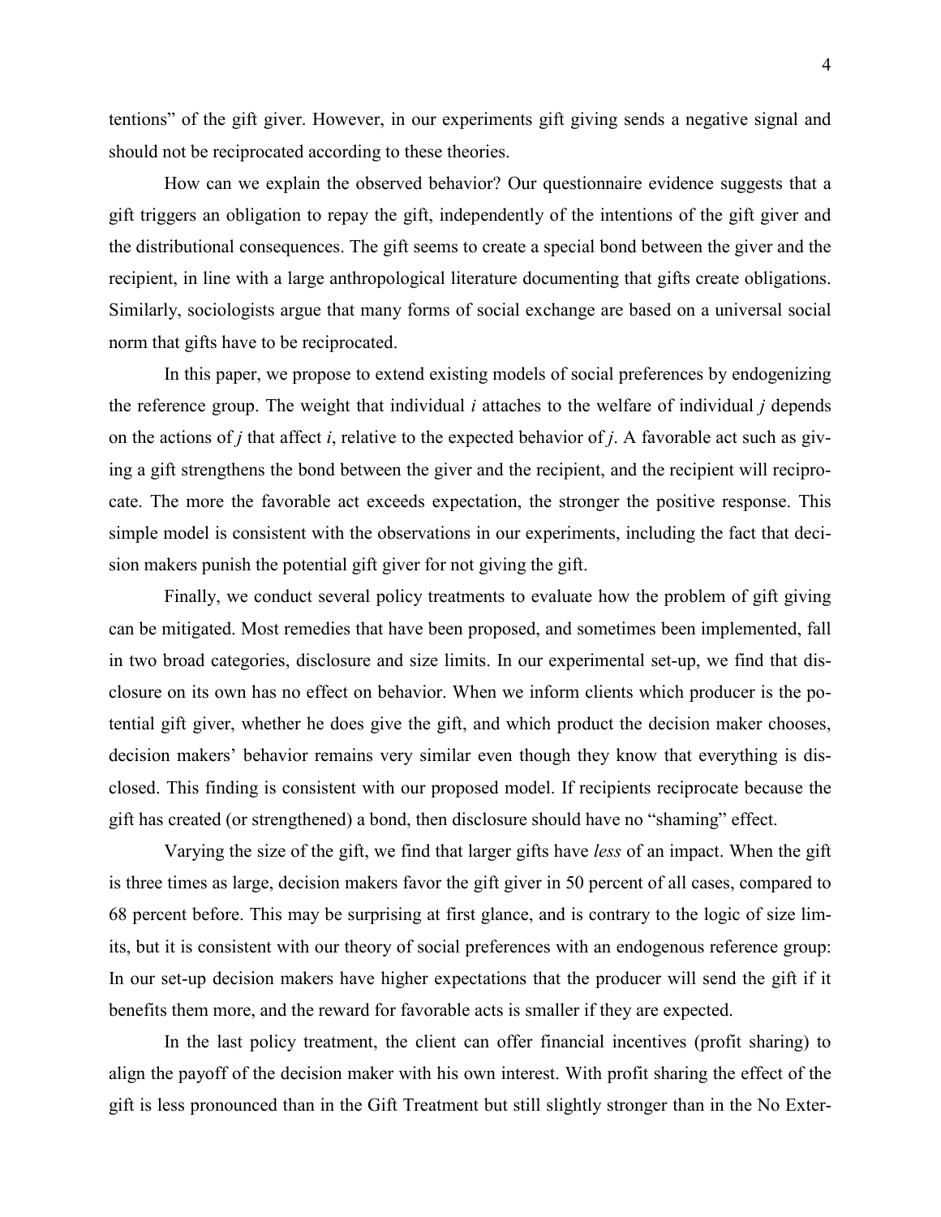tentions" of the gift giver. However, in our experiments gift giving sends a negative signal and should not be reciprocated according to these theories.

How can we explain the observed behavior? Our questionnaire evidence suggests that a gift triggers an obligation to repay the gift, independently of the intentions of the gift giver and the distributional consequences. The gift seems to create a special bond between the giver and the recipient, in line with a large anthropological literature documenting that gifts create obligations. Similarly, sociologists argue that many forms of social exchange are based on a universal social norm that gifts have to be reciprocated.

In this paper, we propose to extend existing models of social preferences by endogenizing the reference group. The weight that individual *i* attaches to the welfare of individual *j* depends on the actions of *j* that affect *i*, relative to the expected behavior of *j*. A favorable act such as giving a gift strengthens the bond between the giver and the recipient, and the recipient will reciprocate. The more the favorable act exceeds expectation, the stronger the positive response. This simple model is consistent with the observations in our experiments, including the fact that decision makers punish the potential gift giver for not giving the gift.

Finally, we conduct several policy treatments to evaluate how the problem of gift giving can be mitigated. Most remedies that have been proposed, and sometimes been implemented, fall in two broad categories, disclosure and size limits. In our experimental set-up, we find that disclosure on its own has no effect on behavior. When we inform clients which producer is the potential gift giver, whether he does give the gift, and which product the decision maker chooses, decision makers' behavior remains very similar even though they know that everything is disclosed. This finding is consistent with our proposed model. If recipients reciprocate because the gift has created (or strengthened) a bond, then disclosure should have no "shaming" effect.

Varying the size of the gift, we find that larger gifts have *less* of an impact. When the gift is three times as large, decision makers favor the gift giver in 50 percent of all cases, compared to 68 percent before. This may be surprising at first glance, and is contrary to the logic of size limits, but it is consistent with our theory of social preferences with an endogenous reference group: In our set-up decision makers have higher expectations that the producer will send the gift if it benefits them more, and the reward for favorable acts is smaller if they are expected.

In the last policy treatment, the client can offer financial incentives (profit sharing) to align the payoff of the decision maker with his own interest. With profit sharing the effect of the gift is less pronounced than in the Gift Treatment but still slightly stronger than in the No Exter-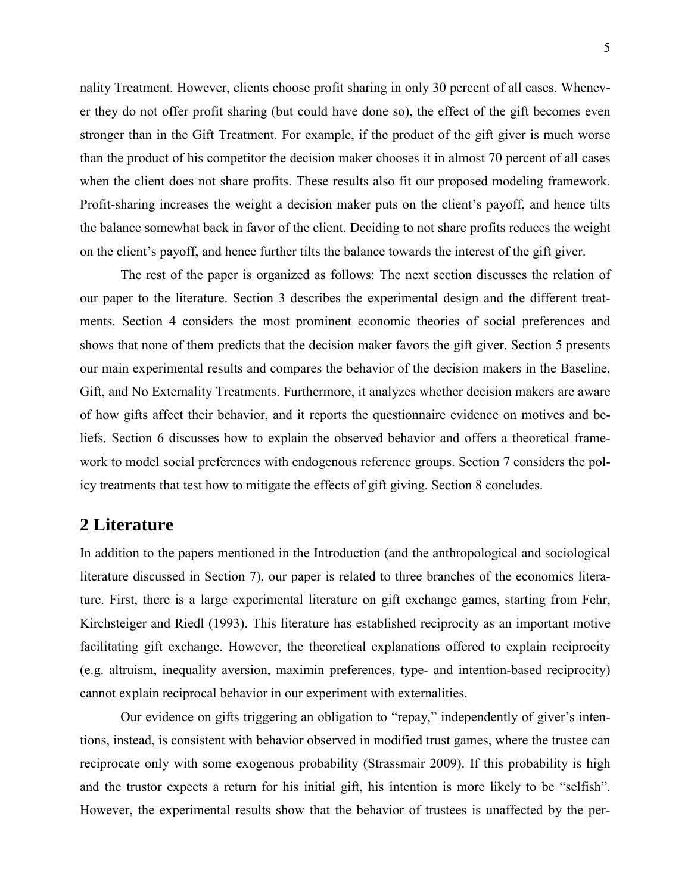nality Treatment. However, clients choose profit sharing in only 30 percent of all cases. Whenever they do not offer profit sharing (but could have done so), the effect of the gift becomes even stronger than in the Gift Treatment. For example, if the product of the gift giver is much worse than the product of his competitor the decision maker chooses it in almost 70 percent of all cases when the client does not share profits. These results also fit our proposed modeling framework. Profit-sharing increases the weight a decision maker puts on the client's payoff, and hence tilts the balance somewhat back in favor of the client. Deciding to not share profits reduces the weight on the client's payoff, and hence further tilts the balance towards the interest of the gift giver.

The rest of the paper is organized as follows: The next section discusses the relation of our paper to the literature. Section 3 describes the experimental design and the different treatments. Section 4 considers the most prominent economic theories of social preferences and shows that none of them predicts that the decision maker favors the gift giver. Section 5 presents our main experimental results and compares the behavior of the decision makers in the Baseline, Gift, and No Externality Treatments. Furthermore, it analyzes whether decision makers are aware of how gifts affect their behavior, and it reports the questionnaire evidence on motives and beliefs. Section 6 discusses how to explain the observed behavior and offers a theoretical framework to model social preferences with endogenous reference groups. Section 7 considers the policy treatments that test how to mitigate the effects of gift giving. Section 8 concludes.

## 2 Literature

In addition to the papers mentioned in the Introduction (and the anthropological and sociological literature discussed in Section 7), our paper is related to three branches of the economics literature. First, there is a large experimental literature on gift exchange games, starting from Fehr, Kirchsteiger and Riedl (1993). This literature has established reciprocity as an important motive facilitating gift exchange. However, the theoretical explanations offered to explain reciprocity (e.g. altruism, inequality aversion, maximin preferences, type- and intention-based reciprocity) cannot explain reciprocal behavior in our experiment with externalities.

Our evidence on gifts triggering an obligation to "repay," independently of giver's intentions, instead, is consistent with behavior observed in modified trust games, where the trustee can reciprocate only with some exogenous probability (Strassmair 2009). If this probability is high and the trustor expects a return for his initial gift, his intention is more likely to be "selfish". However, the experimental results show that the behavior of trustees is unaffected by the per-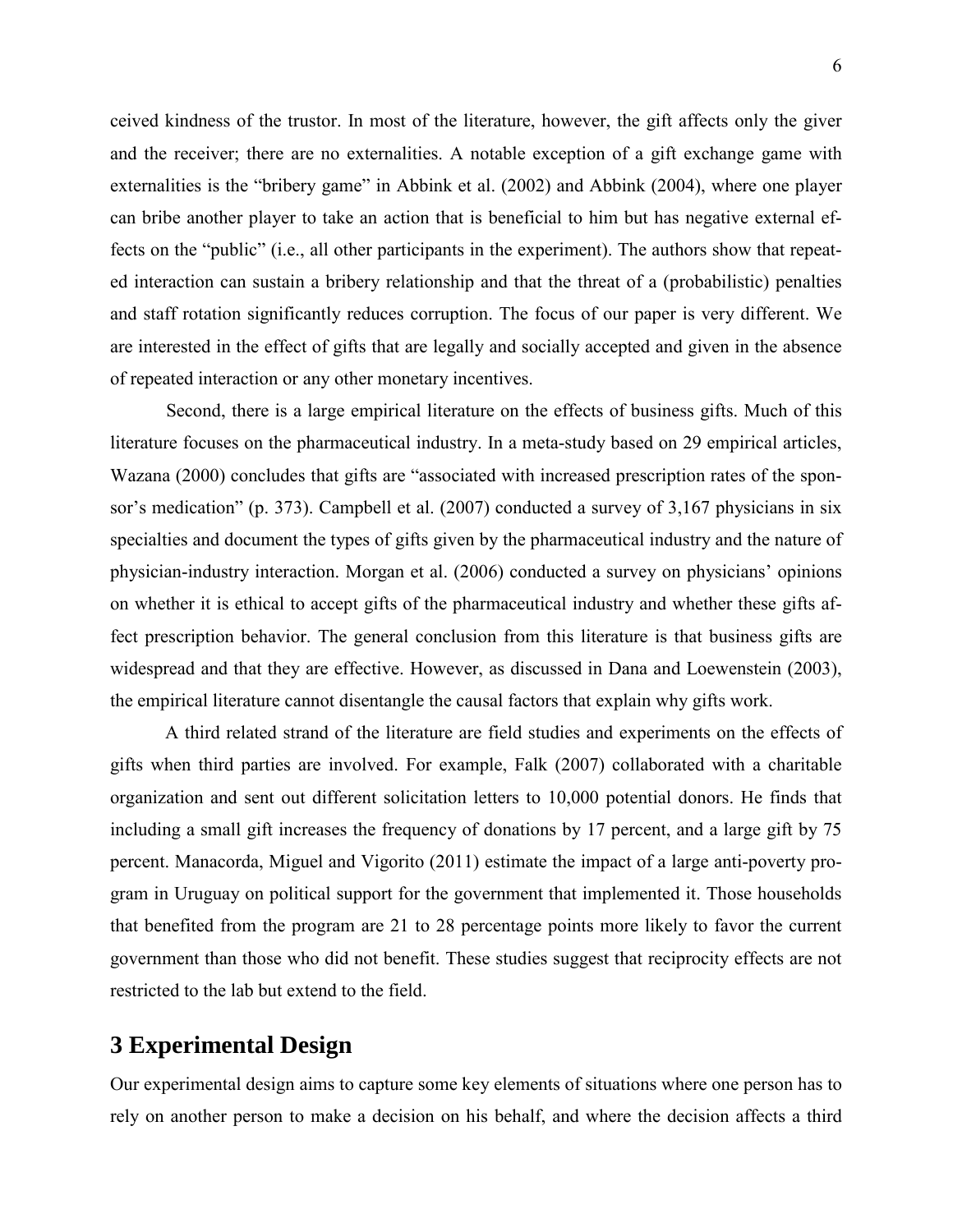ceived kindness of the trustor. In most of the literature, however, the gift affects only the giver and the receiver; there are no externalities. A notable exception of a gift exchange game with externalities is the "bribery game" in Abbink et al. (2002) and Abbink (2004), where one player can bribe another player to take an action that is beneficial to him but has negative external effects on the "public" (i.e., all other participants in the experiment). The authors show that repeated interaction can sustain a bribery relationship and that the threat of a (probabilistic) penalties and staff rotation significantly reduces corruption. The focus of our paper is very different. We are interested in the effect of gifts that are legally and socially accepted and given in the absence of repeated interaction or any other monetary incentives.

Second, there is a large empirical literature on the effects of business gifts. Much of this literature focuses on the pharmaceutical industry. In a meta-study based on 29 empirical articles, Wazana (2000) concludes that gifts are "associated with increased prescription rates of the sponsor's medication" (p. 373). Campbell et al. (2007) conducted a survey of 3,167 physicians in six specialties and document the types of gifts given by the pharmaceutical industry and the nature of physician-industry interaction. Morgan et al. (2006) conducted a survey on physicians' opinions on whether it is ethical to accept gifts of the pharmaceutical industry and whether these gifts affect prescription behavior. The general conclusion from this literature is that business gifts are widespread and that they are effective. However, as discussed in Dana and Loewenstein (2003), the empirical literature cannot disentangle the causal factors that explain why gifts work.

A third related strand of the literature are field studies and experiments on the effects of gifts when third parties are involved. For example, Falk (2007) collaborated with a charitable organization and sent out different solicitation letters to 10,000 potential donors. He finds that including a small gift increases the frequency of donations by 17 percent, and a large gift by 75 percent. Manacorda, Miguel and Vigorito (2011) estimate the impact of a large anti-poverty program in Uruguay on political support for the government that implemented it. Those households that benefited from the program are 21 to 28 percentage points more likely to favor the current government than those who did not benefit. These studies suggest that reciprocity effects are not restricted to the lab but extend to the field.

## 3 Experimental Design

Our experimental design aims to capture some key elements of situations where one person has to rely on another person to make a decision on his behalf, and where the decision affects a third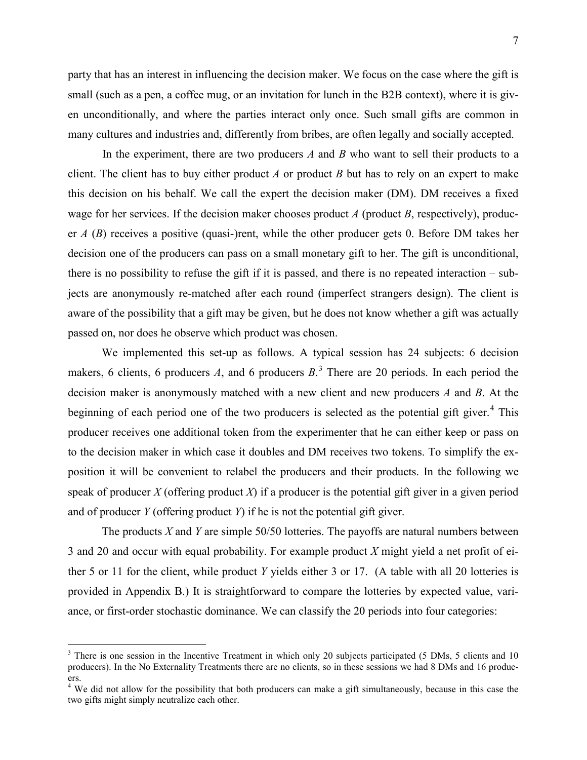party that has an interest in influencing the decision maker. We focus on the case where the gift is small (such as a pen, a coffee mug, or an invitation for lunch in the B2B context), where it is given unconditionally, and where the parties interact only once. Such small gifts are common in many cultures and industries and, differently from bribes, are often legally and socially accepted.

In the experiment, there are two producers *A* and *B* who want to sell their products to a client. The client has to buy either product *A* or product *B* but has to rely on an expert to make this decision on his behalf. We call the expert the decision maker (DM). DM receives a fixed wage for her services. If the decision maker chooses product *A* (product *B*, respectively), producer *A* (*B*) receives a positive (quasi-)rent, while the other producer gets 0. Before DM takes her decision one of the producers can pass on a small monetary gift to her. The gift is unconditional, there is no possibility to refuse the gift if it is passed, and there is no repeated interaction – subjects are anonymously re-matched after each round (imperfect strangers design). The client is aware of the possibility that a gift may be given, but he does not know whether a gift was actually passed on, nor does he observe which product was chosen.

We implemented this set-up as follows. A typical session has 24 subjects: 6 decision makers, 6 clients, 6 producers *A*, and 6 producers *B*.[3] There are 20 periods. In each period the decision maker is anonymously matched with a new client and new producers *A* and *B*. At the beginning of each period one of the two producers is selected as the potential gift giver.[4] This producer receives one additional token from the experimenter that he can either keep or pass on to the decision maker in which case it doubles and DM receives two tokens. To simplify the exposition it will be convenient to relabel the producers and their products. In the following we speak of producer *X* (offering product *X*) if a producer is the potential gift giver in a given period and of producer *Y* (offering product *Y*) if he is not the potential gift giver.

The products *X* and *Y* are simple 50/50 lotteries. The payoffs are natural numbers between 3 and 20 and occur with equal probability. For example product *X* might yield a net profit of either 5 or 11 for the client, while product *Y* yields either 3 or 17. (A table with all 20 lotteries is provided in Appendix B.) It is straightforward to compare the lotteries by expected value, variance, or first-order stochastic dominance. We can classify the 20 periods into four categories:

---

[3] There is one session in the Incentive Treatment in which only 20 subjects participated (5 DMs, 5 clients and 10 producers). In the No Externality Treatments there are no clients, so in these sessions we had 8 DMs and 16 producers.

[4] We did not allow for the possibility that both producers can make a gift simultaneously, because in this case the two gifts might simply neutralize each other.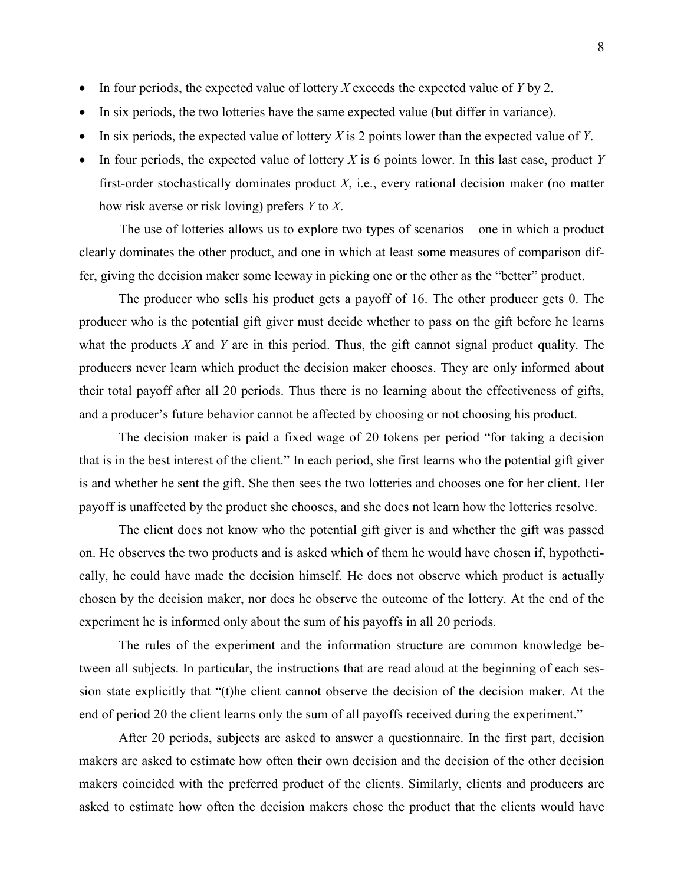- In four periods, the expected value of lottery *X* exceeds the expected value of *Y* by 2.
- In six periods, the two lotteries have the same expected value (but differ in variance).
- In six periods, the expected value of lottery *X* is 2 points lower than the expected value of *Y*.
- In four periods, the expected value of lottery *X* is 6 points lower. In this last case, product *Y* first-order stochastically dominates product *X*, i.e., every rational decision maker (no matter how risk averse or risk loving) prefers *Y* to *X*.

The use of lotteries allows us to explore two types of scenarios – one in which a product clearly dominates the other product, and one in which at least some measures of comparison differ, giving the decision maker some leeway in picking one or the other as the "better" product.

The producer who sells his product gets a payoff of 16. The other producer gets 0. The producer who is the potential gift giver must decide whether to pass on the gift before he learns what the products *X* and *Y* are in this period. Thus, the gift cannot signal product quality. The producers never learn which product the decision maker chooses. They are only informed about their total payoff after all 20 periods. Thus there is no learning about the effectiveness of gifts, and a producer's future behavior cannot be affected by choosing or not choosing his product.

The decision maker is paid a fixed wage of 20 tokens per period "for taking a decision that is in the best interest of the client." In each period, she first learns who the potential gift giver is and whether he sent the gift. She then sees the two lotteries and chooses one for her client. Her payoff is unaffected by the product she chooses, and she does not learn how the lotteries resolve.

The client does not know who the potential gift giver is and whether the gift was passed on. He observes the two products and is asked which of them he would have chosen if, hypothetically, he could have made the decision himself. He does not observe which product is actually chosen by the decision maker, nor does he observe the outcome of the lottery. At the end of the experiment he is informed only about the sum of his payoffs in all 20 periods.

The rules of the experiment and the information structure are common knowledge between all subjects. In particular, the instructions that are read aloud at the beginning of each session state explicitly that "(t)he client cannot observe the decision of the decision maker. At the end of period 20 the client learns only the sum of all payoffs received during the experiment."

After 20 periods, subjects are asked to answer a questionnaire. In the first part, decision makers are asked to estimate how often their own decision and the decision of the other decision makers coincided with the preferred product of the clients. Similarly, clients and producers are asked to estimate how often the decision makers chose the product that the clients would have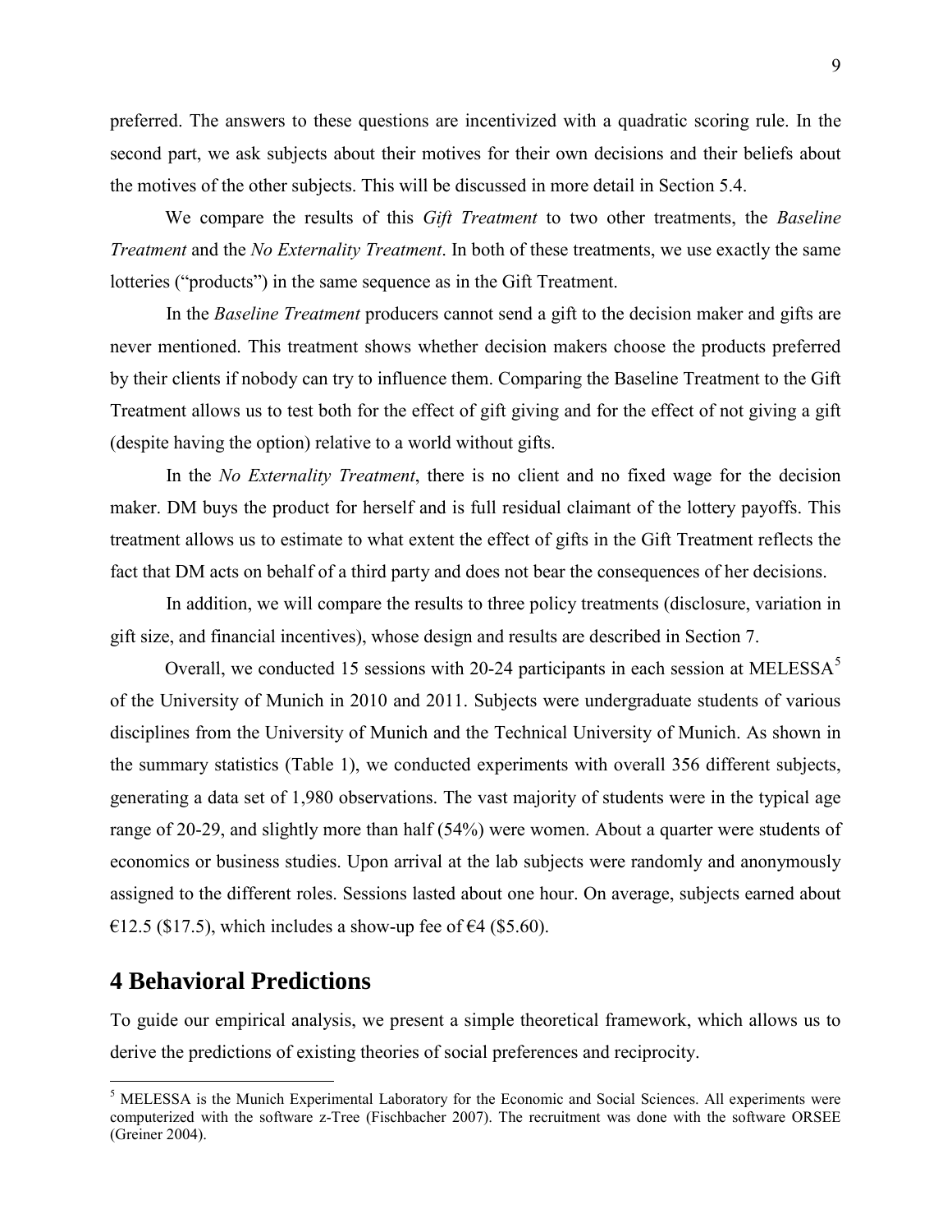preferred. The answers to these questions are incentivized with a quadratic scoring rule. In the second part, we ask subjects about their motives for their own decisions and their beliefs about the motives of the other subjects. This will be discussed in more detail in Section 5.4.

We compare the results of this *Gift Treatment* to two other treatments, the *Baseline Treatment* and the *No Externality Treatment*. In both of these treatments, we use exactly the same lotteries ("products") in the same sequence as in the Gift Treatment.

In the *Baseline Treatment* producers cannot send a gift to the decision maker and gifts are never mentioned. This treatment shows whether decision makers choose the products preferred by their clients if nobody can try to influence them. Comparing the Baseline Treatment to the Gift Treatment allows us to test both for the effect of gift giving and for the effect of not giving a gift (despite having the option) relative to a world without gifts.

In the *No Externality Treatment*, there is no client and no fixed wage for the decision maker. DM buys the product for herself and is full residual claimant of the lottery payoffs. This treatment allows us to estimate to what extent the effect of gifts in the Gift Treatment reflects the fact that DM acts on behalf of a third party and does not bear the consequences of her decisions.

In addition, we will compare the results to three policy treatments (disclosure, variation in gift size, and financial incentives), whose design and results are described in Section 7.

Overall, we conducted 15 sessions with 20-24 participants in each session at MELESSA[5] of the University of Munich in 2010 and 2011. Subjects were undergraduate students of various disciplines from the University of Munich and the Technical University of Munich. As shown in the summary statistics (Table 1), we conducted experiments with overall 356 different subjects, generating a data set of 1,980 observations. The vast majority of students were in the typical age range of 20-29, and slightly more than half (54%) were women. About a quarter were students of economics or business studies. Upon arrival at the lab subjects were randomly and anonymously assigned to the different roles. Sessions lasted about one hour. On average, subjects earned about €12.5 ($17.5), which includes a show-up fee of €4 ($5.60).

# 4 Behavioral Predictions

To guide our empirical analysis, we present a simple theoretical framework, which allows us to derive the predictions of existing theories of social preferences and reciprocity.

[5] MELESSA is the Munich Experimental Laboratory for the Economic and Social Sciences. All experiments were computerized with the software z-Tree (Fischbacher 2007). The recruitment was done with the software ORSEE (Greiner 2004).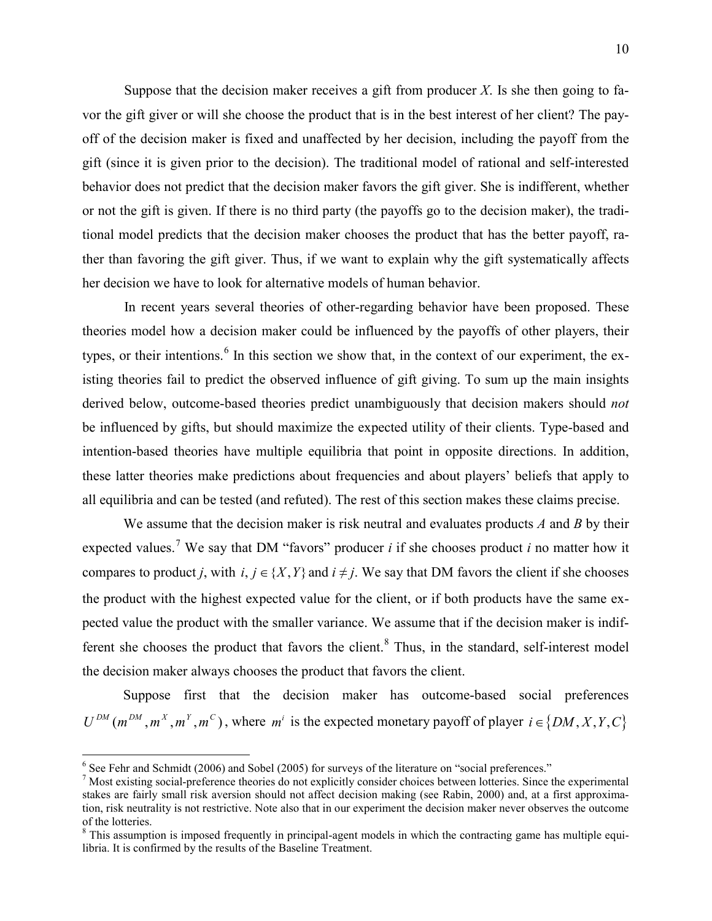Suppose that the decision maker receives a gift from producer *X*. Is she then going to favor the gift giver or will she choose the product that is in the best interest of her client? The payoff of the decision maker is fixed and unaffected by her decision, including the payoff from the gift (since it is given prior to the decision). The traditional model of rational and self-interested behavior does not predict that the decision maker favors the gift giver. She is indifferent, whether or not the gift is given. If there is no third party (the payoffs go to the decision maker), the traditional model predicts that the decision maker chooses the product that has the better payoff, rather than favoring the gift giver. Thus, if we want to explain why the gift systematically affects her decision we have to look for alternative models of human behavior.

In recent years several theories of other-regarding behavior have been proposed. These theories model how a decision maker could be influenced by the payoffs of other players, their types, or their intentions.[6] In this section we show that, in the context of our experiment, the existing theories fail to predict the observed influence of gift giving. To sum up the main insights derived below, outcome-based theories predict unambiguously that decision makers should *not* be influenced by gifts, but should maximize the expected utility of their clients. Type-based and intention-based theories have multiple equilibria that point in opposite directions. In addition, these latter theories make predictions about frequencies and about players' beliefs that apply to all equilibria and can be tested (and refuted). The rest of this section makes these claims precise.

We assume that the decision maker is risk neutral and evaluates products *A* and *B* by their expected values.[7] We say that DM "favors" producer *i* if she chooses product *i* no matter how it compares to product *j*, with $i, j \in \{X, Y\}$ and $i \neq j$. We say that DM favors the client if she chooses the product with the highest expected value for the client, or if both products have the same expected value the product with the smaller variance. We assume that if the decision maker is indifferent she chooses the product that favors the client.[8] Thus, in the standard, self-interest model the decision maker always chooses the product that favors the client.

Suppose first that the decision maker has outcome-based social preferences $U^{DM}(m^{DM}, m^X, m^Y, m^C)$, where $m^i$ is the expected monetary payoff of player $i \in \{DM, X, Y, C\}$

---

[6] See Fehr and Schmidt (2006) and Sobel (2005) for surveys of the literature on "social preferences."

[7] Most existing social-preference theories do not explicitly consider choices between lotteries. Since the experimental stakes are fairly small risk aversion should not affect decision making (see Rabin, 2000) and, at a first approximation, risk neutrality is not restrictive. Note also that in our experiment the decision maker never observes the outcome of the lotteries.

[8] This assumption is imposed frequently in principal-agent models in which the contracting game has multiple equilibria. It is confirmed by the results of the Baseline Treatment.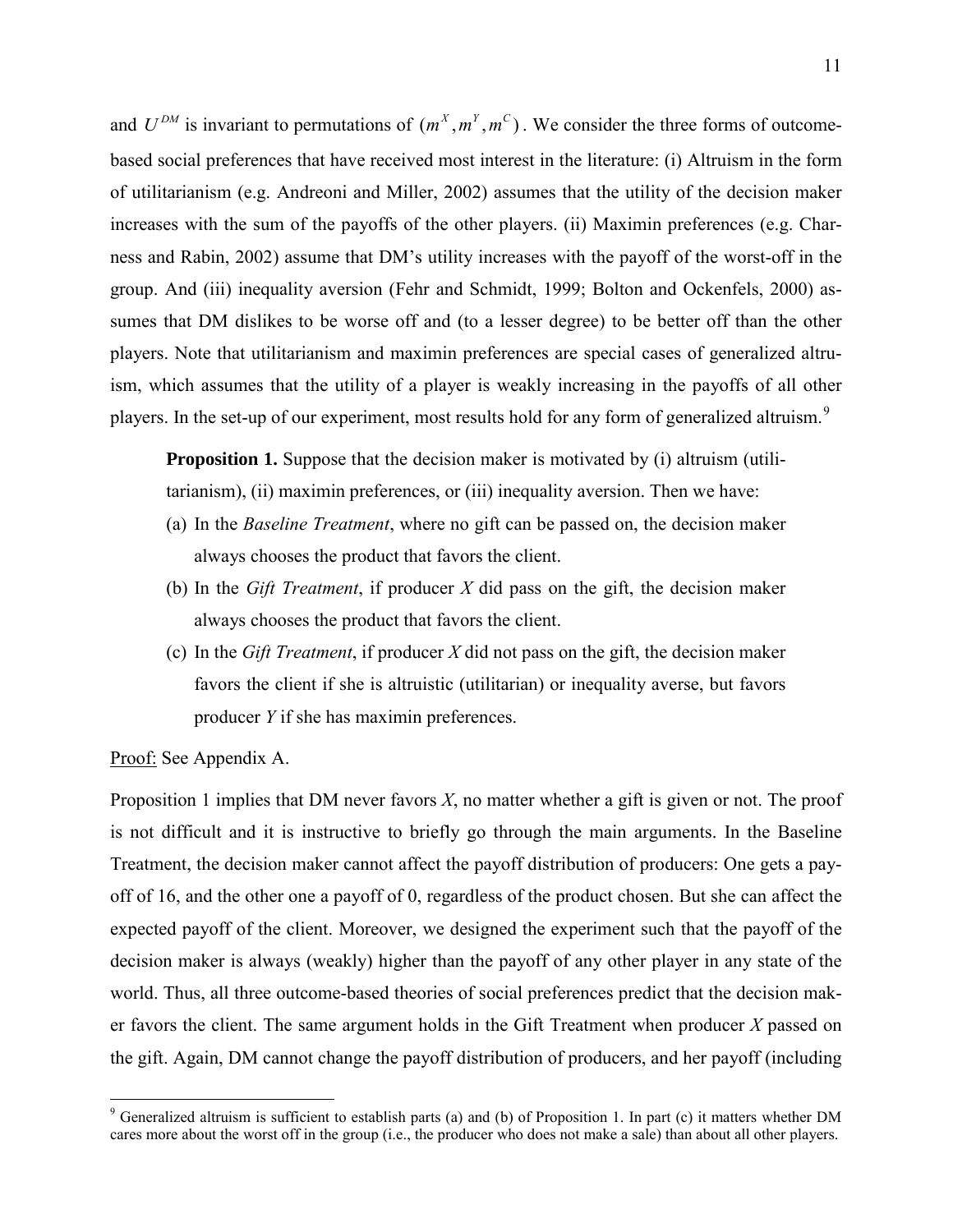and $U^{DM}$ is invariant to permutations of $(m^X, m^Y, m^C)$. We consider the three forms of outcome-based social preferences that have received most interest in the literature: (i) Altruism in the form of utilitarianism (e.g. Andreoni and Miller, 2002) assumes that the utility of the decision maker increases with the sum of the payoffs of the other players. (ii) Maximin preferences (e.g. Charness and Rabin, 2002) assume that DM's utility increases with the payoff of the worst-off in the group. And (iii) inequality aversion (Fehr and Schmidt, 1999; Bolton and Ockenfels, 2000) assumes that DM dislikes to be worse off and (to a lesser degree) to be better off than the other players. Note that utilitarianism and maximin preferences are special cases of generalized altruism, which assumes that the utility of a player is weakly increasing in the payoffs of all other players. In the set-up of our experiment, most results hold for any form of generalized altruism.[9]

> **Proposition 1.** Suppose that the decision maker is motivated by (i) altruism (utilitarianism), (ii) maximin preferences, or (iii) inequality aversion. Then we have:
>
> (a) In the *Baseline Treatment*, where no gift can be passed on, the decision maker always chooses the product that favors the client.
>
> (b) In the *Gift Treatment*, if producer $X$ did pass on the gift, the decision maker always chooses the product that favors the client.
>
> (c) In the *Gift Treatment*, if producer $X$ did not pass on the gift, the decision maker favors the client if she is altruistic (utilitarian) or inequality averse, but favors producer $Y$ if she has maximin preferences.

Proof: See Appendix A.

Proposition 1 implies that DM never favors $X$, no matter whether a gift is given or not. The proof is not difficult and it is instructive to briefly go through the main arguments. In the Baseline Treatment, the decision maker cannot affect the payoff distribution of producers: One gets a payoff of 16, and the other one a payoff of 0, regardless of the product chosen. But she can affect the expected payoff of the client. Moreover, we designed the experiment such that the payoff of the decision maker is always (weakly) higher than the payoff of any other player in any state of the world. Thus, all three outcome-based theories of social preferences predict that the decision maker favors the client. The same argument holds in the Gift Treatment when producer $X$ passed on the gift. Again, DM cannot change the payoff distribution of producers, and her payoff (including

[9] Generalized altruism is sufficient to establish parts (a) and (b) of Proposition 1. In part (c) it matters whether DM cares more about the worst off in the group (i.e., the producer who does not make a sale) than about all other players.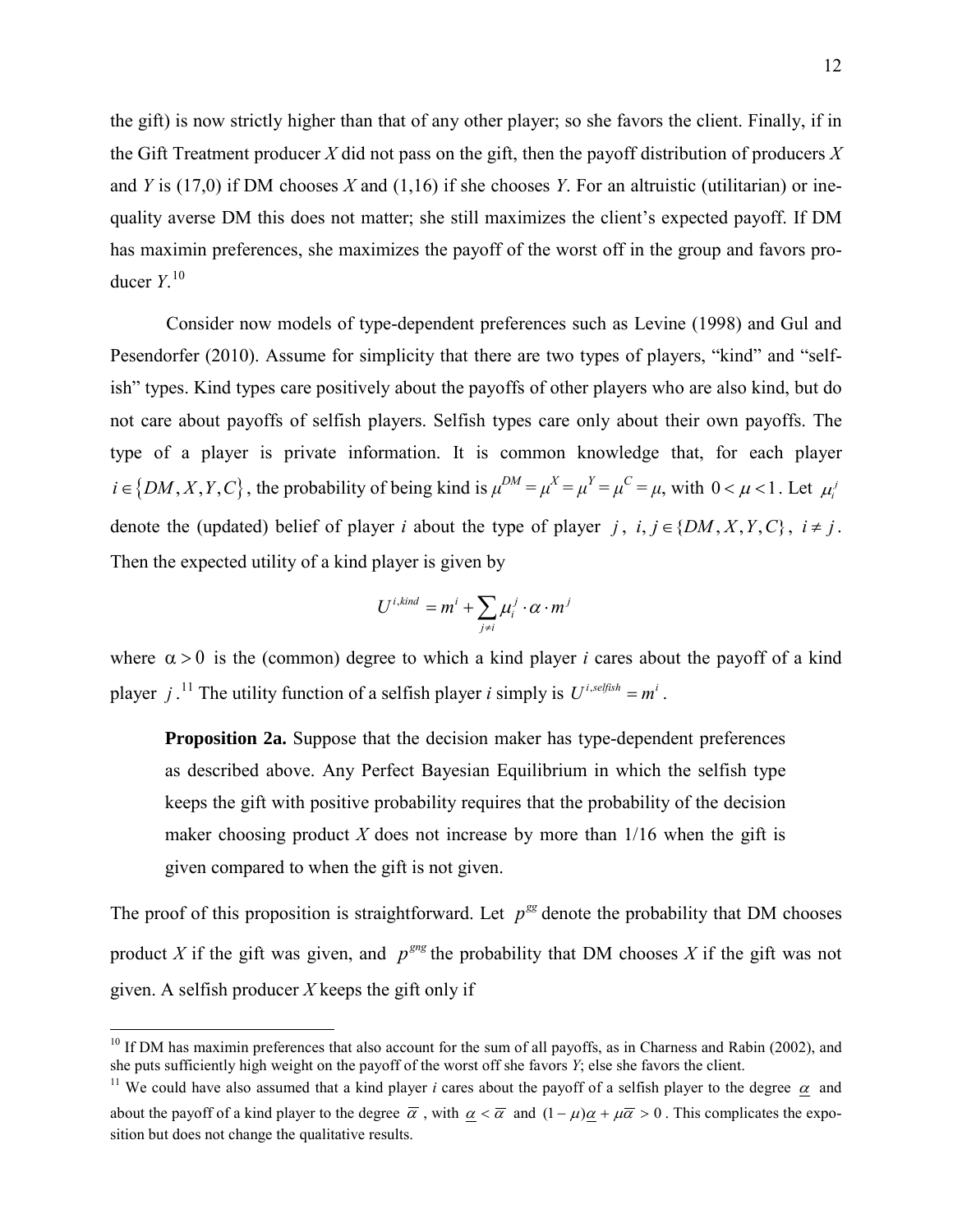the gift) is now strictly higher than that of any other player; so she favors the client. Finally, if in the Gift Treatment producer $X$ did not pass on the gift, then the payoff distribution of producers $X$ and $Y$ is (17,0) if DM chooses $X$ and (1,16) if she chooses $Y$. For an altruistic (utilitarian) or inequality averse DM this does not matter; she still maximizes the client's expected payoff. If DM has maximin preferences, she maximizes the payoff of the worst off in the group and favors producer $Y$.[10]

Consider now models of type-dependent preferences such as Levine (1998) and Gul and Pesendorfer (2010). Assume for simplicity that there are two types of players, "kind" and "selfish" types. Kind types care positively about the payoffs of other players who are also kind, but do not care about payoffs of selfish players. Selfish types care only about their own payoffs. The type of a player is private information. It is common knowledge that, for each player $i \in \{DM, X, Y, C\}$, the probability of being kind is $\mu^{DM} = \mu^{X} = \mu^{Y} = \mu^{C} = \mu$, with $0 < \mu < 1$. Let $\mu_i^j$ denote the (updated) belief of player $i$ about the type of player $j$, $i, j \in \{DM, X, Y, C\}$, $i \neq j$. Then the expected utility of a kind player is given by

$$U^{i,kind} = m^i + \sum_{j \neq i} \mu_i^j \cdot \alpha \cdot m^j$$

where $\alpha > 0$ is the (common) degree to which a kind player $i$ cares about the payoff of a kind player $j$.[11] The utility function of a selfish player $i$ simply is $U^{i,selfish} = m^i$.

> **Proposition 2a.** Suppose that the decision maker has type-dependent preferences as described above. Any Perfect Bayesian Equilibrium in which the selfish type keeps the gift with positive probability requires that the probability of the decision maker choosing product $X$ does not increase by more than 1/16 when the gift is given compared to when the gift is not given.

The proof of this proposition is straightforward. Let $p^{gg}$ denote the probability that DM chooses product $X$ if the gift was given, and $p^{gng}$ the probability that DM chooses $X$ if the gift was not given. A selfish producer $X$ keeps the gift only if

---

[10] If DM has maximin preferences that also account for the sum of all payoffs, as in Charness and Rabin (2002), and she puts sufficiently high weight on the payoff of the worst off she favors $Y$; else she favors the client.

[11] We could have also assumed that a kind player $i$ cares about the payoff of a selfish player to the degree $\underline{\alpha}$ and about the payoff of a kind player to the degree $\overline{\alpha}$, with $\underline{\alpha} < \overline{\alpha}$ and $(1-\mu)\underline{\alpha} + \mu\overline{\alpha} > 0$. This complicates the exposition but does not change the qualitative results.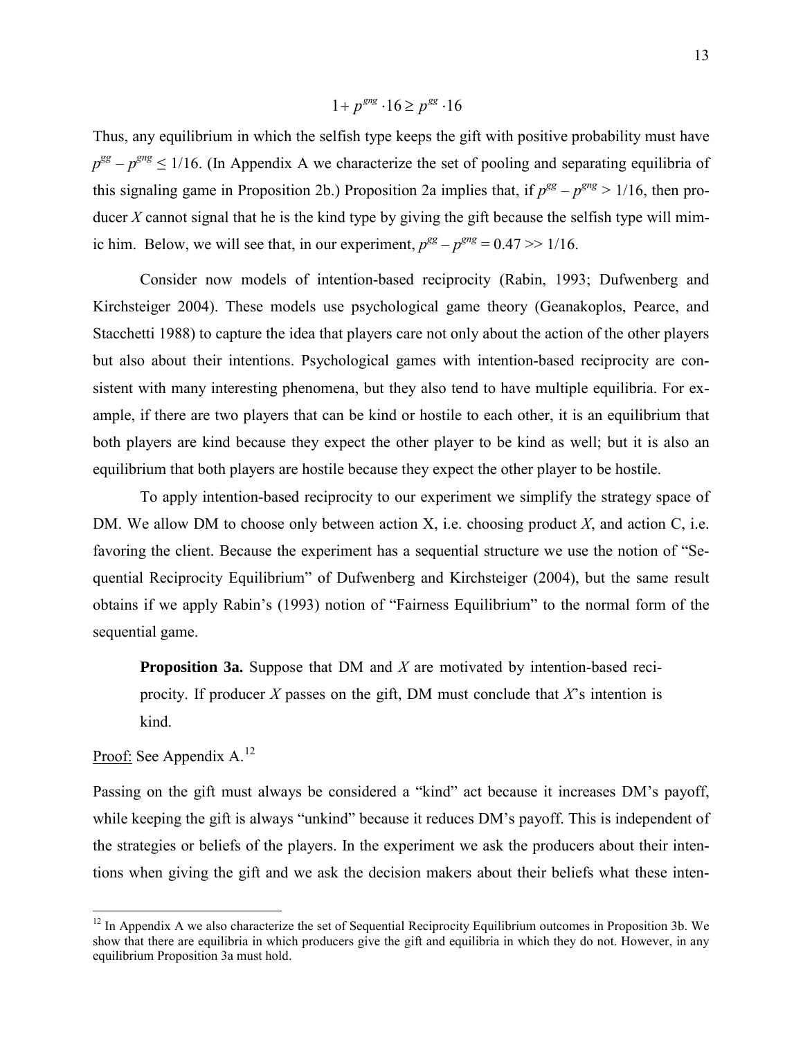$$1 + p^{gng} \cdot 16 \geq p^{gg} \cdot 16$$

Thus, any equilibrium in which the selfish type keeps the gift with positive probability must have $p^{gg} - p^{gng} \leq 1/16$. (In Appendix A we characterize the set of pooling and separating equilibria of this signaling game in Proposition 2b.) Proposition 2a implies that, if $p^{gg} - p^{gng} > 1/16$, then producer $X$ cannot signal that he is the kind type by giving the gift because the selfish type will mimic him. Below, we will see that, in our experiment, $p^{gg} - p^{gng} = 0.47 >> 1/16$.

Consider now models of intention-based reciprocity (Rabin, 1993; Dufwenberg and Kirchsteiger 2004). These models use psychological game theory (Geanakoplos, Pearce, and Stacchetti 1988) to capture the idea that players care not only about the action of the other players but also about their intentions. Psychological games with intention-based reciprocity are consistent with many interesting phenomena, but they also tend to have multiple equilibria. For example, if there are two players that can be kind or hostile to each other, it is an equilibrium that both players are kind because they expect the other player to be kind as well; but it is also an equilibrium that both players are hostile because they expect the other player to be hostile.

To apply intention-based reciprocity to our experiment we simplify the strategy space of DM. We allow DM to choose only between action X, i.e. choosing product $X$, and action C, i.e. favoring the client. Because the experiment has a sequential structure we use the notion of "Sequential Reciprocity Equilibrium" of Dufwenberg and Kirchsteiger (2004), but the same result obtains if we apply Rabin's (1993) notion of "Fairness Equilibrium" to the normal form of the sequential game.

> **Proposition 3a.** Suppose that DM and $X$ are motivated by intention-based reciprocity. If producer $X$ passes on the gift, DM must conclude that $X$'s intention is kind.

Proof: See Appendix A.[12]

Passing on the gift must always be considered a "kind" act because it increases DM's payoff, while keeping the gift is always "unkind" because it reduces DM's payoff. This is independent of the strategies or beliefs of the players. In the experiment we ask the producers about their intentions when giving the gift and we ask the decision makers about their beliefs what these inten-

[12] In Appendix A we also characterize the set of Sequential Reciprocity Equilibrium outcomes in Proposition 3b. We show that there are equilibria in which producers give the gift and equilibria in which they do not. However, in any equilibrium Proposition 3a must hold.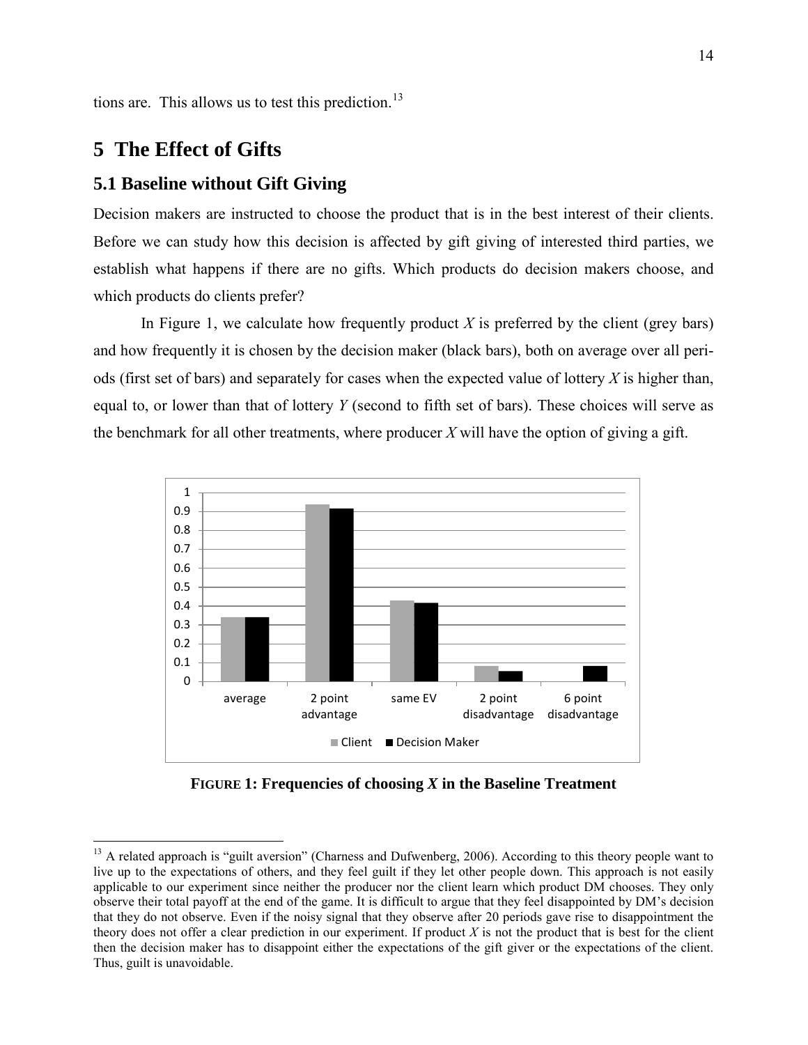tions are. This allows us to test this prediction.[13]

# 5 The Effect of Gifts

## 5.1 Baseline without Gift Giving

Decision makers are instructed to choose the product that is in the best interest of their clients. Before we can study how this decision is affected by gift giving of interested third parties, we establish what happens if there are no gifts. Which products do decision makers choose, and which products do clients prefer?

In Figure 1, we calculate how frequently product *X* is preferred by the client (grey bars) and how frequently it is chosen by the decision maker (black bars), both on average over all periods (first set of bars) and separately for cases when the expected value of lottery *X* is higher than, equal to, or lower than that of lottery *Y* (second to fifth set of bars). These choices will serve as the benchmark for all other treatments, where producer *X* will have the option of giving a gift.

**FIGURE 1: Frequencies of choosing *X* in the Baseline Treatment**

[13] A related approach is "guilt aversion" (Charness and Dufwenberg, 2006). According to this theory people want to live up to the expectations of others, and they feel guilt if they let other people down. This approach is not easily applicable to our experiment since neither the producer nor the client learn which product DM chooses. They only observe their total payoff at the end of the game. It is difficult to argue that they feel disappointed by DM's decision that they do not observe. Even if the noisy signal that they observe after 20 periods gave rise to disappointment the theory does not offer a clear prediction in our experiment. If product *X* is not the product that is best for the client then the decision maker has to disappoint either the expectations of the gift giver or the expectations of the client. Thus, guilt is unavoidable.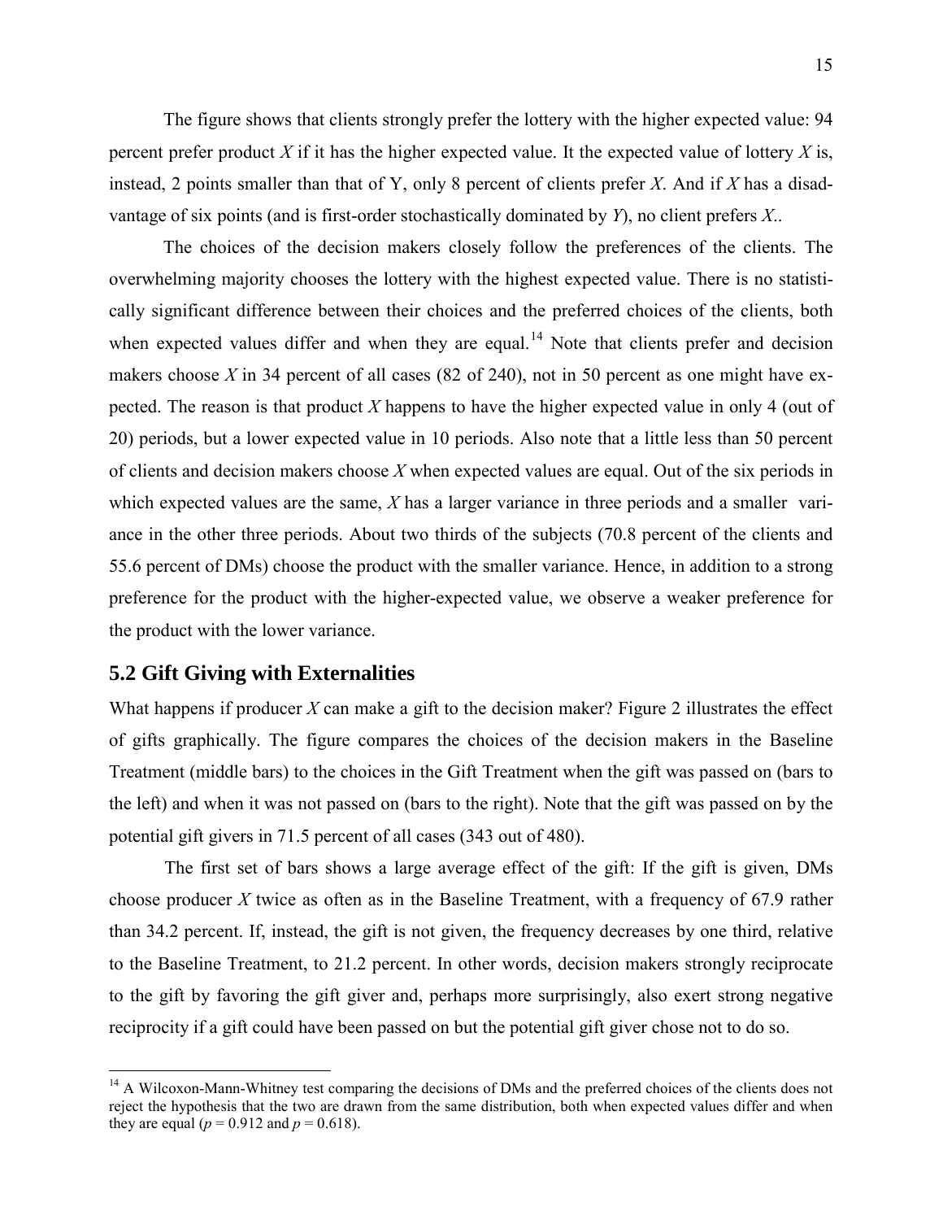The figure shows that clients strongly prefer the lottery with the higher expected value: 94 percent prefer product *X* if it has the higher expected value. It the expected value of lottery *X* is, instead, 2 points smaller than that of Y, only 8 percent of clients prefer *X*. And if *X* has a disadvantage of six points (and is first-order stochastically dominated by *Y*), no client prefers *X*..

The choices of the decision makers closely follow the preferences of the clients. The overwhelming majority chooses the lottery with the highest expected value. There is no statistically significant difference between their choices and the preferred choices of the clients, both when expected values differ and when they are equal.[14] Note that clients prefer and decision makers choose *X* in 34 percent of all cases (82 of 240), not in 50 percent as one might have expected. The reason is that product *X* happens to have the higher expected value in only 4 (out of 20) periods, but a lower expected value in 10 periods. Also note that a little less than 50 percent of clients and decision makers choose *X* when expected values are equal. Out of the six periods in which expected values are the same, *X* has a larger variance in three periods and a smaller variance in the other three periods. About two thirds of the subjects (70.8 percent of the clients and 55.6 percent of DMs) choose the product with the smaller variance. Hence, in addition to a strong preference for the product with the higher-expected value, we observe a weaker preference for the product with the lower variance.

## 5.2 Gift Giving with Externalities

What happens if producer *X* can make a gift to the decision maker? Figure 2 illustrates the effect of gifts graphically. The figure compares the choices of the decision makers in the Baseline Treatment (middle bars) to the choices in the Gift Treatment when the gift was passed on (bars to the left) and when it was not passed on (bars to the right). Note that the gift was passed on by the potential gift givers in 71.5 percent of all cases (343 out of 480).

The first set of bars shows a large average effect of the gift: If the gift is given, DMs choose producer *X* twice as often as in the Baseline Treatment, with a frequency of 67.9 rather than 34.2 percent. If, instead, the gift is not given, the frequency decreases by one third, relative to the Baseline Treatment, to 21.2 percent. In other words, decision makers strongly reciprocate to the gift by favoring the gift giver and, perhaps more surprisingly, also exert strong negative reciprocity if a gift could have been passed on but the potential gift giver chose not to do so.

[14] A Wilcoxon-Mann-Whitney test comparing the decisions of DMs and the preferred choices of the clients does not reject the hypothesis that the two are drawn from the same distribution, both when expected values differ and when they are equal ($p = 0.912$ and $p = 0.618$).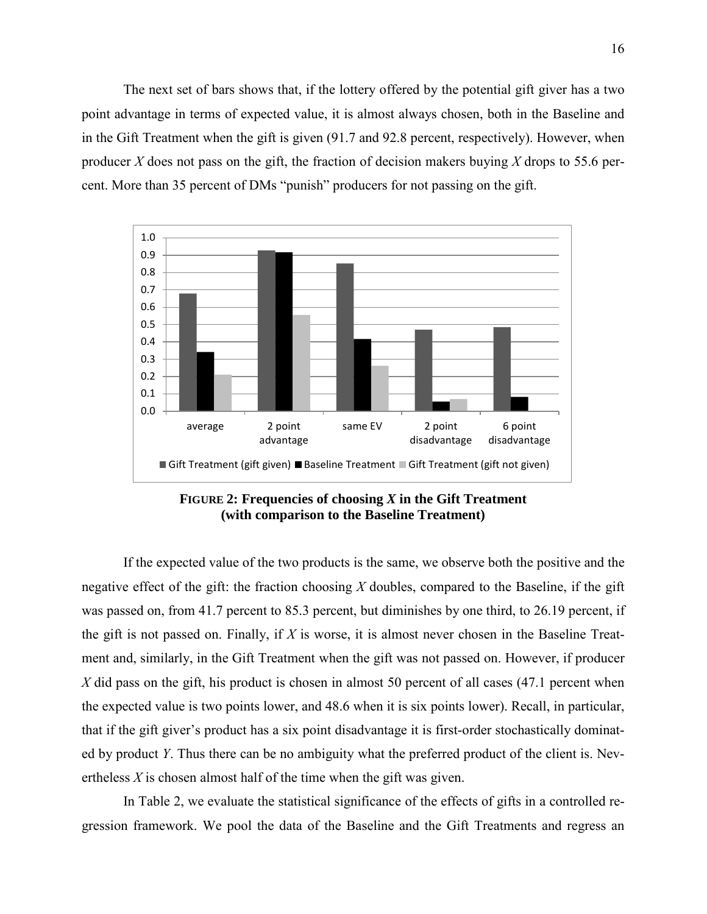The next set of bars shows that, if the lottery offered by the potential gift giver has a two point advantage in terms of expected value, it is almost always chosen, both in the Baseline and in the Gift Treatment when the gift is given (91.7 and 92.8 percent, respectively). However, when producer *X* does not pass on the gift, the fraction of decision makers buying *X* drops to 55.6 percent. More than 35 percent of DMs "punish" producers for not passing on the gift.

**FIGURE 2: Frequencies of choosing *X* in the Gift Treatment (with comparison to the Baseline Treatment)**

If the expected value of the two products is the same, we observe both the positive and the negative effect of the gift: the fraction choosing *X* doubles, compared to the Baseline, if the gift was passed on, from 41.7 percent to 85.3 percent, but diminishes by one third, to 26.19 percent, if the gift is not passed on. Finally, if *X* is worse, it is almost never chosen in the Baseline Treatment and, similarly, in the Gift Treatment when the gift was not passed on. However, if producer *X* did pass on the gift, his product is chosen in almost 50 percent of all cases (47.1 percent when the expected value is two points lower, and 48.6 when it is six points lower). Recall, in particular, that if the gift giver's product has a six point disadvantage it is first-order stochastically dominated by product *Y*. Thus there can be no ambiguity what the preferred product of the client is. Nevertheless *X* is chosen almost half of the time when the gift was given.

In Table 2, we evaluate the statistical significance of the effects of gifts in a controlled regression framework. We pool the data of the Baseline and the Gift Treatments and regress an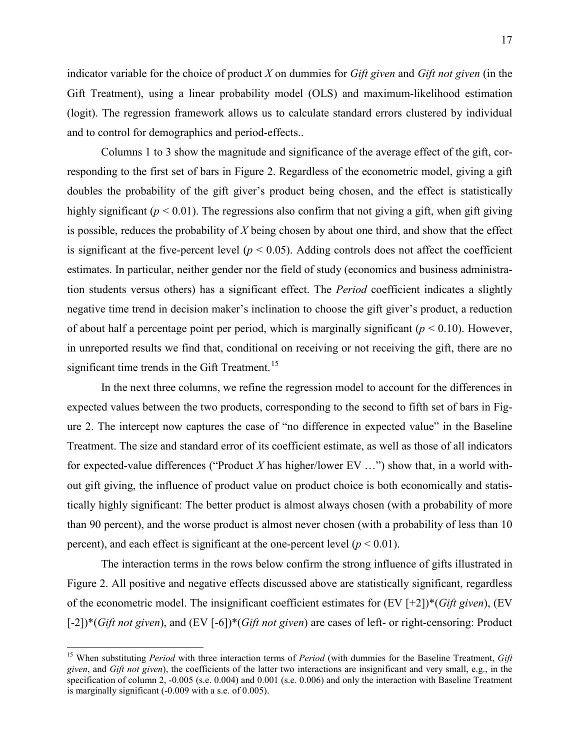indicator variable for the choice of product *X* on dummies for *Gift given* and *Gift not given* (in the Gift Treatment), using a linear probability model (OLS) and maximum-likelihood estimation (logit). The regression framework allows us to calculate standard errors clustered by individual and to control for demographics and period-effects..

Columns 1 to 3 show the magnitude and significance of the average effect of the gift, corresponding to the first set of bars in Figure 2. Regardless of the econometric model, giving a gift doubles the probability of the gift giver's product being chosen, and the effect is statistically highly significant ($p < 0.01$). The regressions also confirm that not giving a gift, when gift giving is possible, reduces the probability of *X* being chosen by about one third, and show that the effect is significant at the five-percent level ($p < 0.05$). Adding controls does not affect the coefficient estimates. In particular, neither gender nor the field of study (economics and business administration students versus others) has a significant effect. The *Period* coefficient indicates a slightly negative time trend in decision maker's inclination to choose the gift giver's product, a reduction of about half a percentage point per period, which is marginally significant ($p < 0.10$). However, in unreported results we find that, conditional on receiving or not receiving the gift, there are no significant time trends in the Gift Treatment.[15]

In the next three columns, we refine the regression model to account for the differences in expected values between the two products, corresponding to the second to fifth set of bars in Figure 2. The intercept now captures the case of "no difference in expected value" in the Baseline Treatment. The size and standard error of its coefficient estimate, as well as those of all indicators for expected-value differences ("Product *X* has higher/lower EV …") show that, in a world without gift giving, the influence of product value on product choice is both economically and statistically highly significant: The better product is almost always chosen (with a probability of more than 90 percent), and the worse product is almost never chosen (with a probability of less than 10 percent), and each effect is significant at the one-percent level ($p < 0.01$).

The interaction terms in the rows below confirm the strong influence of gifts illustrated in Figure 2. All positive and negative effects discussed above are statistically significant, regardless of the econometric model. The insignificant coefficient estimates for (EV [+2])*(*Gift given*), (EV [-2])*(*Gift not given*), and (EV [-6])*(*Gift not given*) are cases of left- or right-censoring: Product

[15] When substituting *Period* with three interaction terms of *Period* (with dummies for the Baseline Treatment, *Gift given*, and *Gift not given*), the coefficients of the latter two interactions are insignificant and very small, e.g., in the specification of column 2, -0.005 (s.e. 0.004) and 0.001 (s.e. 0.006) and only the interaction with Baseline Treatment is marginally significant (-0.009 with a s.e. of 0.005).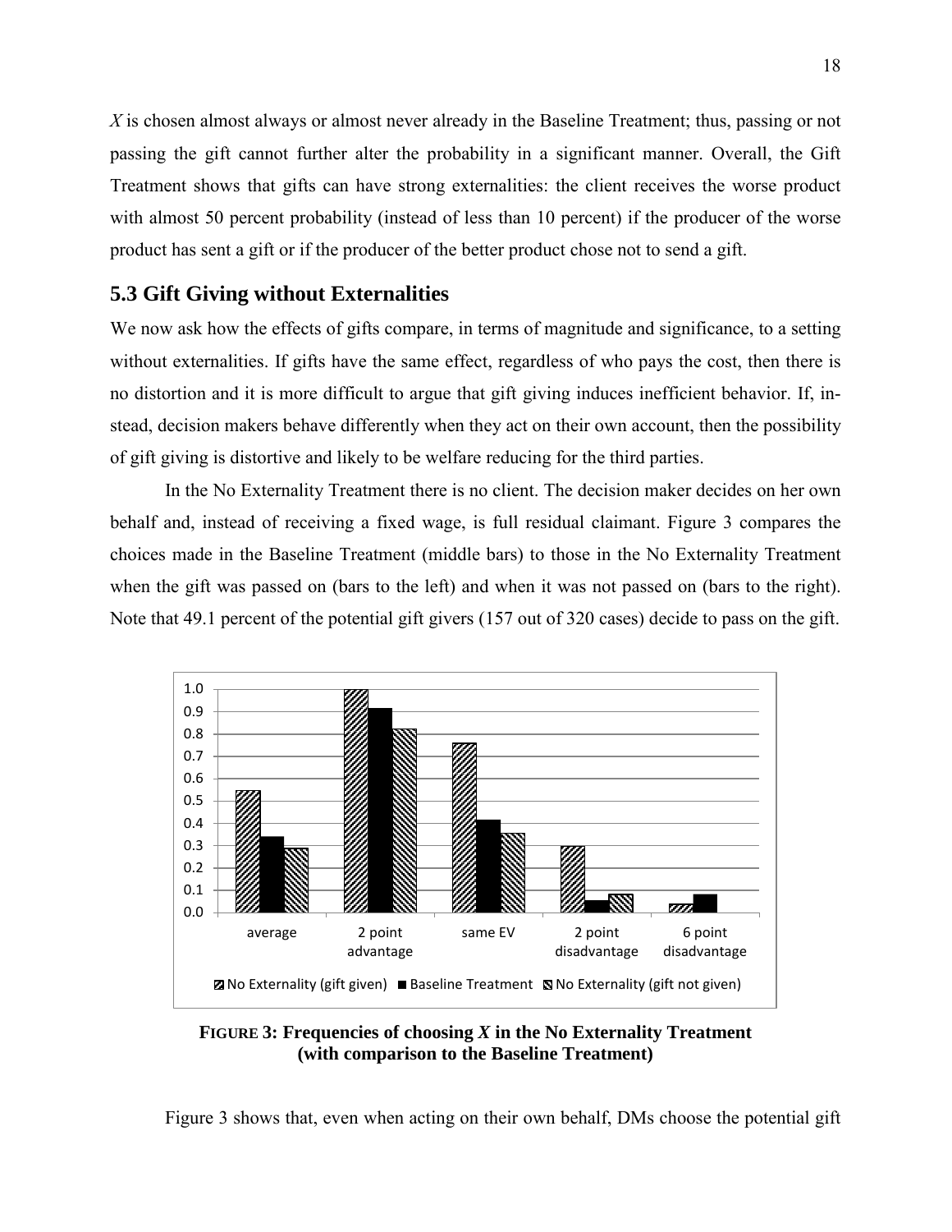*X* is chosen almost always or almost never already in the Baseline Treatment; thus, passing or not passing the gift cannot further alter the probability in a significant manner. Overall, the Gift Treatment shows that gifts can have strong externalities: the client receives the worse product with almost 50 percent probability (instead of less than 10 percent) if the producer of the worse product has sent a gift or if the producer of the better product chose not to send a gift.

### 5.3 Gift Giving without Externalities

We now ask how the effects of gifts compare, in terms of magnitude and significance, to a setting without externalities. If gifts have the same effect, regardless of who pays the cost, then there is no distortion and it is more difficult to argue that gift giving induces inefficient behavior. If, instead, decision makers behave differently when they act on their own account, then the possibility of gift giving is distortive and likely to be welfare reducing for the third parties.

In the No Externality Treatment there is no client. The decision maker decides on her own behalf and, instead of receiving a fixed wage, is full residual claimant. Figure 3 compares the choices made in the Baseline Treatment (middle bars) to those in the No Externality Treatment when the gift was passed on (bars to the left) and when it was not passed on (bars to the right). Note that 49.1 percent of the potential gift givers (157 out of 320 cases) decide to pass on the gift.

**FIGURE 3: Frequencies of choosing *X* in the No Externality Treatment (with comparison to the Baseline Treatment)**

Figure 3 shows that, even when acting on their own behalf, DMs choose the potential gift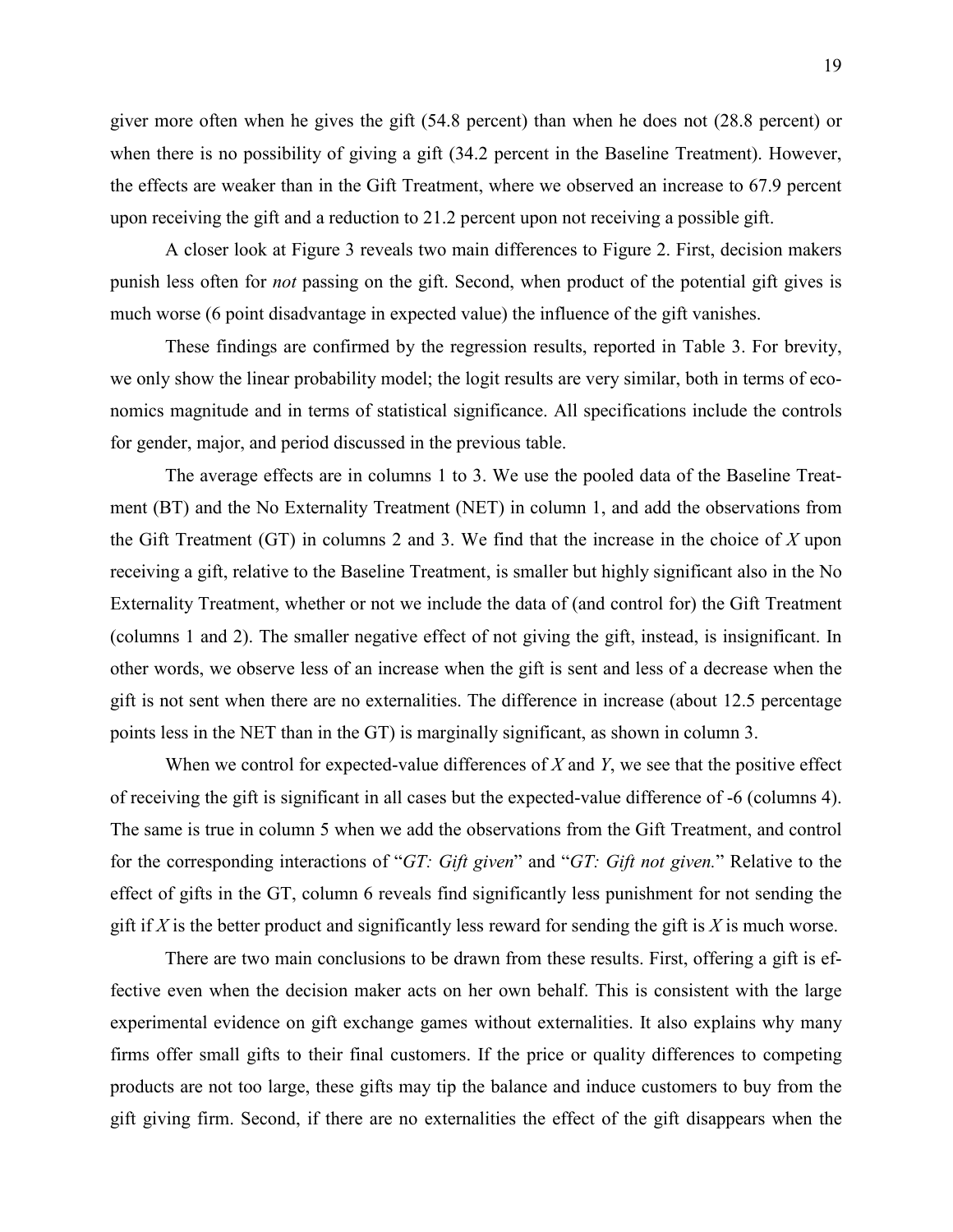giver more often when he gives the gift (54.8 percent) than when he does not (28.8 percent) or when there is no possibility of giving a gift (34.2 percent in the Baseline Treatment). However, the effects are weaker than in the Gift Treatment, where we observed an increase to 67.9 percent upon receiving the gift and a reduction to 21.2 percent upon not receiving a possible gift.

A closer look at Figure 3 reveals two main differences to Figure 2. First, decision makers punish less often for *not* passing on the gift. Second, when product of the potential gift gives is much worse (6 point disadvantage in expected value) the influence of the gift vanishes.

These findings are confirmed by the regression results, reported in Table 3. For brevity, we only show the linear probability model; the logit results are very similar, both in terms of economics magnitude and in terms of statistical significance. All specifications include the controls for gender, major, and period discussed in the previous table.

The average effects are in columns 1 to 3. We use the pooled data of the Baseline Treatment (BT) and the No Externality Treatment (NET) in column 1, and add the observations from the Gift Treatment (GT) in columns 2 and 3. We find that the increase in the choice of *X* upon receiving a gift, relative to the Baseline Treatment, is smaller but highly significant also in the No Externality Treatment, whether or not we include the data of (and control for) the Gift Treatment (columns 1 and 2). The smaller negative effect of not giving the gift, instead, is insignificant. In other words, we observe less of an increase when the gift is sent and less of a decrease when the gift is not sent when there are no externalities. The difference in increase (about 12.5 percentage points less in the NET than in the GT) is marginally significant, as shown in column 3.

When we control for expected-value differences of *X* and *Y*, we see that the positive effect of receiving the gift is significant in all cases but the expected-value difference of -6 (columns 4). The same is true in column 5 when we add the observations from the Gift Treatment, and control for the corresponding interactions of "*GT: Gift given*" and "*GT: Gift not given.*" Relative to the effect of gifts in the GT, column 6 reveals find significantly less punishment for not sending the gift if *X* is the better product and significantly less reward for sending the gift is *X* is much worse.

There are two main conclusions to be drawn from these results. First, offering a gift is effective even when the decision maker acts on her own behalf. This is consistent with the large experimental evidence on gift exchange games without externalities. It also explains why many firms offer small gifts to their final customers. If the price or quality differences to competing products are not too large, these gifts may tip the balance and induce customers to buy from the gift giving firm. Second, if there are no externalities the effect of the gift disappears when the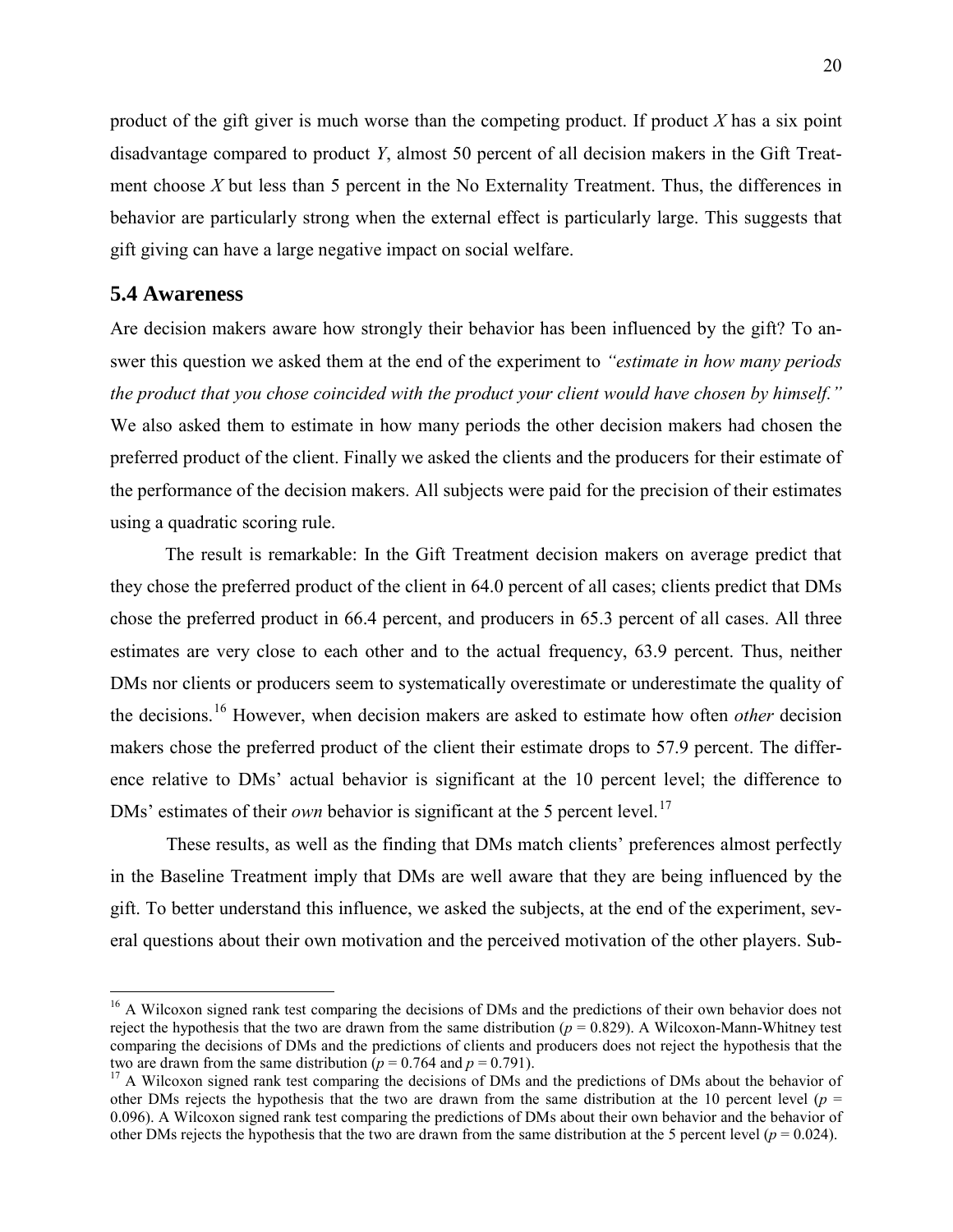product of the gift giver is much worse than the competing product. If product *X* has a six point disadvantage compared to product *Y*, almost 50 percent of all decision makers in the Gift Treatment choose *X* but less than 5 percent in the No Externality Treatment. Thus, the differences in behavior are particularly strong when the external effect is particularly large. This suggests that gift giving can have a large negative impact on social welfare.

## 5.4 Awareness

Are decision makers aware how strongly their behavior has been influenced by the gift? To answer this question we asked them at the end of the experiment to *"estimate in how many periods the product that you chose coincided with the product your client would have chosen by himself."* We also asked them to estimate in how many periods the other decision makers had chosen the preferred product of the client. Finally we asked the clients and the producers for their estimate of the performance of the decision makers. All subjects were paid for the precision of their estimates using a quadratic scoring rule.

The result is remarkable: In the Gift Treatment decision makers on average predict that they chose the preferred product of the client in 64.0 percent of all cases; clients predict that DMs chose the preferred product in 66.4 percent, and producers in 65.3 percent of all cases. All three estimates are very close to each other and to the actual frequency, 63.9 percent. Thus, neither DMs nor clients or producers seem to systematically overestimate or underestimate the quality of the decisions.[16] However, when decision makers are asked to estimate how often *other* decision makers chose the preferred product of the client their estimate drops to 57.9 percent. The difference relative to DMs' actual behavior is significant at the 10 percent level; the difference to DMs' estimates of their *own* behavior is significant at the 5 percent level.[17]

These results, as well as the finding that DMs match clients' preferences almost perfectly in the Baseline Treatment imply that DMs are well aware that they are being influenced by the gift. To better understand this influence, we asked the subjects, at the end of the experiment, several questions about their own motivation and the perceived motivation of the other players. Sub-

---

[16] A Wilcoxon signed rank test comparing the decisions of DMs and the predictions of their own behavior does not reject the hypothesis that the two are drawn from the same distribution ($p = 0.829$). A Wilcoxon-Mann-Whitney test comparing the decisions of DMs and the predictions of clients and producers does not reject the hypothesis that the two are drawn from the same distribution ($p = 0.764$ and $p = 0.791$).

[17] A Wilcoxon signed rank test comparing the decisions of DMs and the predictions of DMs about the behavior of other DMs rejects the hypothesis that the two are drawn from the same distribution at the 10 percent level ($p = 0.096$). A Wilcoxon signed rank test comparing the predictions of DMs about their own behavior and the behavior of other DMs rejects the hypothesis that the two are drawn from the same distribution at the 5 percent level ($p = 0.024$).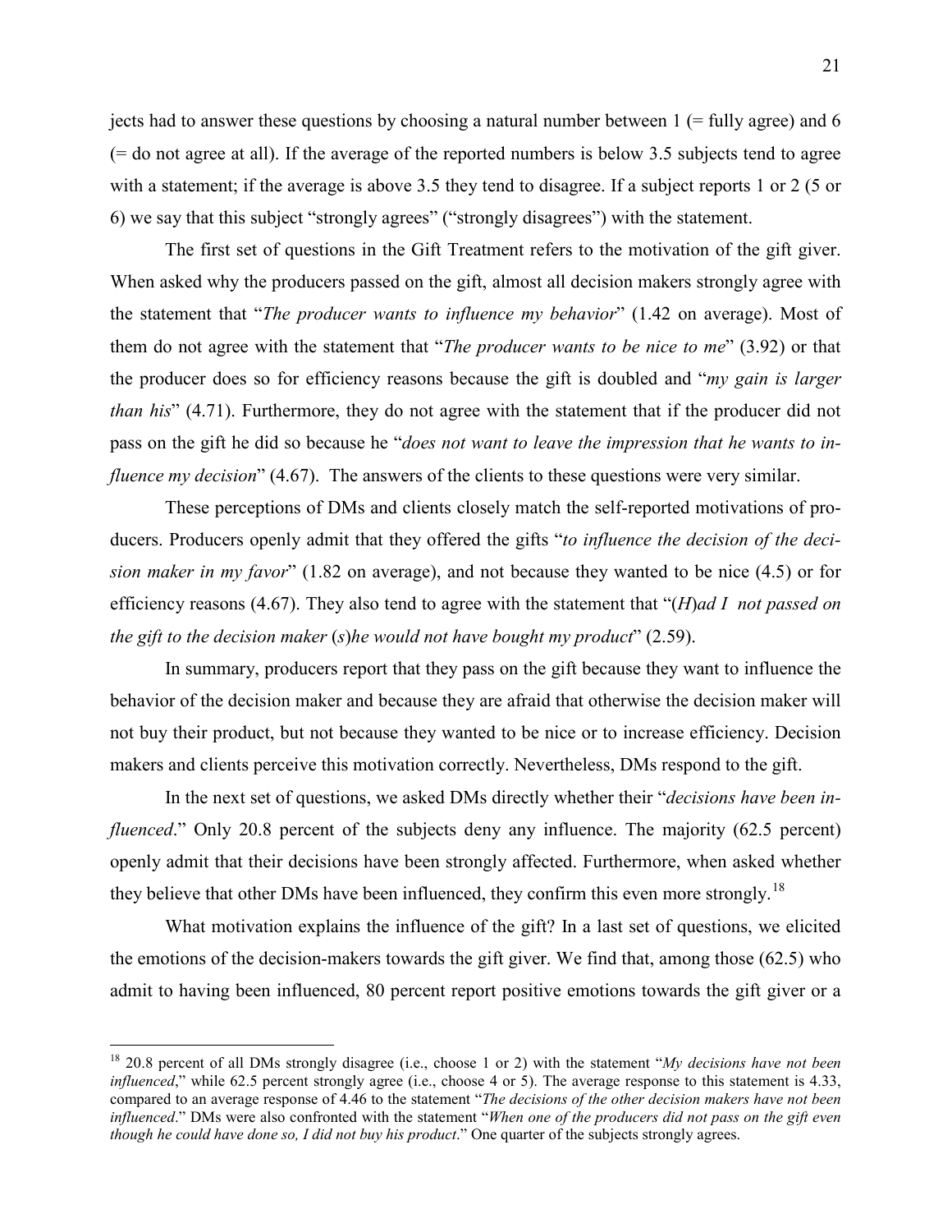jects had to answer these questions by choosing a natural number between 1 (= fully agree) and 6 (= do not agree at all). If the average of the reported numbers is below 3.5 subjects tend to agree with a statement; if the average is above 3.5 they tend to disagree. If a subject reports 1 or 2 (5 or 6) we say that this subject "strongly agrees" ("strongly disagrees") with the statement.

The first set of questions in the Gift Treatment refers to the motivation of the gift giver. When asked why the producers passed on the gift, almost all decision makers strongly agree with the statement that "*The producer wants to influence my behavior*" (1.42 on average). Most of them do not agree with the statement that "*The producer wants to be nice to me*" (3.92) or that the producer does so for efficiency reasons because the gift is doubled and "*my gain is larger than his*" (4.71). Furthermore, they do not agree with the statement that if the producer did not pass on the gift he did so because he "*does not want to leave the impression that he wants to influence my decision*" (4.67). The answers of the clients to these questions were very similar.

These perceptions of DMs and clients closely match the self-reported motivations of producers. Producers openly admit that they offered the gifts "*to influence the decision of the decision maker in my favor*" (1.82 on average), and not because they wanted to be nice (4.5) or for efficiency reasons (4.67). They also tend to agree with the statement that "(*H*)*ad I not passed on the gift to the decision maker* (*s*)*he would not have bought my product*" (2.59).

In summary, producers report that they pass on the gift because they want to influence the behavior of the decision maker and because they are afraid that otherwise the decision maker will not buy their product, but not because they wanted to be nice or to increase efficiency. Decision makers and clients perceive this motivation correctly. Nevertheless, DMs respond to the gift.

In the next set of questions, we asked DMs directly whether their "*decisions have been influenced*." Only 20.8 percent of the subjects deny any influence. The majority (62.5 percent) openly admit that their decisions have been strongly affected. Furthermore, when asked whether they believe that other DMs have been influenced, they confirm this even more strongly.[18]

What motivation explains the influence of the gift? In a last set of questions, we elicited the emotions of the decision-makers towards the gift giver. We find that, among those (62.5) who admit to having been influenced, 80 percent report positive emotions towards the gift giver or a

---

[18] 20.8 percent of all DMs strongly disagree (i.e., choose 1 or 2) with the statement "*My decisions have not been influenced*," while 62.5 percent strongly agree (i.e., choose 4 or 5). The average response to this statement is 4.33, compared to an average response of 4.46 to the statement "*The decisions of the other decision makers have not been influenced*." DMs were also confronted with the statement "*When one of the producers did not pass on the gift even though he could have done so, I did not buy his product*." One quarter of the subjects strongly agrees.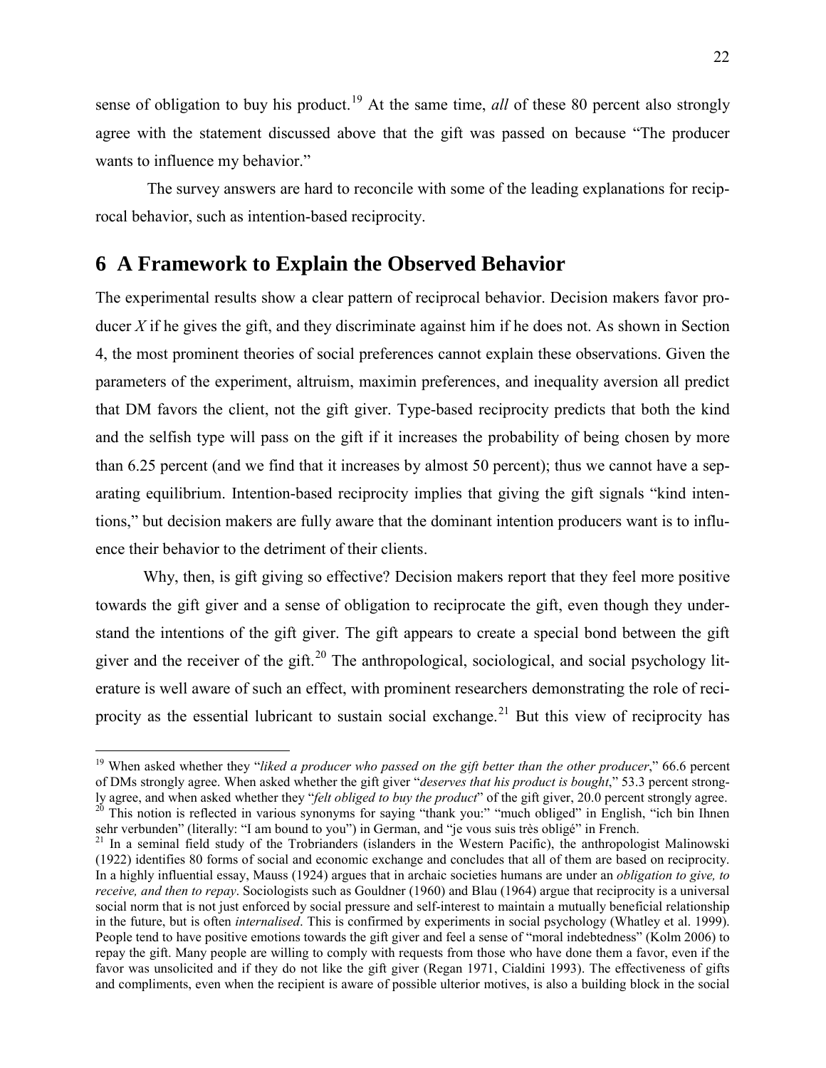sense of obligation to buy his product.[19] At the same time, *all* of these 80 percent also strongly agree with the statement discussed above that the gift was passed on because "The producer wants to influence my behavior."

The survey answers are hard to reconcile with some of the leading explanations for reciprocal behavior, such as intention-based reciprocity.

# 6 A Framework to Explain the Observed Behavior

The experimental results show a clear pattern of reciprocal behavior. Decision makers favor producer *X* if he gives the gift, and they discriminate against him if he does not. As shown in Section 4, the most prominent theories of social preferences cannot explain these observations. Given the parameters of the experiment, altruism, maximin preferences, and inequality aversion all predict that DM favors the client, not the gift giver. Type-based reciprocity predicts that both the kind and the selfish type will pass on the gift if it increases the probability of being chosen by more than 6.25 percent (and we find that it increases by almost 50 percent); thus we cannot have a separating equilibrium. Intention-based reciprocity implies that giving the gift signals "kind intentions," but decision makers are fully aware that the dominant intention producers want is to influence their behavior to the detriment of their clients.

Why, then, is gift giving so effective? Decision makers report that they feel more positive towards the gift giver and a sense of obligation to reciprocate the gift, even though they understand the intentions of the gift giver. The gift appears to create a special bond between the gift giver and the receiver of the gift.[20] The anthropological, sociological, and social psychology literature is well aware of such an effect, with prominent researchers demonstrating the role of reciprocity as the essential lubricant to sustain social exchange.[21] But this view of reciprocity has

---

[19] When asked whether they "*liked a producer who passed on the gift better than the other producer*," 66.6 percent of DMs strongly agree. When asked whether the gift giver "*deserves that his product is bought*," 53.3 percent strongly agree, and when asked whether they "*felt obliged to buy the product*" of the gift giver, 20.0 percent strongly agree.

[20] This notion is reflected in various synonyms for saying "thank you:" "much obliged" in English, "ich bin Ihnen sehr verbunden" (literally: "I am bound to you") in German, and "je vous suis très obligé" in French.

[21] In a seminal field study of the Trobrianders (islanders in the Western Pacific), the anthropologist Malinowski (1922) identifies 80 forms of social and economic exchange and concludes that all of them are based on reciprocity. In a highly influential essay, Mauss (1924) argues that in archaic societies humans are under an *obligation to give, to receive, and then to repay*. Sociologists such as Gouldner (1960) and Blau (1964) argue that reciprocity is a universal social norm that is not just enforced by social pressure and self-interest to maintain a mutually beneficial relationship in the future, but is often *internalised*. This is confirmed by experiments in social psychology (Whatley et al. 1999). People tend to have positive emotions towards the gift giver and feel a sense of "moral indebtedness" (Kolm 2006) to repay the gift. Many people are willing to comply with requests from those who have done them a favor, even if the favor was unsolicited and if they do not like the gift giver (Regan 1971, Cialdini 1993). The effectiveness of gifts and compliments, even when the recipient is aware of possible ulterior motives, is also a building block in the social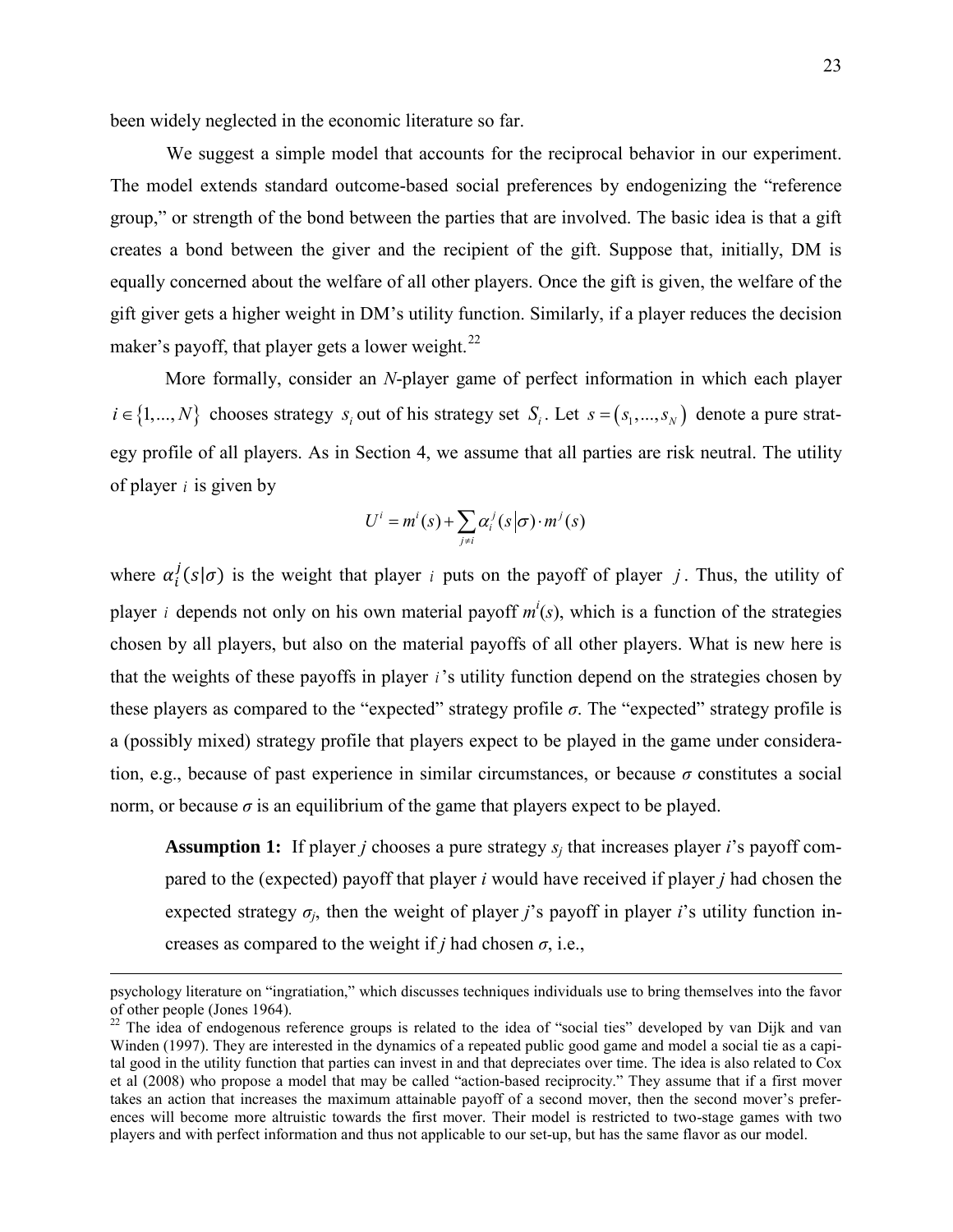been widely neglected in the economic literature so far.

We suggest a simple model that accounts for the reciprocal behavior in our experiment. The model extends standard outcome-based social preferences by endogenizing the "reference group," or strength of the bond between the parties that are involved. The basic idea is that a gift creates a bond between the giver and the recipient of the gift. Suppose that, initially, DM is equally concerned about the welfare of all other players. Once the gift is given, the welfare of the gift giver gets a higher weight in DM's utility function. Similarly, if a player reduces the decision maker's payoff, that player gets a lower weight.[22]

More formally, consider an *N*-player game of perfect information in which each player $i \in \{1,...,N\}$ chooses strategy $s_i$ out of his strategy set $S_i$. Let $s = (s_1,...,s_N)$ denote a pure strategy profile of all players. As in Section 4, we assume that all parties are risk neutral. The utility of player $i$ is given by

$$U^i = m^i(s) + \sum_{j \neq i} \alpha_i^j(s|\sigma) \cdot m^j(s)$$

where $\alpha_i^j(s|\sigma)$ is the weight that player $i$ puts on the payoff of player $j$. Thus, the utility of player $i$ depends not only on his own material payoff $m^i(s)$, which is a function of the strategies chosen by all players, but also on the material payoffs of all other players. What is new here is that the weights of these payoffs in player $i$'s utility function depend on the strategies chosen by these players as compared to the "expected" strategy profile $\sigma$. The "expected" strategy profile is a (possibly mixed) strategy profile that players expect to be played in the game under consideration, e.g., because of past experience in similar circumstances, or because $\sigma$ constitutes a social norm, or because $\sigma$ is an equilibrium of the game that players expect to be played.

> **Assumption 1:** If player *j* chooses a pure strategy $s_j$ that increases player *i*'s payoff compared to the (expected) payoff that player *i* would have received if player *j* had chosen the expected strategy $\sigma_j$, then the weight of player *j*'s payoff in player *i*'s utility function increases as compared to the weight if *j* had chosen $\sigma$, i.e.,

---

psychology literature on "ingratiation," which discusses techniques individuals use to bring themselves into the favor of other people (Jones 1964).

[22] The idea of endogenous reference groups is related to the idea of "social ties" developed by van Dijk and van Winden (1997). They are interested in the dynamics of a repeated public good game and model a social tie as a capital good in the utility function that parties can invest in and that depreciates over time. The idea is also related to Cox et al (2008) who propose a model that may be called "action-based reciprocity." They assume that if a first mover takes an action that increases the maximum attainable payoff of a second mover, then the second mover's preferences will become more altruistic towards the first mover. Their model is restricted to two-stage games with two players and with perfect information and thus not applicable to our set-up, but has the same flavor as our model.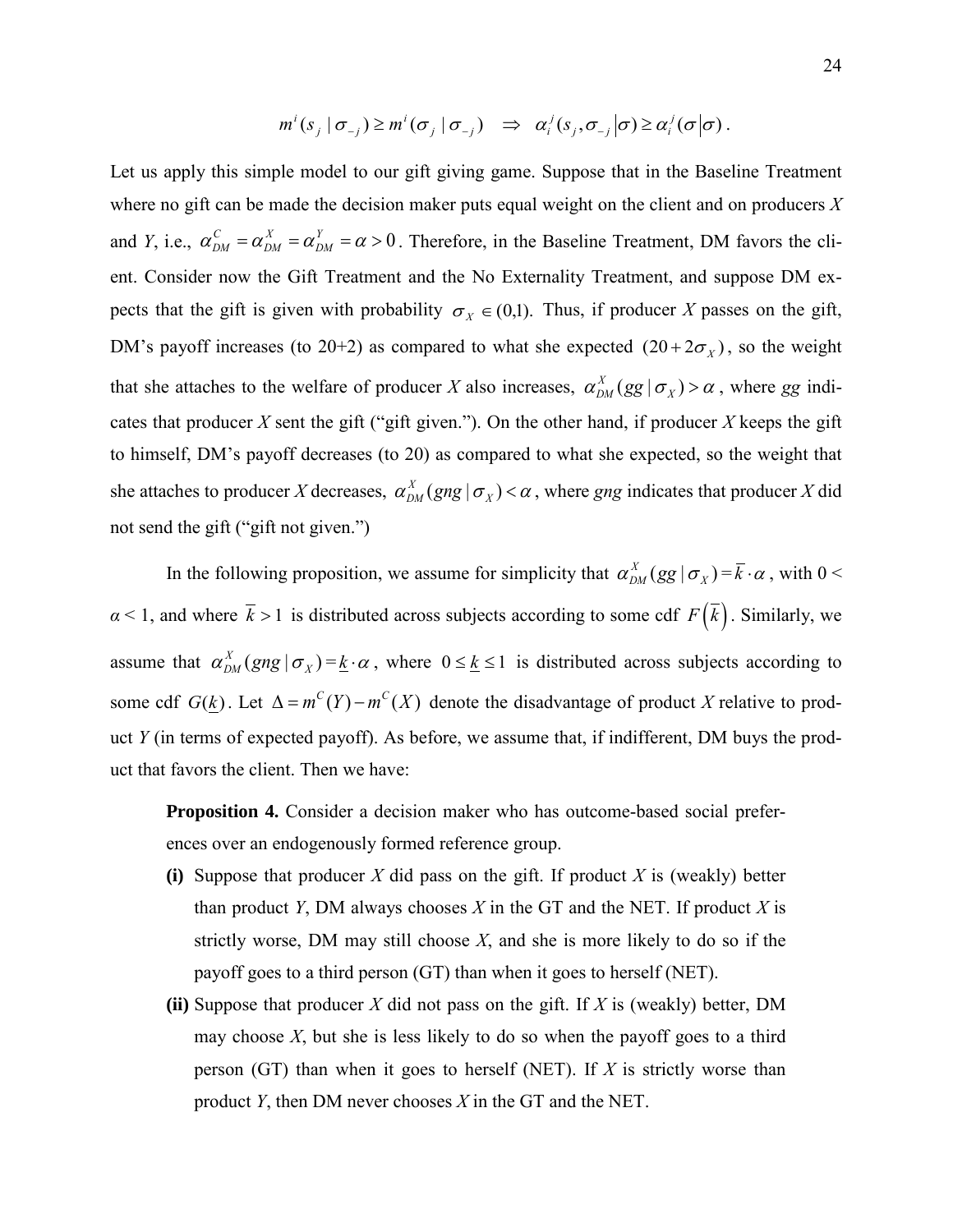$$m^i(s_j \mid \sigma_{-j}) \geq m^i(\sigma_j \mid \sigma_{-j}) \quad \Rightarrow \quad \alpha_i^j(s_j, \sigma_{-j} \,|\sigma) \geq \alpha_i^j(\sigma \,|\sigma).$$

Let us apply this simple model to our gift giving game. Suppose that in the Baseline Treatment where no gift can be made the decision maker puts equal weight on the client and on producers $X$ and $Y$, i.e., $\alpha_{DM}^C = \alpha_{DM}^X = \alpha_{DM}^Y = \alpha > 0$. Therefore, in the Baseline Treatment, DM favors the client. Consider now the Gift Treatment and the No Externality Treatment, and suppose DM expects that the gift is given with probability $\sigma_X \in (0,1)$. Thus, if producer $X$ passes on the gift, DM's payoff increases (to 20+2) as compared to what she expected $(20 + 2\sigma_X)$, so the weight that she attaches to the welfare of producer $X$ also increases, $\alpha_{DM}^X(gg \mid \sigma_X) > \alpha$, where *gg* indicates that producer $X$ sent the gift ("gift given."). On the other hand, if producer $X$ keeps the gift to himself, DM's payoff decreases (to 20) as compared to what she expected, so the weight that she attaches to producer $X$ decreases, $\alpha_{DM}^X(gng \mid \sigma_X) < \alpha$, where *gng* indicates that producer $X$ did not send the gift ("gift not given.")

In the following proposition, we assume for simplicity that $\alpha_{DM}^X(gg \mid \sigma_X) = \overline{k} \cdot \alpha$, with $0 < \alpha < 1$, and where $\overline{k} > 1$ is distributed across subjects according to some cdf $F\left(\overline{k}\right)$. Similarly, we assume that $\alpha_{DM}^X(gng \mid \sigma_X) = \underline{k} \cdot \alpha$, where $0 \leq \underline{k} \leq 1$ is distributed across subjects according to some cdf $G(\underline{k})$. Let $\Delta = m^C(Y) - m^C(X)$ denote the disadvantage of product $X$ relative to product $Y$ (in terms of expected payoff). As before, we assume that, if indifferent, DM buys the product that favors the client. Then we have:

> **Proposition 4.** Consider a decision maker who has outcome-based social preferences over an endogenously formed reference group.
>
> **(i)** Suppose that producer $X$ did pass on the gift. If product $X$ is (weakly) better than product $Y$, DM always chooses $X$ in the GT and the NET. If product $X$ is strictly worse, DM may still choose $X$, and she is more likely to do so if the payoff goes to a third person (GT) than when it goes to herself (NET).
>
> **(ii)** Suppose that producer $X$ did not pass on the gift. If $X$ is (weakly) better, DM may choose $X$, but she is less likely to do so when the payoff goes to a third person (GT) than when it goes to herself (NET). If $X$ is strictly worse than product $Y$, then DM never chooses $X$ in the GT and the NET.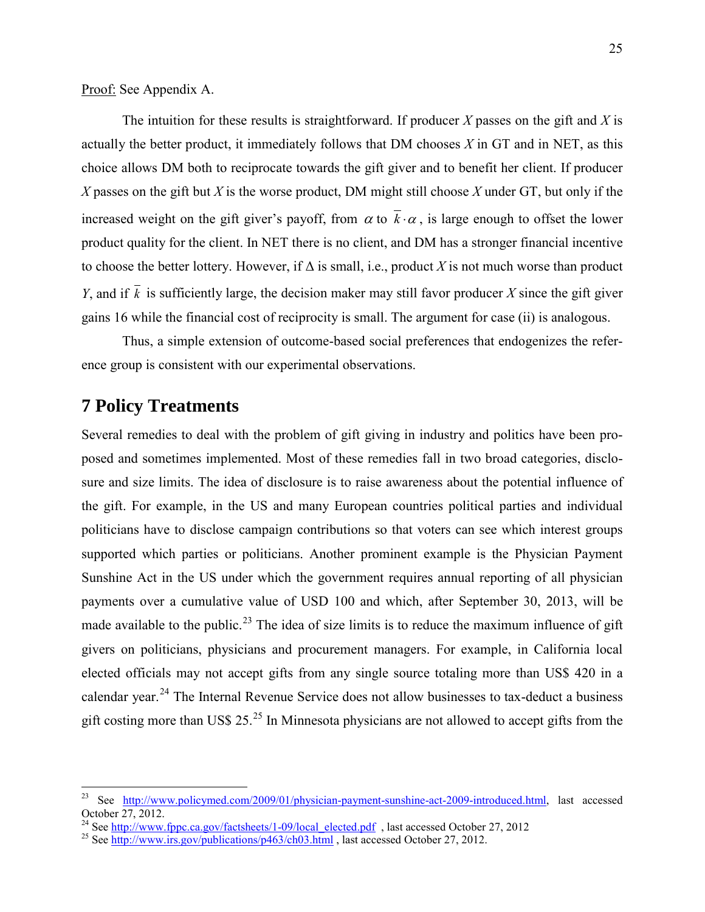Proof: See Appendix A.

The intuition for these results is straightforward. If producer *X* passes on the gift and *X* is actually the better product, it immediately follows that DM chooses *X* in GT and in NET, as this choice allows DM both to reciprocate towards the gift giver and to benefit her client. If producer *X* passes on the gift but *X* is the worse product, DM might still choose *X* under GT, but only if the increased weight on the gift giver's payoff, from $\alpha$ to $\bar{k} \cdot \alpha$, is large enough to offset the lower product quality for the client. In NET there is no client, and DM has a stronger financial incentive to choose the better lottery. However, if $\Delta$ is small, i.e., product *X* is not much worse than product *Y*, and if $\bar{k}$ is sufficiently large, the decision maker may still favor producer *X* since the gift giver gains 16 while the financial cost of reciprocity is small. The argument for case (ii) is analogous.

Thus, a simple extension of outcome-based social preferences that endogenizes the reference group is consistent with our experimental observations.

# 7 Policy Treatments

Several remedies to deal with the problem of gift giving in industry and politics have been proposed and sometimes implemented. Most of these remedies fall in two broad categories, disclosure and size limits. The idea of disclosure is to raise awareness about the potential influence of the gift. For example, in the US and many European countries political parties and individual politicians have to disclose campaign contributions so that voters can see which interest groups supported which parties or politicians. Another prominent example is the Physician Payment Sunshine Act in the US under which the government requires annual reporting of all physician payments over a cumulative value of USD 100 and which, after September 30, 2013, will be made available to the public.[23] The idea of size limits is to reduce the maximum influence of gift givers on politicians, physicians and procurement managers. For example, in California local elected officials may not accept gifts from any single source totaling more than US$ 420 in a calendar year.[24] The Internal Revenue Service does not allow businesses to tax-deduct a business gift costing more than US$ 25.[25] In Minnesota physicians are not allowed to accept gifts from the

---

[23] See http://www.policymed.com/2009/01/physician-payment-sunshine-act-2009-introduced.html, last accessed October 27, 2012.

[24] See http://www.fppc.ca.gov/factsheets/1-09/local_elected.pdf , last accessed October 27, 2012

[25] See http://www.irs.gov/publications/p463/ch03.html , last accessed October 27, 2012.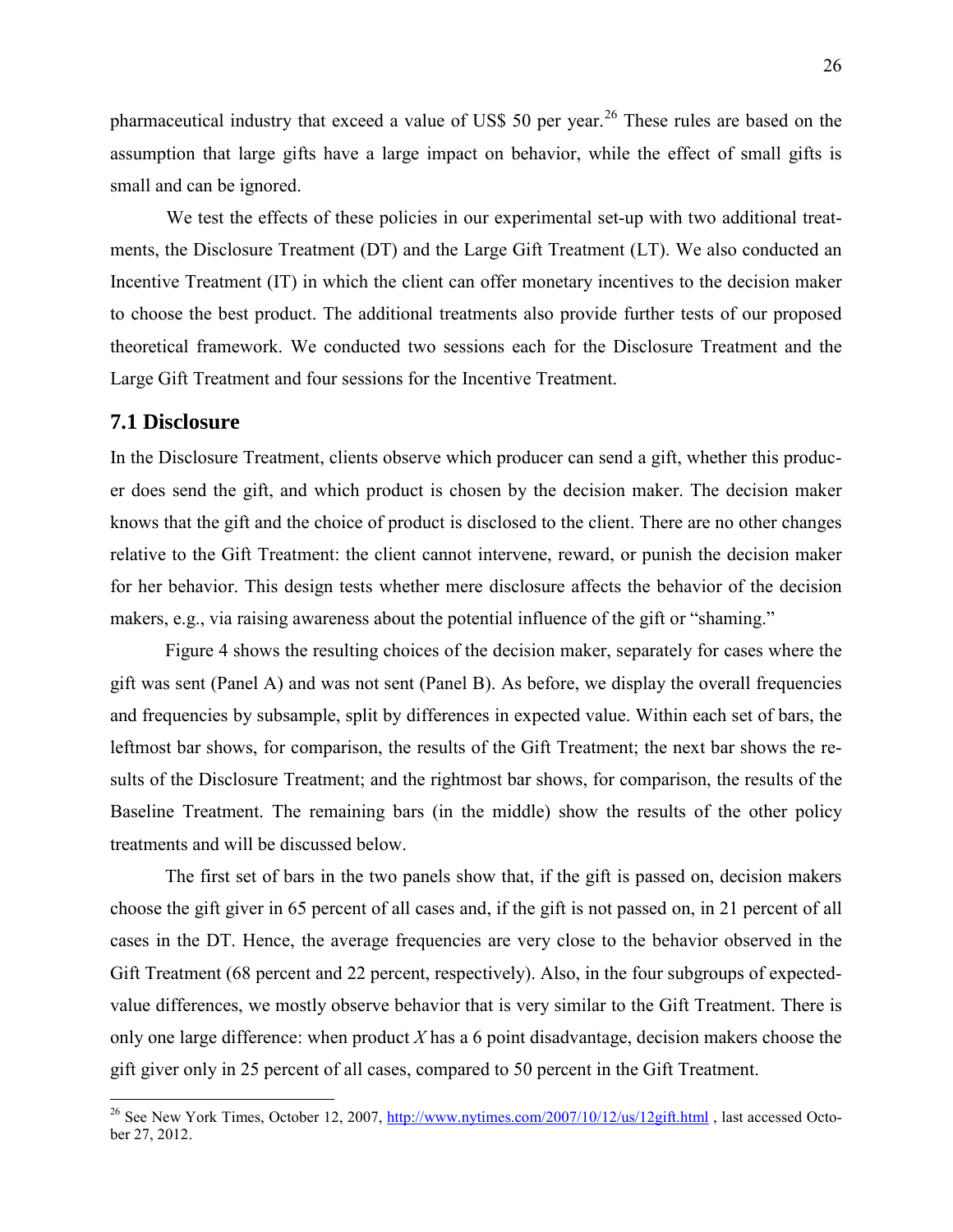pharmaceutical industry that exceed a value of US$ 50 per year.[26] These rules are based on the assumption that large gifts have a large impact on behavior, while the effect of small gifts is small and can be ignored.

We test the effects of these policies in our experimental set-up with two additional treatments, the Disclosure Treatment (DT) and the Large Gift Treatment (LT). We also conducted an Incentive Treatment (IT) in which the client can offer monetary incentives to the decision maker to choose the best product. The additional treatments also provide further tests of our proposed theoretical framework. We conducted two sessions each for the Disclosure Treatment and the Large Gift Treatment and four sessions for the Incentive Treatment.

## 7.1 Disclosure

In the Disclosure Treatment, clients observe which producer can send a gift, whether this producer does send the gift, and which product is chosen by the decision maker. The decision maker knows that the gift and the choice of product is disclosed to the client. There are no other changes relative to the Gift Treatment: the client cannot intervene, reward, or punish the decision maker for her behavior. This design tests whether mere disclosure affects the behavior of the decision makers, e.g., via raising awareness about the potential influence of the gift or "shaming."

Figure 4 shows the resulting choices of the decision maker, separately for cases where the gift was sent (Panel A) and was not sent (Panel B). As before, we display the overall frequencies and frequencies by subsample, split by differences in expected value. Within each set of bars, the leftmost bar shows, for comparison, the results of the Gift Treatment; the next bar shows the results of the Disclosure Treatment; and the rightmost bar shows, for comparison, the results of the Baseline Treatment. The remaining bars (in the middle) show the results of the other policy treatments and will be discussed below.

The first set of bars in the two panels show that, if the gift is passed on, decision makers choose the gift giver in 65 percent of all cases and, if the gift is not passed on, in 21 percent of all cases in the DT. Hence, the average frequencies are very close to the behavior observed in the Gift Treatment (68 percent and 22 percent, respectively). Also, in the four subgroups of expected-value differences, we mostly observe behavior that is very similar to the Gift Treatment. There is only one large difference: when product *X* has a 6 point disadvantage, decision makers choose the gift giver only in 25 percent of all cases, compared to 50 percent in the Gift Treatment.

[26] See New York Times, October 12, 2007, http://www.nytimes.com/2007/10/12/us/12gift.html , last accessed October 27, 2012.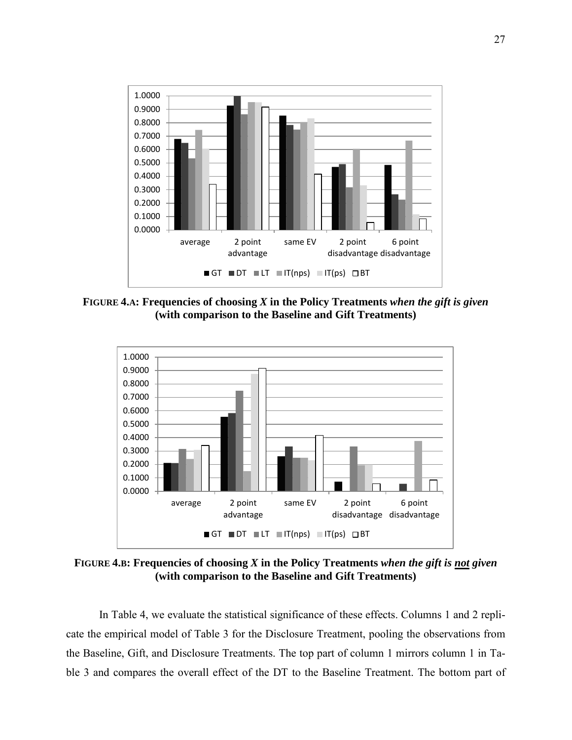**FIGURE 4.A: Frequencies of choosing *X* in the Policy Treatments *when the gift is given* (with comparison to the Baseline and Gift Treatments)**

**FIGURE 4.B: Frequencies of choosing *X* in the Policy Treatments *when the gift is not given* (with comparison to the Baseline and Gift Treatments)**

In Table 4, we evaluate the statistical significance of these effects. Columns 1 and 2 replicate the empirical model of Table 3 for the Disclosure Treatment, pooling the observations from the Baseline, Gift, and Disclosure Treatments. The top part of column 1 mirrors column 1 in Table 3 and compares the overall effect of the DT to the Baseline Treatment. The bottom part of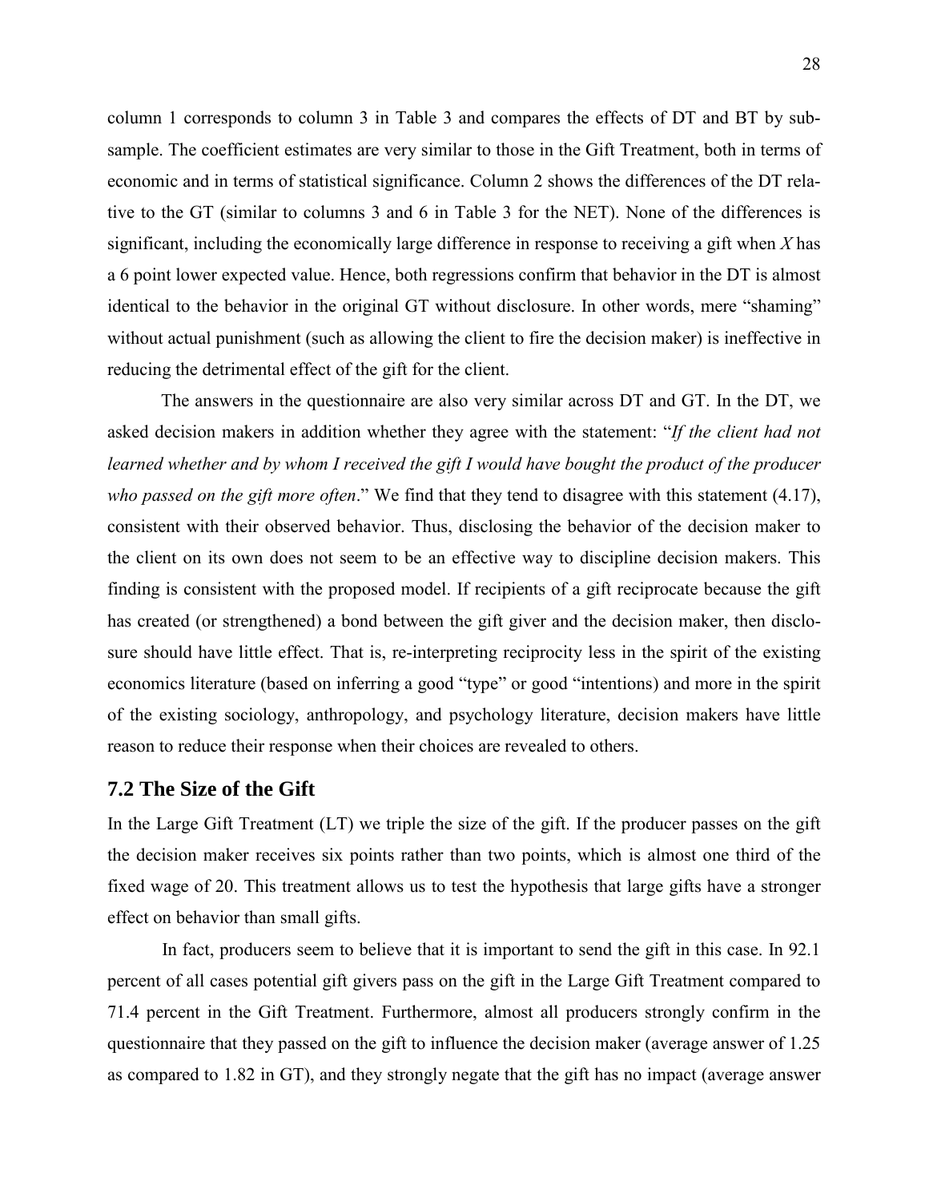column 1 corresponds to column 3 in Table 3 and compares the effects of DT and BT by sub-sample. The coefficient estimates are very similar to those in the Gift Treatment, both in terms of economic and in terms of statistical significance. Column 2 shows the differences of the DT relative to the GT (similar to columns 3 and 6 in Table 3 for the NET). None of the differences is significant, including the economically large difference in response to receiving a gift when $X$ has a 6 point lower expected value. Hence, both regressions confirm that behavior in the DT is almost identical to the behavior in the original GT without disclosure. In other words, mere "shaming" without actual punishment (such as allowing the client to fire the decision maker) is ineffective in reducing the detrimental effect of the gift for the client.

The answers in the questionnaire are also very similar across DT and GT. In the DT, we asked decision makers in addition whether they agree with the statement: "*If the client had not learned whether and by whom I received the gift I would have bought the product of the producer who passed on the gift more often*." We find that they tend to disagree with this statement (4.17), consistent with their observed behavior. Thus, disclosing the behavior of the decision maker to the client on its own does not seem to be an effective way to discipline decision makers. This finding is consistent with the proposed model. If recipients of a gift reciprocate because the gift has created (or strengthened) a bond between the gift giver and the decision maker, then disclosure should have little effect. That is, re-interpreting reciprocity less in the spirit of the existing economics literature (based on inferring a good "type" or good "intentions) and more in the spirit of the existing sociology, anthropology, and psychology literature, decision makers have little reason to reduce their response when their choices are revealed to others.

## 7.2 The Size of the Gift

In the Large Gift Treatment (LT) we triple the size of the gift. If the producer passes on the gift the decision maker receives six points rather than two points, which is almost one third of the fixed wage of 20. This treatment allows us to test the hypothesis that large gifts have a stronger effect on behavior than small gifts.

In fact, producers seem to believe that it is important to send the gift in this case. In 92.1 percent of all cases potential gift givers pass on the gift in the Large Gift Treatment compared to 71.4 percent in the Gift Treatment. Furthermore, almost all producers strongly confirm in the questionnaire that they passed on the gift to influence the decision maker (average answer of 1.25 as compared to 1.82 in GT), and they strongly negate that the gift has no impact (average answer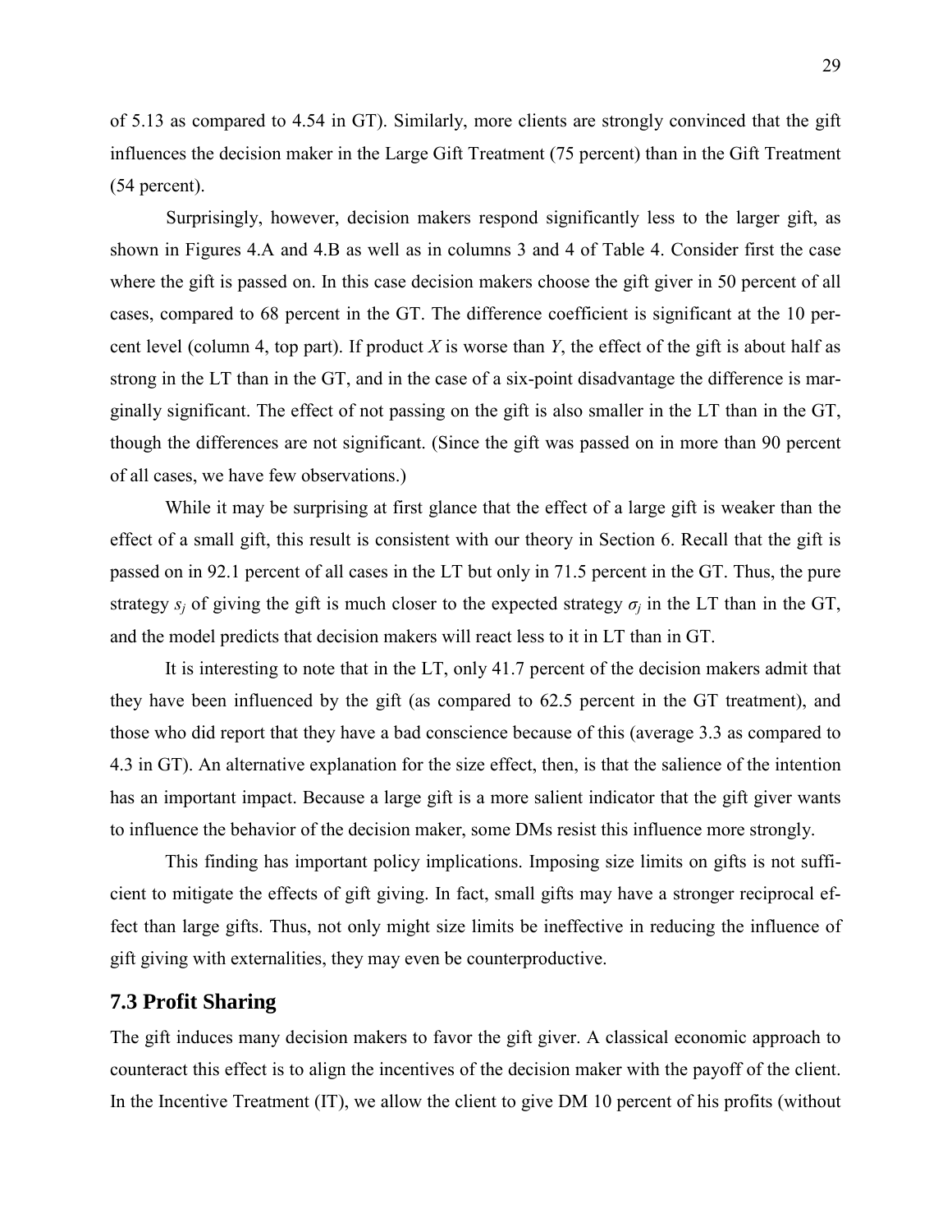of 5.13 as compared to 4.54 in GT). Similarly, more clients are strongly convinced that the gift influences the decision maker in the Large Gift Treatment (75 percent) than in the Gift Treatment (54 percent).

Surprisingly, however, decision makers respond significantly less to the larger gift, as shown in Figures 4.A and 4.B as well as in columns 3 and 4 of Table 4. Consider first the case where the gift is passed on. In this case decision makers choose the gift giver in 50 percent of all cases, compared to 68 percent in the GT. The difference coefficient is significant at the 10 percent level (column 4, top part). If product *X* is worse than *Y*, the effect of the gift is about half as strong in the LT than in the GT, and in the case of a six-point disadvantage the difference is marginally significant. The effect of not passing on the gift is also smaller in the LT than in the GT, though the differences are not significant. (Since the gift was passed on in more than 90 percent of all cases, we have few observations.)

While it may be surprising at first glance that the effect of a large gift is weaker than the effect of a small gift, this result is consistent with our theory in Section 6. Recall that the gift is passed on in 92.1 percent of all cases in the LT but only in 71.5 percent in the GT. Thus, the pure strategy $s_j$ of giving the gift is much closer to the expected strategy $\sigma_j$ in the LT than in the GT, and the model predicts that decision makers will react less to it in LT than in GT.

It is interesting to note that in the LT, only 41.7 percent of the decision makers admit that they have been influenced by the gift (as compared to 62.5 percent in the GT treatment), and those who did report that they have a bad conscience because of this (average 3.3 as compared to 4.3 in GT). An alternative explanation for the size effect, then, is that the salience of the intention has an important impact. Because a large gift is a more salient indicator that the gift giver wants to influence the behavior of the decision maker, some DMs resist this influence more strongly.

This finding has important policy implications. Imposing size limits on gifts is not sufficient to mitigate the effects of gift giving. In fact, small gifts may have a stronger reciprocal effect than large gifts. Thus, not only might size limits be ineffective in reducing the influence of gift giving with externalities, they may even be counterproductive.

### 7.3 Profit Sharing

The gift induces many decision makers to favor the gift giver. A classical economic approach to counteract this effect is to align the incentives of the decision maker with the payoff of the client. In the Incentive Treatment (IT), we allow the client to give DM 10 percent of his profits (without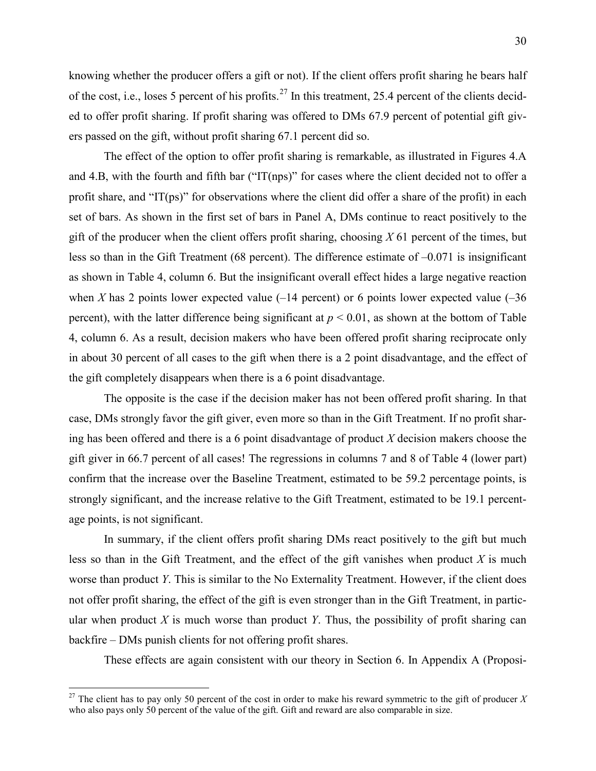knowing whether the producer offers a gift or not). If the client offers profit sharing he bears half of the cost, i.e., loses 5 percent of his profits.[27] In this treatment, 25.4 percent of the clients decided to offer profit sharing. If profit sharing was offered to DMs 67.9 percent of potential gift givers passed on the gift, without profit sharing 67.1 percent did so.

The effect of the option to offer profit sharing is remarkable, as illustrated in Figures 4.A and 4.B, with the fourth and fifth bar ("IT(nps)" for cases where the client decided not to offer a profit share, and "IT(ps)" for observations where the client did offer a share of the profit) in each set of bars. As shown in the first set of bars in Panel A, DMs continue to react positively to the gift of the producer when the client offers profit sharing, choosing *X* 61 percent of the times, but less so than in the Gift Treatment (68 percent). The difference estimate of –0.071 is insignificant as shown in Table 4, column 6. But the insignificant overall effect hides a large negative reaction when *X* has 2 points lower expected value (–14 percent) or 6 points lower expected value (–36 percent), with the latter difference being significant at $p < 0.01$, as shown at the bottom of Table 4, column 6. As a result, decision makers who have been offered profit sharing reciprocate only in about 30 percent of all cases to the gift when there is a 2 point disadvantage, and the effect of the gift completely disappears when there is a 6 point disadvantage.

The opposite is the case if the decision maker has not been offered profit sharing. In that case, DMs strongly favor the gift giver, even more so than in the Gift Treatment. If no profit sharing has been offered and there is a 6 point disadvantage of product *X* decision makers choose the gift giver in 66.7 percent of all cases! The regressions in columns 7 and 8 of Table 4 (lower part) confirm that the increase over the Baseline Treatment, estimated to be 59.2 percentage points, is strongly significant, and the increase relative to the Gift Treatment, estimated to be 19.1 percentage points, is not significant.

In summary, if the client offers profit sharing DMs react positively to the gift but much less so than in the Gift Treatment, and the effect of the gift vanishes when product *X* is much worse than product *Y*. This is similar to the No Externality Treatment. However, if the client does not offer profit sharing, the effect of the gift is even stronger than in the Gift Treatment, in particular when product *X* is much worse than product *Y*. Thus, the possibility of profit sharing can backfire – DMs punish clients for not offering profit shares.

These effects are again consistent with our theory in Section 6. In Appendix A (Proposi-

[27] The client has to pay only 50 percent of the cost in order to make his reward symmetric to the gift of producer *X* who also pays only 50 percent of the value of the gift. Gift and reward are also comparable in size.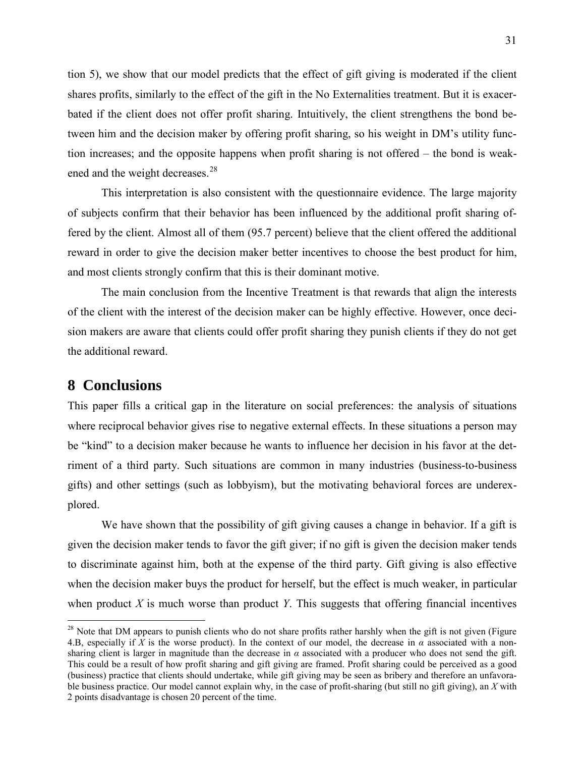tion 5), we show that our model predicts that the effect of gift giving is moderated if the client shares profits, similarly to the effect of the gift in the No Externalities treatment. But it is exacerbated if the client does not offer profit sharing. Intuitively, the client strengthens the bond between him and the decision maker by offering profit sharing, so his weight in DM's utility function increases; and the opposite happens when profit sharing is not offered – the bond is weakened and the weight decreases.[28]

This interpretation is also consistent with the questionnaire evidence. The large majority of subjects confirm that their behavior has been influenced by the additional profit sharing offered by the client. Almost all of them (95.7 percent) believe that the client offered the additional reward in order to give the decision maker better incentives to choose the best product for him, and most clients strongly confirm that this is their dominant motive.

The main conclusion from the Incentive Treatment is that rewards that align the interests of the client with the interest of the decision maker can be highly effective. However, once decision makers are aware that clients could offer profit sharing they punish clients if they do not get the additional reward.

# 8 Conclusions

This paper fills a critical gap in the literature on social preferences: the analysis of situations where reciprocal behavior gives rise to negative external effects. In these situations a person may be "kind" to a decision maker because he wants to influence her decision in his favor at the detriment of a third party. Such situations are common in many industries (business-to-business gifts) and other settings (such as lobbyism), but the motivating behavioral forces are underexplored.

We have shown that the possibility of gift giving causes a change in behavior. If a gift is given the decision maker tends to favor the gift giver; if no gift is given the decision maker tends to discriminate against him, both at the expense of the third party. Gift giving is also effective when the decision maker buys the product for herself, but the effect is much weaker, in particular when product $X$ is much worse than product $Y$. This suggests that offering financial incentives

---

[28] Note that DM appears to punish clients who do not share profits rather harshly when the gift is not given (Figure 4.B, especially if $X$ is the worse product). In the context of our model, the decrease in $\alpha$ associated with a non-sharing client is larger in magnitude than the decrease in $\alpha$ associated with a producer who does not send the gift. This could be a result of how profit sharing and gift giving are framed. Profit sharing could be perceived as a good (business) practice that clients should undertake, while gift giving may be seen as bribery and therefore an unfavorable business practice. Our model cannot explain why, in the case of profit-sharing (but still no gift giving), an $X$ with 2 points disadvantage is chosen 20 percent of the time.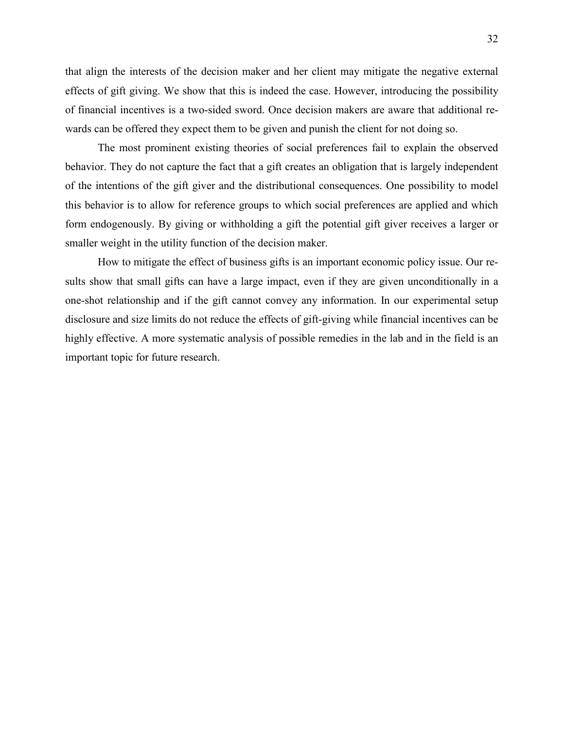that align the interests of the decision maker and her client may mitigate the negative external effects of gift giving. We show that this is indeed the case. However, introducing the possibility of financial incentives is a two-sided sword. Once decision makers are aware that additional rewards can be offered they expect them to be given and punish the client for not doing so.

The most prominent existing theories of social preferences fail to explain the observed behavior. They do not capture the fact that a gift creates an obligation that is largely independent of the intentions of the gift giver and the distributional consequences. One possibility to model this behavior is to allow for reference groups to which social preferences are applied and which form endogenously. By giving or withholding a gift the potential gift giver receives a larger or smaller weight in the utility function of the decision maker.

How to mitigate the effect of business gifts is an important economic policy issue. Our results show that small gifts can have a large impact, even if they are given unconditionally in a one-shot relationship and if the gift cannot convey any information. In our experimental setup disclosure and size limits do not reduce the effects of gift-giving while financial incentives can be highly effective. A more systematic analysis of possible remedies in the lab and in the field is an important topic for future research.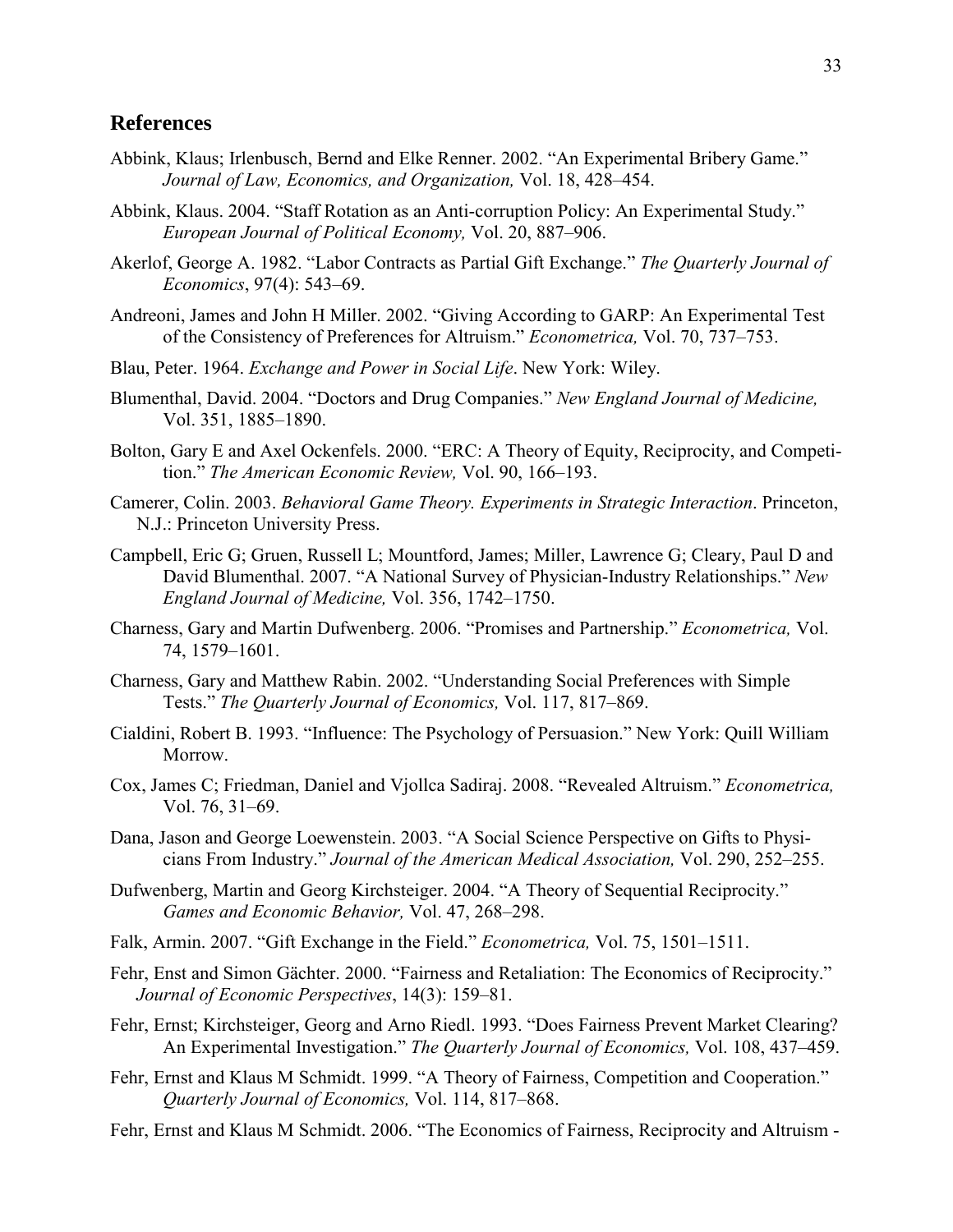## References

Abbink, Klaus; Irlenbusch, Bernd and Elke Renner. 2002. "An Experimental Bribery Game." *Journal of Law, Economics, and Organization,* Vol. 18, 428–454.

Abbink, Klaus. 2004. "Staff Rotation as an Anti-corruption Policy: An Experimental Study." *European Journal of Political Economy,* Vol. 20, 887–906.

Akerlof, George A. 1982. "Labor Contracts as Partial Gift Exchange." *The Quarterly Journal of Economics*, 97(4): 543–69.

Andreoni, James and John H Miller. 2002. "Giving According to GARP: An Experimental Test of the Consistency of Preferences for Altruism." *Econometrica,* Vol. 70, 737–753.

Blau, Peter. 1964. *Exchange and Power in Social Life*. New York: Wiley.

Blumenthal, David. 2004. "Doctors and Drug Companies." *New England Journal of Medicine,* Vol. 351, 1885–1890.

Bolton, Gary E and Axel Ockenfels. 2000. "ERC: A Theory of Equity, Reciprocity, and Competition." *The American Economic Review,* Vol. 90, 166–193.

Camerer, Colin. 2003. *Behavioral Game Theory. Experiments in Strategic Interaction*. Princeton, N.J.: Princeton University Press.

Campbell, Eric G; Gruen, Russell L; Mountford, James; Miller, Lawrence G; Cleary, Paul D and David Blumenthal. 2007. "A National Survey of Physician-Industry Relationships." *New England Journal of Medicine,* Vol. 356, 1742–1750.

Charness, Gary and Martin Dufwenberg. 2006. "Promises and Partnership." *Econometrica,* Vol. 74, 1579–1601.

Charness, Gary and Matthew Rabin. 2002. "Understanding Social Preferences with Simple Tests." *The Quarterly Journal of Economics,* Vol. 117, 817–869.

Cialdini, Robert B. 1993. "Influence: The Psychology of Persuasion." New York: Quill William Morrow.

Cox, James C; Friedman, Daniel and Vjollca Sadiraj. 2008. "Revealed Altruism." *Econometrica,* Vol. 76, 31–69.

Dana, Jason and George Loewenstein. 2003. "A Social Science Perspective on Gifts to Physicians From Industry." *Journal of the American Medical Association,* Vol. 290, 252–255.

Dufwenberg, Martin and Georg Kirchsteiger. 2004. "A Theory of Sequential Reciprocity." *Games and Economic Behavior,* Vol. 47, 268–298.

Falk, Armin. 2007. "Gift Exchange in the Field." *Econometrica,* Vol. 75, 1501–1511.

Fehr, Enst and Simon Gächter. 2000. "Fairness and Retaliation: The Economics of Reciprocity." *Journal of Economic Perspectives*, 14(3): 159–81.

Fehr, Ernst; Kirchsteiger, Georg and Arno Riedl. 1993. "Does Fairness Prevent Market Clearing? An Experimental Investigation." *The Quarterly Journal of Economics,* Vol. 108, 437–459.

Fehr, Ernst and Klaus M Schmidt. 1999. "A Theory of Fairness, Competition and Cooperation." *Quarterly Journal of Economics,* Vol. 114, 817–868.

Fehr, Ernst and Klaus M Schmidt. 2006. "The Economics of Fairness, Reciprocity and Altruism -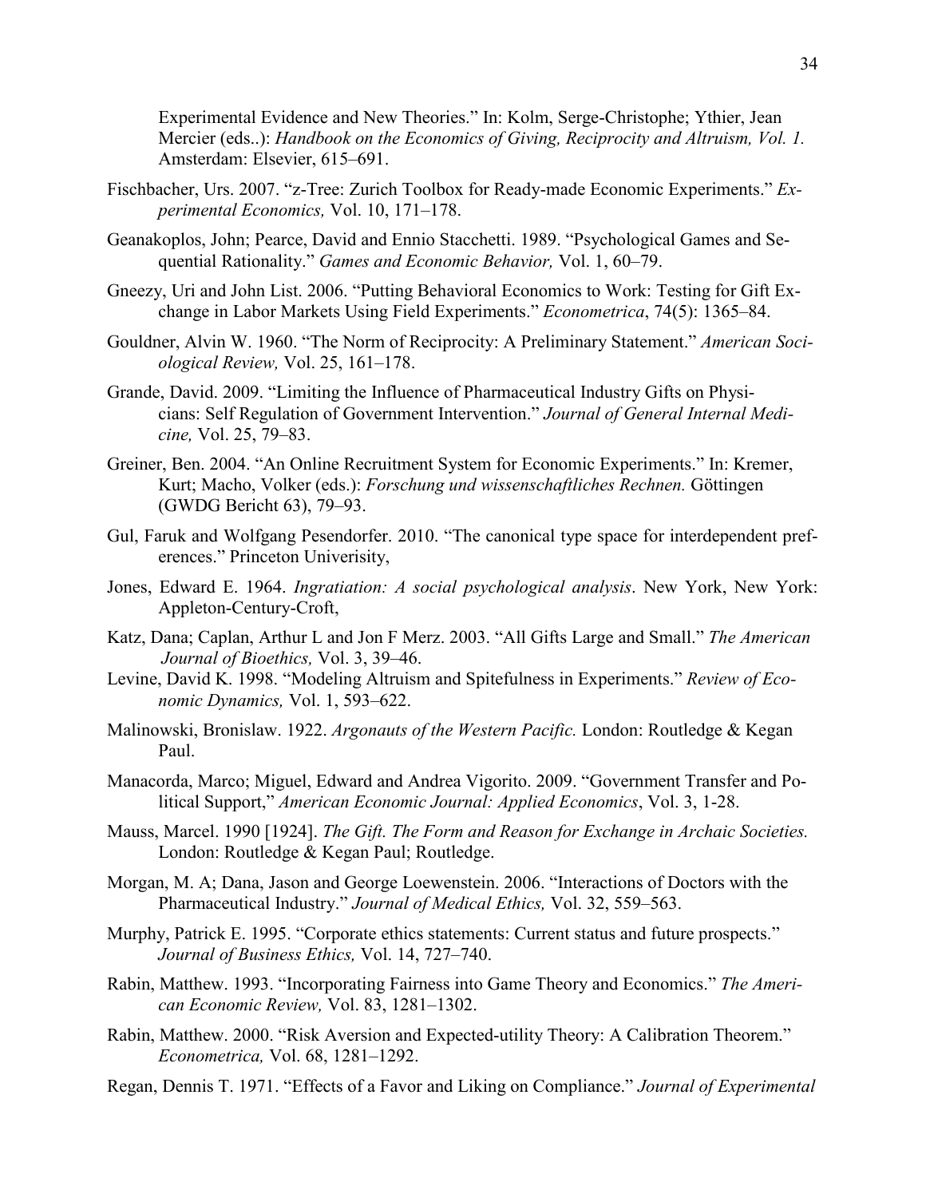Experimental Evidence and New Theories." In: Kolm, Serge-Christophe; Ythier, Jean Mercier (eds..): *Handbook on the Economics of Giving, Reciprocity and Altruism, Vol. 1.* Amsterdam: Elsevier, 615–691.

Fischbacher, Urs. 2007. "z-Tree: Zurich Toolbox for Ready-made Economic Experiments." *Experimental Economics,* Vol. 10, 171–178.

Geanakoplos, John; Pearce, David and Ennio Stacchetti. 1989. "Psychological Games and Sequential Rationality." *Games and Economic Behavior,* Vol. 1, 60–79.

Gneezy, Uri and John List. 2006. "Putting Behavioral Economics to Work: Testing for Gift Exchange in Labor Markets Using Field Experiments." *Econometrica*, 74(5): 1365–84.

Gouldner, Alvin W. 1960. "The Norm of Reciprocity: A Preliminary Statement." *American Sociological Review,* Vol. 25, 161–178.

Grande, David. 2009. "Limiting the Influence of Pharmaceutical Industry Gifts on Physicians: Self Regulation of Government Intervention." *Journal of General Internal Medicine,* Vol. 25, 79–83.

Greiner, Ben. 2004. "An Online Recruitment System for Economic Experiments." In: Kremer, Kurt; Macho, Volker (eds.): *Forschung und wissenschaftliches Rechnen.* Göttingen (GWDG Bericht 63), 79–93.

Gul, Faruk and Wolfgang Pesendorfer. 2010. "The canonical type space for interdependent preferences." Princeton Univerisity,

Jones, Edward E. 1964. *Ingratiation: A social psychological analysis*. New York, New York: Appleton-Century-Croft,

Katz, Dana; Caplan, Arthur L and Jon F Merz. 2003. "All Gifts Large and Small." *The American Journal of Bioethics,* Vol. 3, 39–46.

Levine, David K. 1998. "Modeling Altruism and Spitefulness in Experiments." *Review of Economic Dynamics,* Vol. 1, 593–622.

Malinowski, Bronislaw. 1922. *Argonauts of the Western Pacific.* London: Routledge & Kegan Paul.

Manacorda, Marco; Miguel, Edward and Andrea Vigorito. 2009. "Government Transfer and Political Support," *American Economic Journal: Applied Economics*, Vol. 3, 1-28.

Mauss, Marcel. 1990 [1924]. *The Gift. The Form and Reason for Exchange in Archaic Societies.* London: Routledge & Kegan Paul; Routledge.

Morgan, M. A; Dana, Jason and George Loewenstein. 2006. "Interactions of Doctors with the Pharmaceutical Industry." *Journal of Medical Ethics,* Vol. 32, 559–563.

Murphy, Patrick E. 1995. "Corporate ethics statements: Current status and future prospects." *Journal of Business Ethics,* Vol. 14, 727–740.

Rabin, Matthew. 1993. "Incorporating Fairness into Game Theory and Economics." *The American Economic Review,* Vol. 83, 1281–1302.

Rabin, Matthew. 2000. "Risk Aversion and Expected-utility Theory: A Calibration Theorem." *Econometrica,* Vol. 68, 1281–1292.

Regan, Dennis T. 1971. "Effects of a Favor and Liking on Compliance." *Journal of Experimental*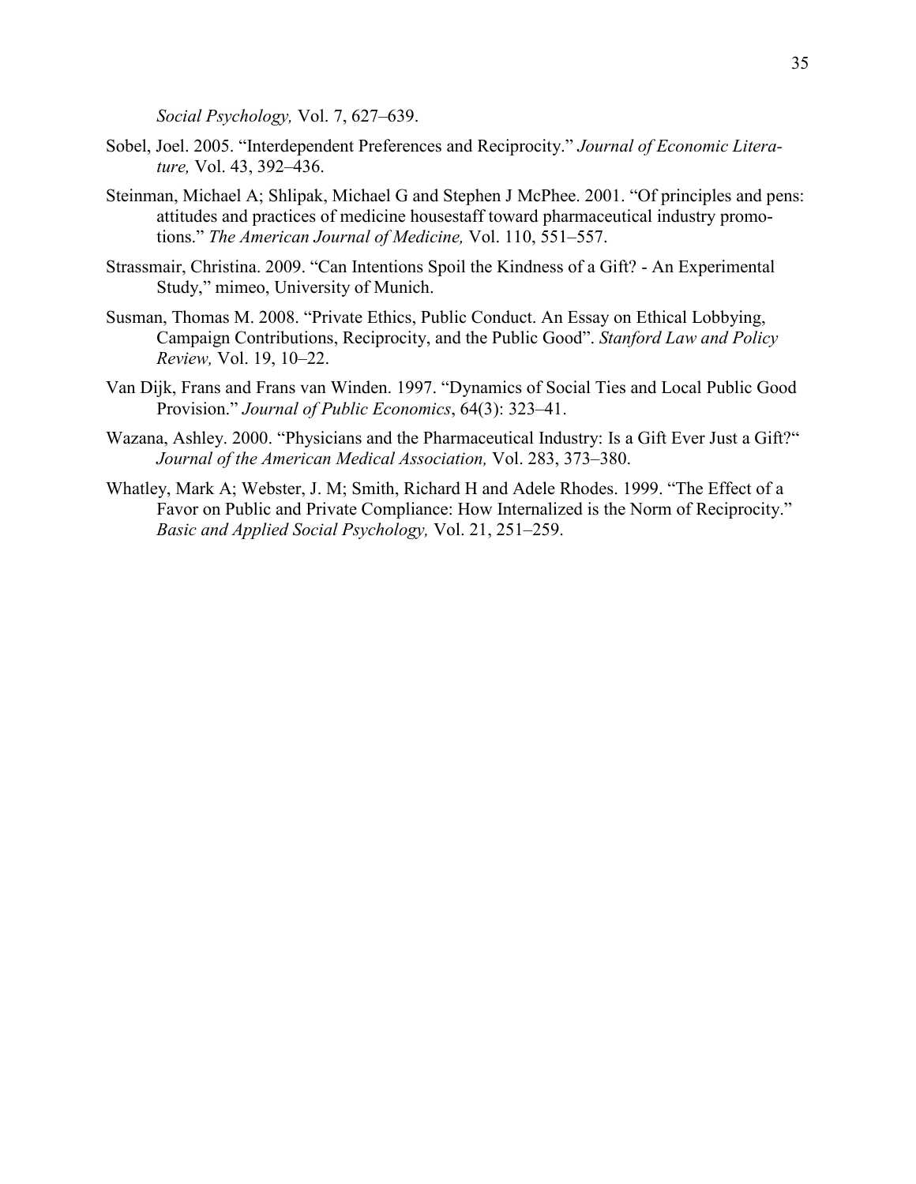*Social Psychology,* Vol. 7, 627–639.

Sobel, Joel. 2005. "Interdependent Preferences and Reciprocity." *Journal of Economic Literature,* Vol. 43, 392–436.

Steinman, Michael A; Shlipak, Michael G and Stephen J McPhee. 2001. "Of principles and pens: attitudes and practices of medicine housestaff toward pharmaceutical industry promotions." *The American Journal of Medicine,* Vol. 110, 551–557.

Strassmair, Christina. 2009. "Can Intentions Spoil the Kindness of a Gift? - An Experimental Study," mimeo, University of Munich.

Susman, Thomas M. 2008. "Private Ethics, Public Conduct. An Essay on Ethical Lobbying, Campaign Contributions, Reciprocity, and the Public Good". *Stanford Law and Policy Review,* Vol. 19, 10–22.

Van Dijk, Frans and Frans van Winden. 1997. "Dynamics of Social Ties and Local Public Good Provision." *Journal of Public Economics*, 64(3): 323–41.

Wazana, Ashley. 2000. "Physicians and the Pharmaceutical Industry: Is a Gift Ever Just a Gift?" *Journal of the American Medical Association,* Vol. 283, 373–380.

Whatley, Mark A; Webster, J. M; Smith, Richard H and Adele Rhodes. 1999. "The Effect of a Favor on Public and Private Compliance: How Internalized is the Norm of Reciprocity." *Basic and Applied Social Psychology,* Vol. 21, 251–259.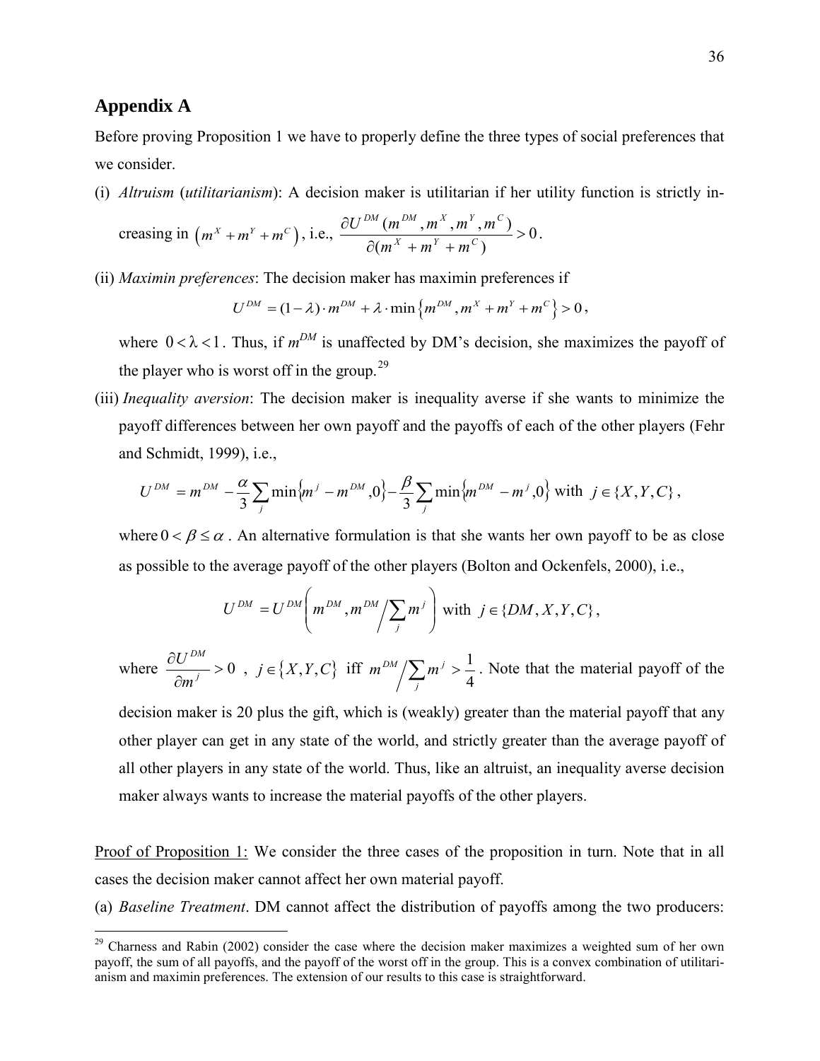## Appendix A

Before proving Proposition 1 we have to properly define the three types of social preferences that we consider.

(i) *Altruism* (*utilitarianism*): A decision maker is utilitarian if her utility function is strictly increasing in $\left(m^X + m^Y + m^C\right)$, i.e., $\dfrac{\partial U^{DM}(m^{DM}, m^X, m^Y, m^C)}{\partial(m^X + m^Y + m^C)} > 0$.

(ii) *Maximin preferences*: The decision maker has maximin preferences if

$$U^{DM} = (1-\lambda)\cdot m^{DM} + \lambda \cdot \min\left\{m^{DM}, m^X + m^Y + m^C\right\} > 0,$$

where $0 < \lambda < 1$. Thus, if $m^{DM}$ is unaffected by DM's decision, she maximizes the payoff of the player who is worst off in the group.[29]

(iii) *Inequality aversion*: The decision maker is inequality averse if she wants to minimize the payoff differences between her own payoff and the payoffs of each of the other players (Fehr and Schmidt, 1999), i.e.,

$$U^{DM} = m^{DM} - \frac{\alpha}{3}\sum_j \min\left\{m^j - m^{DM}, 0\right\} - \frac{\beta}{3}\sum_j \min\left\{m^{DM} - m^j, 0\right\} \text{ with } j \in \{X, Y, C\},$$

where $0 < \beta \le \alpha$. An alternative formulation is that she wants her own payoff to be as close as possible to the average payoff of the other players (Bolton and Ockenfels, 2000), i.e.,

$$U^{DM} = U^{DM}\left(m^{DM}, m^{DM} \Big/ \sum_j m^j\right) \text{ with } j \in \{DM, X, Y, C\},$$

where $\dfrac{\partial U^{DM}}{\partial m^j} > 0$, $j \in \{X, Y, C\}$ iff $m^{DM} \Big/ \sum_j m^j > \dfrac{1}{4}$. Note that the material payoff of the decision maker is 20 plus the gift, which is (weakly) greater than the material payoff that any other player can get in any state of the world, and strictly greater than the average payoff of all other players in any state of the world. Thus, like an altruist, an inequality averse decision maker always wants to increase the material payoffs of the other players.

Proof of Proposition 1: We consider the three cases of the proposition in turn. Note that in all cases the decision maker cannot affect her own material payoff.

(a) *Baseline Treatment*. DM cannot affect the distribution of payoffs among the two producers:

[29] Charness and Rabin (2002) consider the case where the decision maker maximizes a weighted sum of her own payoff, the sum of all payoffs, and the payoff of the worst off in the group. This is a convex combination of utilitarianism and maximin preferences. The extension of our results to this case is straightforward.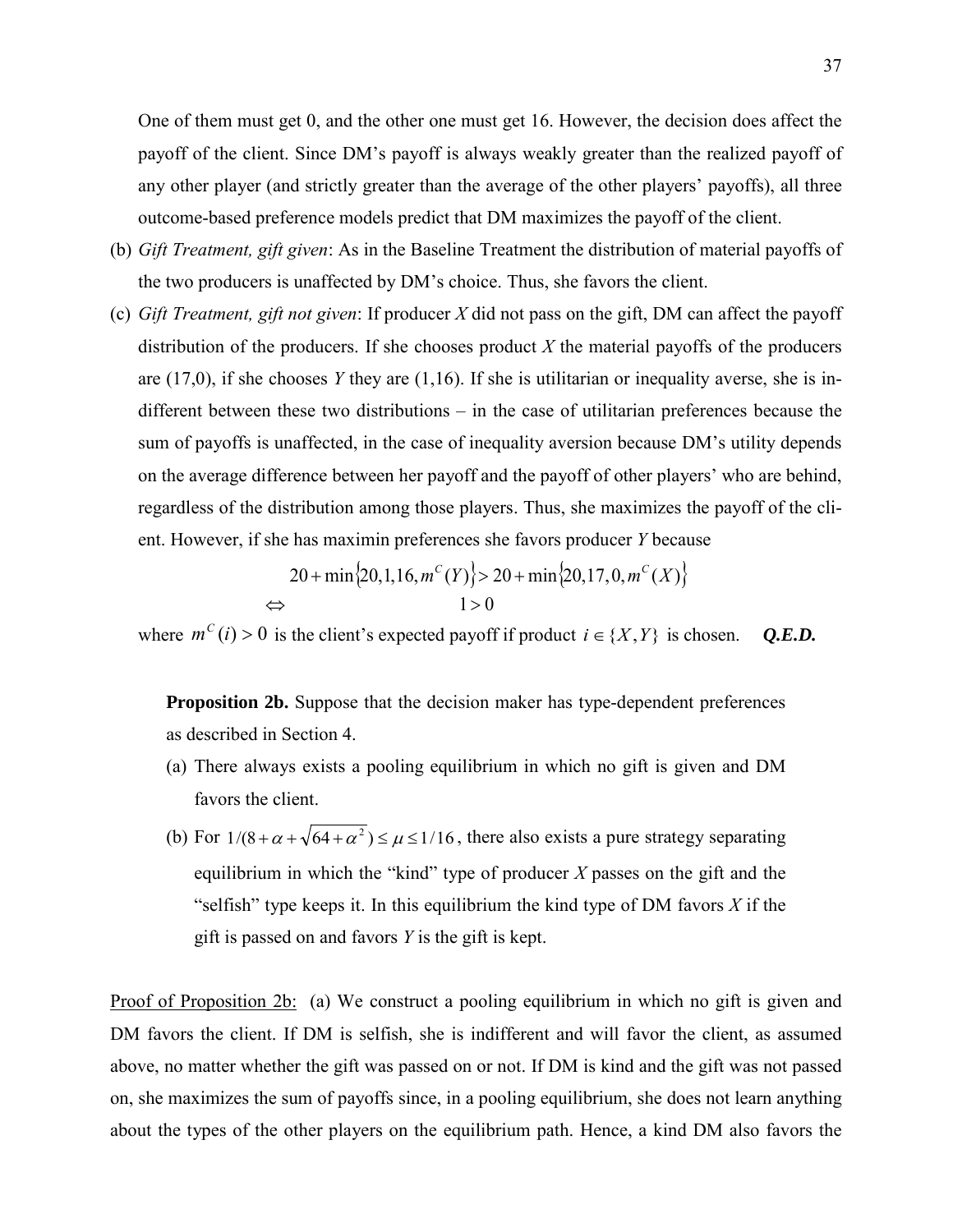One of them must get 0, and the other one must get 16. However, the decision does affect the payoff of the client. Since DM's payoff is always weakly greater than the realized payoff of any other player (and strictly greater than the average of the other players' payoffs), all three outcome-based preference models predict that DM maximizes the payoff of the client.

(b) *Gift Treatment, gift given*: As in the Baseline Treatment the distribution of material payoffs of the two producers is unaffected by DM's choice. Thus, she favors the client.

(c) *Gift Treatment, gift not given*: If producer *X* did not pass on the gift, DM can affect the payoff distribution of the producers. If she chooses product *X* the material payoffs of the producers are (17,0), if she chooses *Y* they are (1,16). If she is utilitarian or inequality averse, she is indifferent between these two distributions – in the case of utilitarian preferences because the sum of payoffs is unaffected, in the case of inequality aversion because DM's utility depends on the average difference between her payoff and the payoff of other players' who are behind, regardless of the distribution among those players. Thus, she maximizes the payoff of the client. However, if she has maximin preferences she favors producer *Y* because

$$20 + \min\{20, 1, 16, m^C(Y)\} > 20 + \min\{20, 17, 0, m^C(X)\}$$
$$\Leftrightarrow \qquad 1 > 0$$

where $m^C(i) > 0$ is the client's expected payoff if product $i \in \{X, Y\}$ is chosen. ***Q.E.D.***

**Proposition 2b.** Suppose that the decision maker has type-dependent preferences as described in Section 4.

(a) There always exists a pooling equilibrium in which no gift is given and DM favors the client.

(b) For $1/(8 + \alpha + \sqrt{64 + \alpha^2}) \leq \mu \leq 1/16$, there also exists a pure strategy separating equilibrium in which the "kind" type of producer *X* passes on the gift and the "selfish" type keeps it. In this equilibrium the kind type of DM favors *X* if the gift is passed on and favors *Y* is the gift is kept.

Proof of Proposition 2b: (a) We construct a pooling equilibrium in which no gift is given and DM favors the client. If DM is selfish, she is indifferent and will favor the client, as assumed above, no matter whether the gift was passed on or not. If DM is kind and the gift was not passed on, she maximizes the sum of payoffs since, in a pooling equilibrium, she does not learn anything about the types of the other players on the equilibrium path. Hence, a kind DM also favors the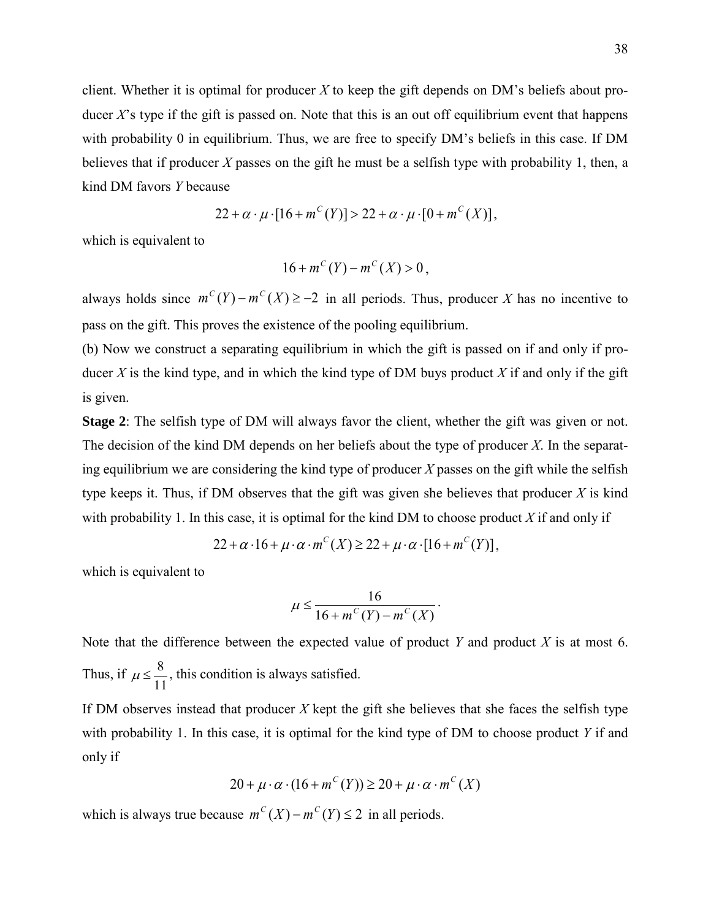client. Whether it is optimal for producer $X$ to keep the gift depends on DM's beliefs about producer $X$'s type if the gift is passed on. Note that this is an out off equilibrium event that happens with probability 0 in equilibrium. Thus, we are free to specify DM's beliefs in this case. If DM believes that if producer $X$ passes on the gift he must be a selfish type with probability 1, then, a kind DM favors $Y$ because

$$22 + \alpha \cdot \mu \cdot [16 + m^C(Y)] > 22 + \alpha \cdot \mu \cdot [0 + m^C(X)],$$

which is equivalent to

$$16 + m^C(Y) - m^C(X) > 0,$$

always holds since $m^C(Y) - m^C(X) \geq -2$ in all periods. Thus, producer $X$ has no incentive to pass on the gift. This proves the existence of the pooling equilibrium.

(b) Now we construct a separating equilibrium in which the gift is passed on if and only if producer $X$ is the kind type, and in which the kind type of DM buys product $X$ if and only if the gift is given.

**Stage 2**: The selfish type of DM will always favor the client, whether the gift was given or not. The decision of the kind DM depends on her beliefs about the type of producer $X$. In the separating equilibrium we are considering the kind type of producer $X$ passes on the gift while the selfish type keeps it. Thus, if DM observes that the gift was given she believes that producer $X$ is kind with probability 1. In this case, it is optimal for the kind DM to choose product $X$ if and only if

$$22 + \alpha \cdot 16 + \mu \cdot \alpha \cdot m^C(X) \geq 22 + \mu \cdot \alpha \cdot [16 + m^C(Y)],$$

which is equivalent to

$$\mu \leq \frac{16}{16 + m^C(Y) - m^C(X)}.$$

Note that the difference between the expected value of product $Y$ and product $X$ is at most 6. Thus, if $\mu \leq \frac{8}{11}$, this condition is always satisfied.

If DM observes instead that producer $X$ kept the gift she believes that she faces the selfish type with probability 1. In this case, it is optimal for the kind type of DM to choose product $Y$ if and only if

$$20 + \mu \cdot \alpha \cdot (16 + m^C(Y)) \geq 20 + \mu \cdot \alpha \cdot m^C(X)$$

which is always true because $m^C(X) - m^C(Y) \leq 2$ in all periods.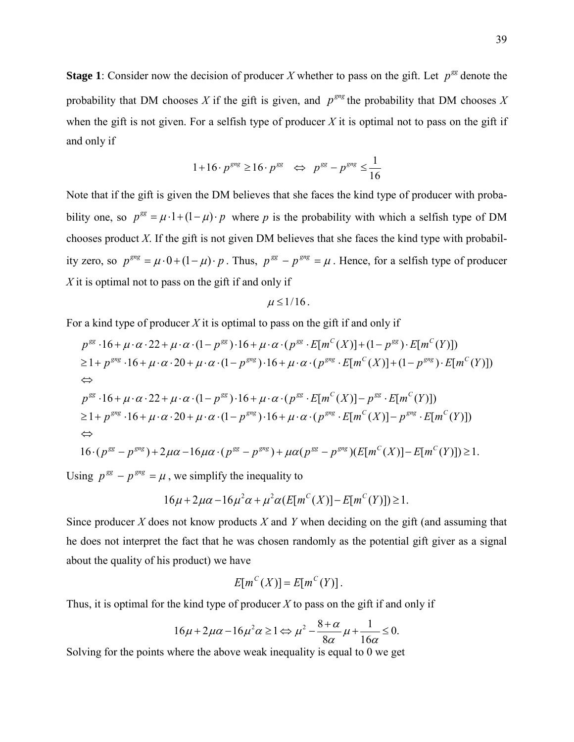**Stage 1**: Consider now the decision of producer *X* whether to pass on the gift. Let $p^{gg}$ denote the probability that DM chooses *X* if the gift is given, and $p^{gng}$ the probability that DM chooses *X* when the gift is not given. For a selfish type of producer *X* it is optimal not to pass on the gift if and only if

$$1+16\cdot p^{gng} \geq 16\cdot p^{gg} \quad \Leftrightarrow \quad p^{gg}-p^{gng} \leq \frac{1}{16}$$

Note that if the gift is given the DM believes that she faces the kind type of producer with probability one, so $p^{gg}=\mu\cdot 1+(1-\mu)\cdot p$ where *p* is the probability with which a selfish type of DM chooses product *X*. If the gift is not given DM believes that she faces the kind type with probability zero, so $p^{gng}=\mu\cdot 0+(1-\mu)\cdot p$. Thus, $p^{gg}-p^{gng}=\mu$. Hence, for a selfish type of producer *X* it is optimal not to pass on the gift if and only if

$$\mu \leq 1/16 .$$

For a kind type of producer *X* it is optimal to pass on the gift if and only if

$$\begin{aligned}
& p^{gg}\cdot 16+\mu\cdot\alpha\cdot 22+\mu\cdot\alpha\cdot(1-p^{gg})\cdot 16+\mu\cdot\alpha\cdot(p^{gg}\cdot E[m^{C}(X)]+(1-p^{gg})\cdot E[m^{C}(Y)]) \\
& \geq 1+p^{gng}\cdot 16+\mu\cdot\alpha\cdot 20+\mu\cdot\alpha\cdot(1-p^{gng})\cdot 16+\mu\cdot\alpha\cdot(p^{gng}\cdot E[m^{C}(X)]+(1-p^{gng})\cdot E[m^{C}(Y)]) \\
& \Leftrightarrow \\
& p^{gg}\cdot 16+\mu\cdot\alpha\cdot 22+\mu\cdot\alpha\cdot(1-p^{gg})\cdot 16+\mu\cdot\alpha\cdot(p^{gg}\cdot E[m^{C}(X)]-p^{gg}\cdot E[m^{C}(Y)]) \\
& \geq 1+p^{gng}\cdot 16+\mu\cdot\alpha\cdot 20+\mu\cdot\alpha\cdot(1-p^{gng})\cdot 16+\mu\cdot\alpha\cdot(p^{gng}\cdot E[m^{C}(X)]-p^{gng}\cdot E[m^{C}(Y)]) \\
& \Leftrightarrow \\
& 16\cdot(p^{gg}-p^{gng})+2\mu\alpha-16\mu\alpha\cdot(p^{gg}-p^{gng})+\mu\alpha(p^{gg}-p^{gng})(E[m^{C}(X)]-E[m^{C}(Y)])\geq 1.
\end{aligned}$$

Using $p^{gg}-p^{gng}=\mu$, we simplify the inequality to

$$16\mu+2\mu\alpha-16\mu^{2}\alpha+\mu^{2}\alpha(E[m^{C}(X)]-E[m^{C}(Y)])\geq 1.$$

Since producer *X* does not know products *X* and *Y* when deciding on the gift (and assuming that he does not interpret the fact that he was chosen randomly as the potential gift giver as a signal about the quality of his product) we have

$$E[m^{C}(X)]=E[m^{C}(Y)].$$

Thus, it is optimal for the kind type of producer *X* to pass on the gift if and only if

$$16\mu+2\mu\alpha-16\mu^{2}\alpha\geq 1 \Leftrightarrow \mu^{2}-\frac{8+\alpha}{8\alpha}\mu+\frac{1}{16\alpha}\leq 0.$$

Solving for the points where the above weak inequality is equal to 0 we get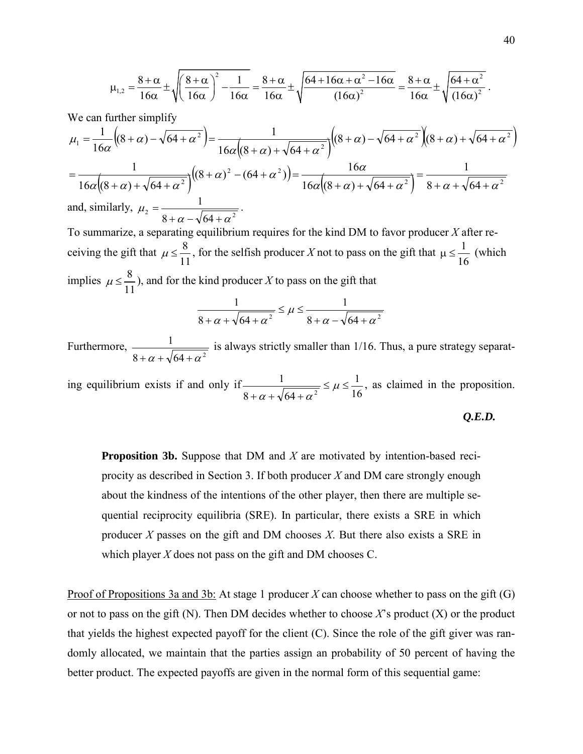$$\mu_{1,2} = \frac{8+\alpha}{16\alpha} \pm \sqrt{\left(\frac{8+\alpha}{16\alpha}\right)^2 - \frac{1}{16\alpha}} = \frac{8+\alpha}{16\alpha} \pm \sqrt{\frac{64+16\alpha+\alpha^2-16\alpha}{(16\alpha)^2}} = \frac{8+\alpha}{16\alpha} \pm \sqrt{\frac{64+\alpha^2}{(16\alpha)^2}}.$$

We can further simplify

$$\mu_1 = \frac{1}{16\alpha}\left((8+\alpha) - \sqrt{64+\alpha^2}\right) = \frac{1}{16\alpha\left((8+\alpha)+\sqrt{64+\alpha^2}\right)}\left((8+\alpha)-\sqrt{64+\alpha^2}\right)\left((8+\alpha)+\sqrt{64+\alpha^2}\right)$$

$$= \frac{1}{16\alpha\left((8+\alpha)+\sqrt{64+\alpha^2}\right)}\left((8+\alpha)^2 - (64+\alpha^2)\right) = \frac{16\alpha}{16\alpha\left((8+\alpha)+\sqrt{64+\alpha^2}\right)} = \frac{1}{8+\alpha+\sqrt{64+\alpha^2}}$$

and, similarly, $\mu_2 = \frac{1}{8+\alpha-\sqrt{64+\alpha^2}}$.

To summarize, a separating equilibrium requires for the kind DM to favor producer *X* after receiving the gift that $\mu \leq \frac{8}{11}$, for the selfish producer *X* not to pass on the gift that $\mu \leq \frac{1}{16}$ (which implies $\mu \leq \frac{8}{11}$), and for the kind producer *X* to pass on the gift that

$$\frac{1}{8+\alpha+\sqrt{64+\alpha^2}} \leq \mu \leq \frac{1}{8+\alpha-\sqrt{64+\alpha^2}}$$

Furthermore, $\frac{1}{8+\alpha+\sqrt{64+\alpha^2}}$ is always strictly smaller than 1/16. Thus, a pure strategy separating equilibrium exists if and only if $\frac{1}{8+\alpha+\sqrt{64+\alpha^2}} \leq \mu \leq \frac{1}{16}$, as claimed in the proposition.

***Q.E.D.***

**Proposition 3b.** Suppose that DM and *X* are motivated by intention-based reciprocity as described in Section 3. If both producer *X* and DM care strongly enough about the kindness of the intentions of the other player, then there are multiple sequential reciprocity equilibria (SRE). In particular, there exists a SRE in which producer *X* passes on the gift and DM chooses *X*. But there also exists a SRE in which player *X* does not pass on the gift and DM chooses C.

Proof of Propositions 3a and 3b: At stage 1 producer *X* can choose whether to pass on the gift (G) or not to pass on the gift (N). Then DM decides whether to choose *X*'s product (X) or the product that yields the highest expected payoff for the client (C). Since the role of the gift giver was randomly allocated, we maintain that the parties assign an probability of 50 percent of having the better product. The expected payoffs are given in the normal form of this sequential game: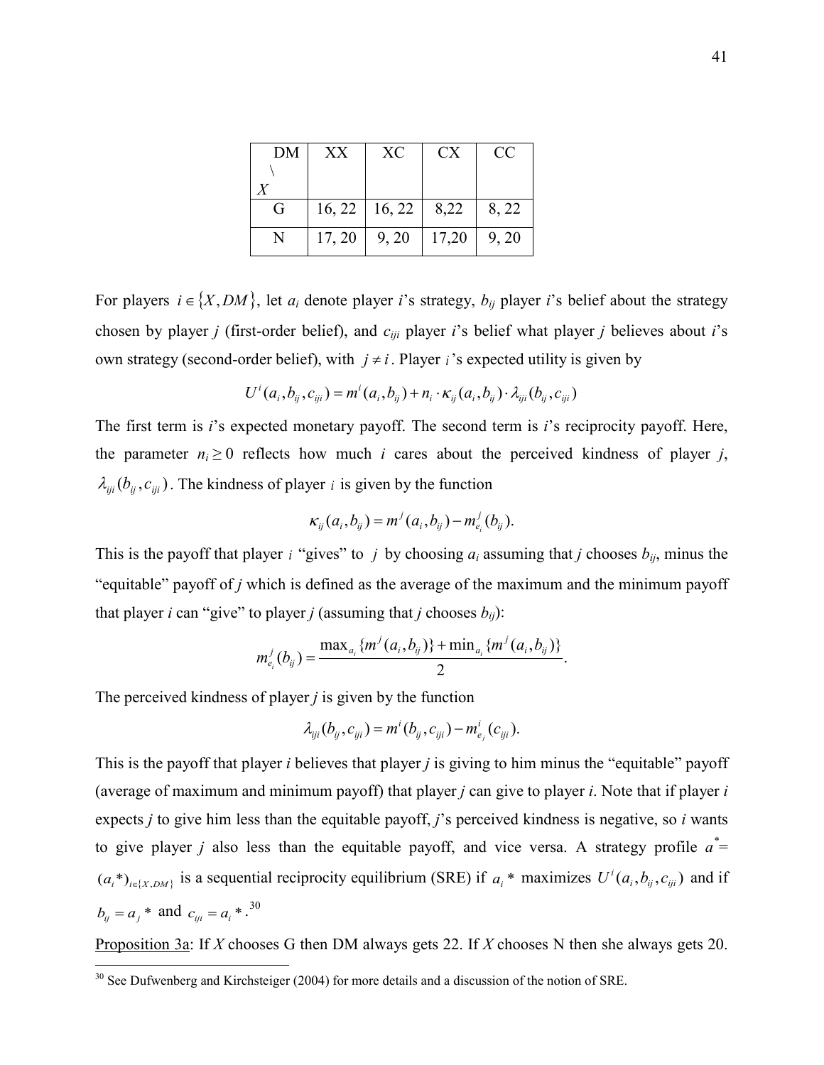| DM \ X | XX | XC | CX | CC |
|---|---|---|---|---|
| G | 16, 22 | 16, 22 | 8,22 | 8, 22 |
| N | 17, 20 | 9, 20 | 17,20 | 9, 20 |

For players $i \in \{X, DM\}$, let $a_i$ denote player $i$'s strategy, $b_{ij}$ player $i$'s belief about the strategy chosen by player $j$ (first-order belief), and $c_{iji}$ player $i$'s belief what player $j$ believes about $i$'s own strategy (second-order belief), with $j \neq i$. Player $i$'s expected utility is given by

$$U^i(a_i, b_{ij}, c_{iji}) = m^i(a_i, b_{ij}) + n_i \cdot \kappa_{ij}(a_i, b_{ij}) \cdot \lambda_{iji}(b_{ij}, c_{iji})$$

The first term is $i$'s expected monetary payoff. The second term is $i$'s reciprocity payoff. Here, the parameter $n_i \geq 0$ reflects how much $i$ cares about the perceived kindness of player $j$, $\lambda_{iji}(b_{ij}, c_{iji})$. The kindness of player $i$ is given by the function

$$\kappa_{ij}(a_i, b_{ij}) = m^j(a_i, b_{ij}) - m^j_{e_i}(b_{ij}).$$

This is the payoff that player $i$ "gives" to $j$ by choosing $a_i$ assuming that $j$ chooses $b_{ij}$, minus the "equitable" payoff of $j$ which is defined as the average of the maximum and the minimum payoff that player $i$ can "give" to player $j$ (assuming that $j$ chooses $b_{ij}$):

$$m^j_{e_i}(b_{ij}) = \frac{\max_{a_i}\{m^j(a_i, b_{ij})\} + \min_{a_i}\{m^j(a_i, b_{ij})\}}{2}.$$

The perceived kindness of player $j$ is given by the function

$$\lambda_{iji}(b_{ij}, c_{iji}) = m^i(b_{ij}, c_{iji}) - m^i_{e_j}(c_{iji}).$$

This is the payoff that player $i$ believes that player $j$ is giving to him minus the "equitable" payoff (average of maximum and minimum payoff) that player $j$ can give to player $i$. Note that if player $i$ expects $j$ to give him less than the equitable payoff, $j$'s perceived kindness is negative, so $i$ wants to give player $j$ also less than the equitable payoff, and vice versa. A strategy profile $a^* = (a_i^*)_{i \in \{X, DM\}}$ is a sequential reciprocity equilibrium (SRE) if $a_i^*$ maximizes $U^i(a_i, b_{ij}, c_{iji})$ and if $b_{ij} = a_j^*$ and $c_{iji} = a_i^*$.[30]

<u>Proposition 3a</u>: If $X$ chooses G then DM always gets 22. If $X$ chooses N then she always gets 20.

[30] See Dufwenberg and Kirchsteiger (2004) for more details and a discussion of the notion of SRE.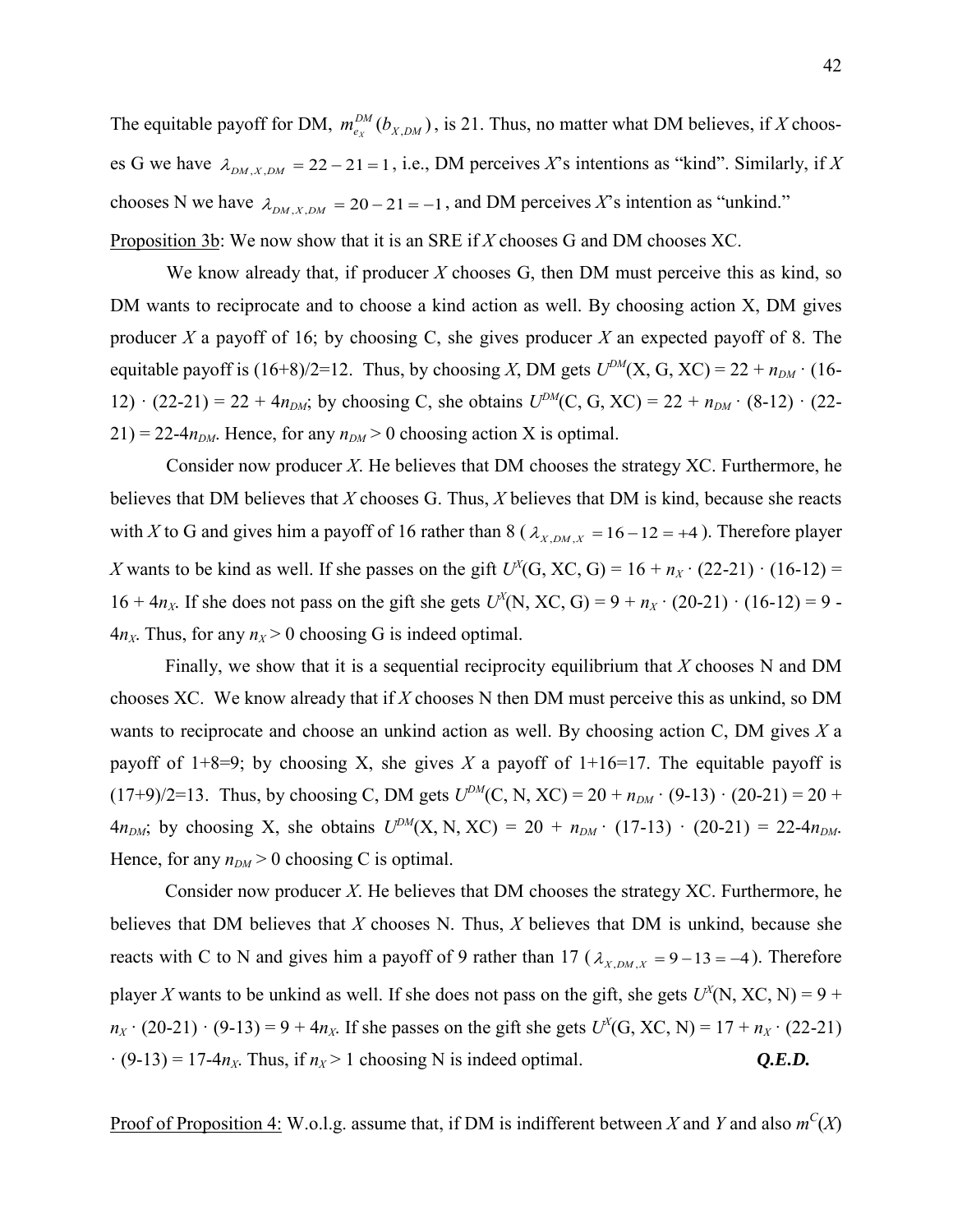The equitable payoff for DM, $m_{e_X}^{DM}(b_{X,DM})$, is 21. Thus, no matter what DM believes, if $X$ chooses G we have $\lambda_{DM,X,DM} = 22 - 21 = 1$, i.e., DM perceives $X$'s intentions as "kind". Similarly, if $X$ chooses N we have $\lambda_{DM,X,DM} = 20 - 21 = -1$, and DM perceives $X$'s intention as "unkind."

<u>Proposition 3b</u>: We now show that it is an SRE if $X$ chooses G and DM chooses XC.

We know already that, if producer $X$ chooses G, then DM must perceive this as kind, so DM wants to reciprocate and to choose a kind action as well. By choosing action X, DM gives producer $X$ a payoff of 16; by choosing C, she gives producer $X$ an expected payoff of 8. The equitable payoff is (16+8)/2=12. Thus, by choosing $X$, DM gets $U^{DM}(\text{X, G, XC}) = 22 + n_{DM} \cdot (16-12) \cdot (22-21) = 22 + 4n_{DM}$; by choosing C, she obtains $U^{DM}(\text{C, G, XC}) = 22 + n_{DM} \cdot (8-12) \cdot (22-21) = 22-4n_{DM}$. Hence, for any $n_{DM} > 0$ choosing action X is optimal.

Consider now producer $X$. He believes that DM chooses the strategy XC. Furthermore, he believes that DM believes that $X$ chooses G. Thus, $X$ believes that DM is kind, because she reacts with $X$ to G and gives him a payoff of 16 rather than 8 ($\lambda_{X,DM,X} = 16 - 12 = +4$). Therefore player $X$ wants to be kind as well. If she passes on the gift $U^X(\text{G, XC, G}) = 16 + n_X \cdot (22\text{-}21) \cdot (16\text{-}12) = 16 + 4n_X$. If she does not pass on the gift she gets $U^X(\text{N, XC, G}) = 9 + n_X \cdot (20\text{-}21) \cdot (16\text{-}12) = 9 - 4n_X$. Thus, for any $n_X > 0$ choosing G is indeed optimal.

Finally, we show that it is a sequential reciprocity equilibrium that $X$ chooses N and DM chooses XC. We know already that if $X$ chooses N then DM must perceive this as unkind, so DM wants to reciprocate and choose an unkind action as well. By choosing action C, DM gives $X$ a payoff of 1+8=9; by choosing X, she gives $X$ a payoff of 1+16=17. The equitable payoff is (17+9)/2=13. Thus, by choosing C, DM gets $U^{DM}(\text{C, N, XC}) = 20 + n_{DM} \cdot (9\text{-}13) \cdot (20\text{-}21) = 20 + 4n_{DM}$; by choosing X, she obtains $U^{DM}(\text{X, N, XC}) = 20 + n_{DM} \cdot (17\text{-}13) \cdot (20\text{-}21) = 22\text{-}4n_{DM}$. Hence, for any $n_{DM} > 0$ choosing C is optimal.

Consider now producer $X$. He believes that DM chooses the strategy XC. Furthermore, he believes that DM believes that $X$ chooses N. Thus, $X$ believes that DM is unkind, because she reacts with C to N and gives him a payoff of 9 rather than 17 ($\lambda_{X,DM,X} = 9 - 13 = -4$). Therefore player $X$ wants to be unkind as well. If she does not pass on the gift, she gets $U^X(\text{N, XC, N}) = 9 + n_X \cdot (20\text{-}21) \cdot (9\text{-}13) = 9 + 4n_X$. If she passes on the gift she gets $U^X(\text{G, XC, N}) = 17 + n_X \cdot (22\text{-}21) \cdot (9\text{-}13) = 17\text{-}4n_X$. Thus, if $n_X > 1$ choosing N is indeed optimal. ***Q.E.D.***

<u>Proof of Proposition 4:</u> W.o.l.g. assume that, if DM is indifferent between $X$ and $Y$ and also $m^C(X)$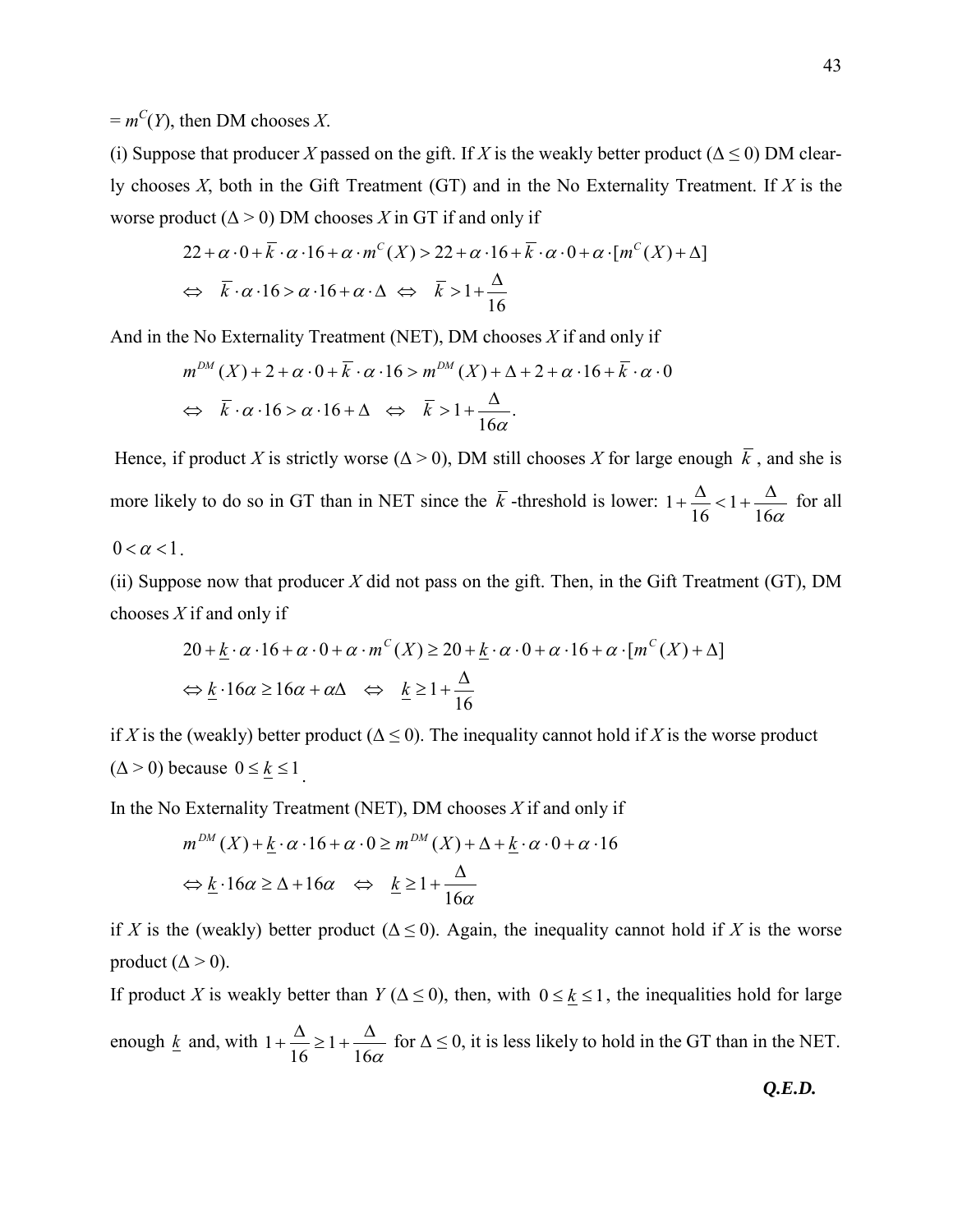$= m^C(Y)$, then DM chooses $X$.

(i) Suppose that producer $X$ passed on the gift. If $X$ is the weakly better product ($\Delta \leq 0$) DM clearly chooses $X$, both in the Gift Treatment (GT) and in the No Externality Treatment. If $X$ is the worse product ($\Delta > 0$) DM chooses $X$ in GT if and only if

$$22 + \alpha \cdot 0 + \bar{k} \cdot \alpha \cdot 16 + \alpha \cdot m^C(X) > 22 + \alpha \cdot 16 + \bar{k} \cdot \alpha \cdot 0 + \alpha \cdot [m^C(X) + \Delta]$$

$$\Leftrightarrow \quad \bar{k} \cdot \alpha \cdot 16 > \alpha \cdot 16 + \alpha \cdot \Delta \quad \Leftrightarrow \quad \bar{k} > 1 + \frac{\Delta}{16}$$

And in the No Externality Treatment (NET), DM chooses $X$ if and only if

$$m^{DM}(X) + 2 + \alpha \cdot 0 + \bar{k} \cdot \alpha \cdot 16 > m^{DM}(X) + \Delta + 2 + \alpha \cdot 16 + \bar{k} \cdot \alpha \cdot 0$$

$$\Leftrightarrow \quad \bar{k} \cdot \alpha \cdot 16 > \alpha \cdot 16 + \Delta \quad \Leftrightarrow \quad \bar{k} > 1 + \frac{\Delta}{16\alpha}.$$

Hence, if product $X$ is strictly worse ($\Delta > 0$), DM still chooses $X$ for large enough $\bar{k}$, and she is more likely to do so in GT than in NET since the $\bar{k}$-threshold is lower: $1 + \frac{\Delta}{16} < 1 + \frac{\Delta}{16\alpha}$ for all $0 < \alpha < 1$.

(ii) Suppose now that producer $X$ did not pass on the gift. Then, in the Gift Treatment (GT), DM chooses $X$ if and only if

$$20 + \underline{k} \cdot \alpha \cdot 16 + \alpha \cdot 0 + \alpha \cdot m^C(X) \geq 20 + \underline{k} \cdot \alpha \cdot 0 + \alpha \cdot 16 + \alpha \cdot [m^C(X) + \Delta]$$

$$\Leftrightarrow \underline{k} \cdot 16\alpha \geq 16\alpha + \alpha\Delta \quad \Leftrightarrow \quad \underline{k} \geq 1 + \frac{\Delta}{16}$$

if $X$ is the (weakly) better product ($\Delta \leq 0$). The inequality cannot hold if $X$ is the worse product ($\Delta > 0$) because $0 \leq \underline{k} \leq 1$.

In the No Externality Treatment (NET), DM chooses $X$ if and only if

$$m^{DM}(X) + \underline{k} \cdot \alpha \cdot 16 + \alpha \cdot 0 \geq m^{DM}(X) + \Delta + \underline{k} \cdot \alpha \cdot 0 + \alpha \cdot 16$$

$$\Leftrightarrow \underline{k} \cdot 16\alpha \geq \Delta + 16\alpha \quad \Leftrightarrow \quad \underline{k} \geq 1 + \frac{\Delta}{16\alpha}$$

if $X$ is the (weakly) better product ($\Delta \leq 0$). Again, the inequality cannot hold if $X$ is the worse product ($\Delta > 0$).

If product $X$ is weakly better than $Y$ ($\Delta \leq 0$), then, with $0 \leq \underline{k} \leq 1$, the inequalities hold for large enough $\underline{k}$ and, with $1 + \frac{\Delta}{16} \geq 1 + \frac{\Delta}{16\alpha}$ for $\Delta \leq 0$, it is less likely to hold in the GT than in the NET.

***Q.E.D.***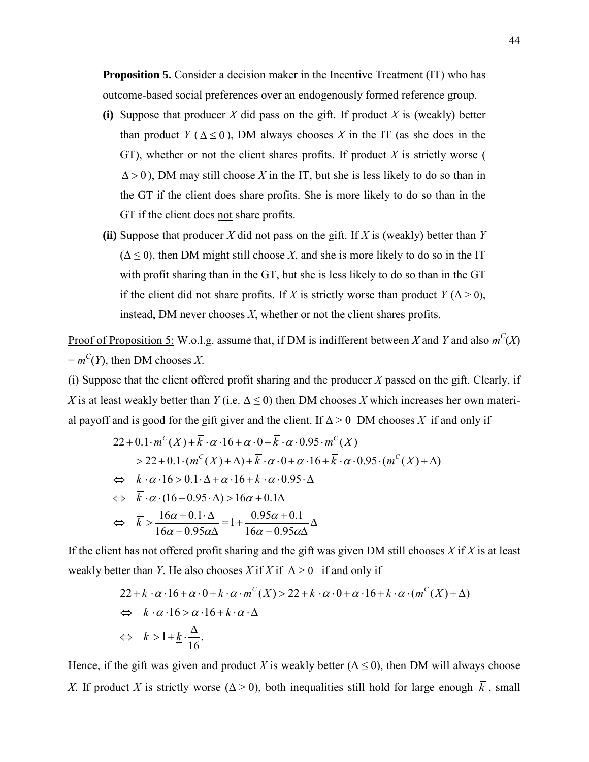**Proposition 5.** Consider a decision maker in the Incentive Treatment (IT) who has outcome-based social preferences over an endogenously formed reference group.

- **(i)** Suppose that producer $X$ did pass on the gift. If product $X$ is (weakly) better than product $Y$ ($\Delta \le 0$), DM always chooses $X$ in the IT (as she does in the GT), whether or not the client shares profits. If product $X$ is strictly worse ($\Delta > 0$), DM may still choose $X$ in the IT, but she is less likely to do so than in the GT if the client does share profits. She is more likely to do so than in the GT if the client does not share profits.
- **(ii)** Suppose that producer $X$ did not pass on the gift. If $X$ is (weakly) better than $Y$ ($\Delta \le 0$), then DM might still choose $X$, and she is more likely to do so in the IT with profit sharing than in the GT, but she is less likely to do so than in the GT if the client did not share profits. If $X$ is strictly worse than product $Y$ ($\Delta > 0$), instead, DM never chooses $X$, whether or not the client shares profits.

Proof of Proposition 5: W.o.l.g. assume that, if DM is indifferent between $X$ and $Y$ and also $m^C(X) = m^C(Y)$, then DM chooses $X$.

(i) Suppose that the client offered profit sharing and the producer $X$ passed on the gift. Clearly, if $X$ is at least weakly better than $Y$ (i.e. $\Delta \le 0$) then DM chooses $X$ which increases her own material payoff and is good for the gift giver and the client. If $\Delta > 0$ DM chooses $X$ if and only if

$$
\begin{aligned}
& 22 + 0.1 \cdot m^C(X) + \bar{k} \cdot \alpha \cdot 16 + \alpha \cdot 0 + \bar{k} \cdot \alpha \cdot 0.95 \cdot m^C(X) \\
& \quad > 22 + 0.1 \cdot (m^C(X) + \Delta) + \bar{k} \cdot \alpha \cdot 0 + \alpha \cdot 16 + \bar{k} \cdot \alpha \cdot 0.95 \cdot (m^C(X) + \Delta) \\
\Leftrightarrow \quad & \bar{k} \cdot \alpha \cdot 16 > 0.1 \cdot \Delta + \alpha \cdot 16 + \bar{k} \cdot \alpha \cdot 0.95 \cdot \Delta \\
\Leftrightarrow \quad & \bar{k} \cdot \alpha \cdot (16 - 0.95 \cdot \Delta) > 16\alpha + 0.1\Delta \\
\Leftrightarrow \quad & \bar{k} > \frac{16\alpha + 0.1 \cdot \Delta}{16\alpha - 0.95\alpha\Delta} = 1 + \frac{0.95\alpha + 0.1}{16\alpha - 0.95\alpha\Delta}\Delta
\end{aligned}
$$

If the client has not offered profit sharing and the gift was given DM still chooses $X$ if $X$ is at least weakly better than $Y$. He also chooses $X$ if $X$ if $\Delta > 0$ if and only if

$$
\begin{aligned}
& 22 + \bar{k} \cdot \alpha \cdot 16 + \alpha \cdot 0 + \underline{k} \cdot \alpha \cdot m^C(X) > 22 + \bar{k} \cdot \alpha \cdot 0 + \alpha \cdot 16 + \underline{k} \cdot \alpha \cdot (m^C(X) + \Delta) \\
\Leftrightarrow \quad & \bar{k} \cdot \alpha \cdot 16 > \alpha \cdot 16 + \underline{k} \cdot \alpha \cdot \Delta \\
\Leftrightarrow \quad & \bar{k} > 1 + \underline{k} \cdot \frac{\Delta}{16}.
\end{aligned}
$$

Hence, if the gift was given and product $X$ is weakly better ($\Delta \le 0$), then DM will always choose $X$. If product $X$ is strictly worse ($\Delta > 0$), both inequalities still hold for large enough $\bar{k}$, small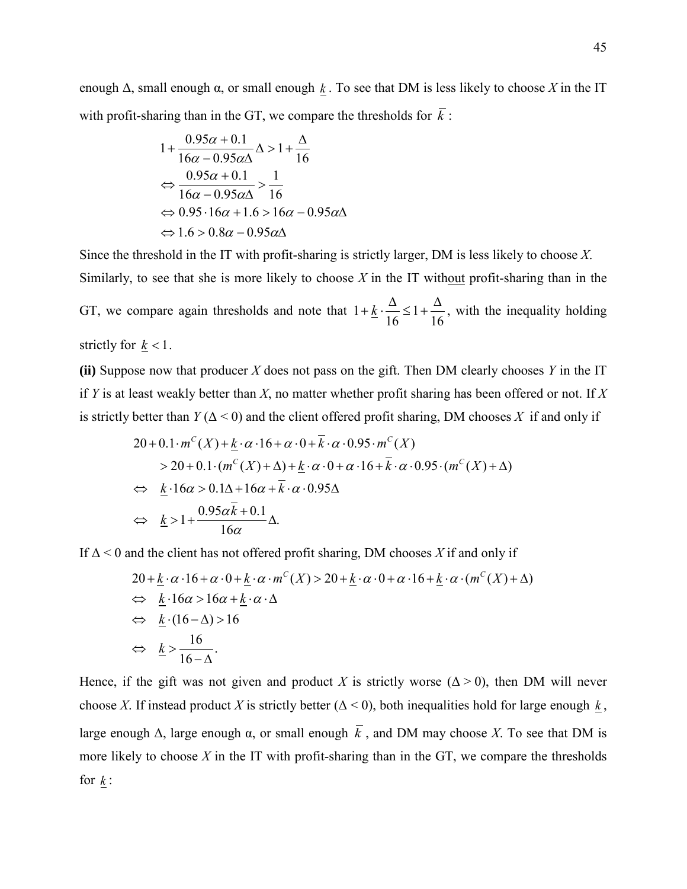enough Δ, small enough α, or small enough $\underline{k}$. To see that DM is less likely to choose *X* in the IT with profit-sharing than in the GT, we compare the thresholds for $\overline{k}$:

$$
\begin{aligned}
&1+\frac{0.95\alpha+0.1}{16\alpha-0.95\alpha\Delta}\Delta > 1+\frac{\Delta}{16} \\
&\Leftrightarrow \frac{0.95\alpha+0.1}{16\alpha-0.95\alpha\Delta} > \frac{1}{16} \\
&\Leftrightarrow 0.95\cdot 16\alpha + 1.6 > 16\alpha - 0.95\alpha\Delta \\
&\Leftrightarrow 1.6 > 0.8\alpha - 0.95\alpha\Delta
\end{aligned}
$$

Since the threshold in the IT with profit-sharing is strictly larger, DM is less likely to choose *X*. Similarly, to see that she is more likely to choose *X* in the IT with<u>out</u> profit-sharing than in the GT, we compare again thresholds and note that $1+\underline{k}\cdot\frac{\Delta}{16} \le 1+\frac{\Delta}{16}$, with the inequality holding strictly for $\underline{k}<1$.

**(ii)** Suppose now that producer *X* does not pass on the gift. Then DM clearly chooses *Y* in the IT if *Y* is at least weakly better than *X*, no matter whether profit sharing has been offered or not. If *X* is strictly better than *Y* (Δ < 0) and the client offered profit sharing, DM chooses *X* if and only if

$$
\begin{aligned}
&20+0.1\cdot m^C(X)+\underline{k}\cdot\alpha\cdot 16+\alpha\cdot 0+\overline{k}\cdot\alpha\cdot 0.95\cdot m^C(X) \\
&\quad > 20+0.1\cdot(m^C(X)+\Delta)+\underline{k}\cdot\alpha\cdot 0+\alpha\cdot 16+\overline{k}\cdot\alpha\cdot 0.95\cdot(m^C(X)+\Delta) \\
\Leftrightarrow\quad & \underline{k}\cdot 16\alpha > 0.1\Delta+16\alpha+\overline{k}\cdot\alpha\cdot 0.95\Delta \\
\Leftrightarrow\quad & \underline{k} > 1+\frac{0.95\alpha\overline{k}+0.1}{16\alpha}\Delta.
\end{aligned}
$$

If Δ < 0 and the client has not offered profit sharing, DM chooses *X* if and only if

$$
\begin{aligned}
&20+\underline{k}\cdot\alpha\cdot 16+\alpha\cdot 0+\underline{k}\cdot\alpha\cdot m^C(X) > 20+\underline{k}\cdot\alpha\cdot 0+\alpha\cdot 16+\underline{k}\cdot\alpha\cdot(m^C(X)+\Delta) \\
\Leftrightarrow\quad & \underline{k}\cdot 16\alpha > 16\alpha+\underline{k}\cdot\alpha\cdot\Delta \\
\Leftrightarrow\quad & \underline{k}\cdot(16-\Delta) > 16 \\
\Leftrightarrow\quad & \underline{k} > \frac{16}{16-\Delta}.
\end{aligned}
$$

Hence, if the gift was not given and product *X* is strictly worse (Δ > 0), then DM will never choose *X*. If instead product *X* is strictly better (Δ < 0), both inequalities hold for large enough $\underline{k}$, large enough Δ, large enough α, or small enough $\overline{k}$, and DM may choose *X*. To see that DM is more likely to choose *X* in the IT with profit-sharing than in the GT, we compare the thresholds for $\underline{k}$: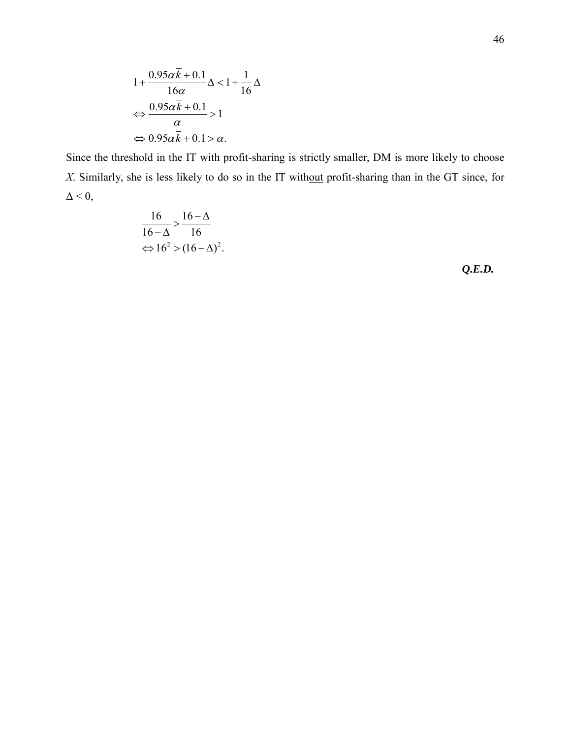$$
\begin{aligned}
&1+\frac{0.95\alpha\overline{k}+0.1}{16\alpha}\Delta < 1+\frac{1}{16}\Delta \\
&\Leftrightarrow \frac{0.95\alpha\overline{k}+0.1}{\alpha} > 1 \\
&\Leftrightarrow 0.95\alpha\overline{k}+0.1 > \alpha.
\end{aligned}
$$

Since the threshold in the IT with profit-sharing is strictly smaller, DM is more likely to choose *X*. Similarly, she is less likely to do so in the IT with<u>out</u> profit-sharing than in the GT since, for $\Delta < 0$,

$$
\begin{aligned}
&\frac{16}{16-\Delta} > \frac{16-\Delta}{16} \\
&\Leftrightarrow 16^2 > (16-\Delta)^2.
\end{aligned}
$$

***Q.E.D.***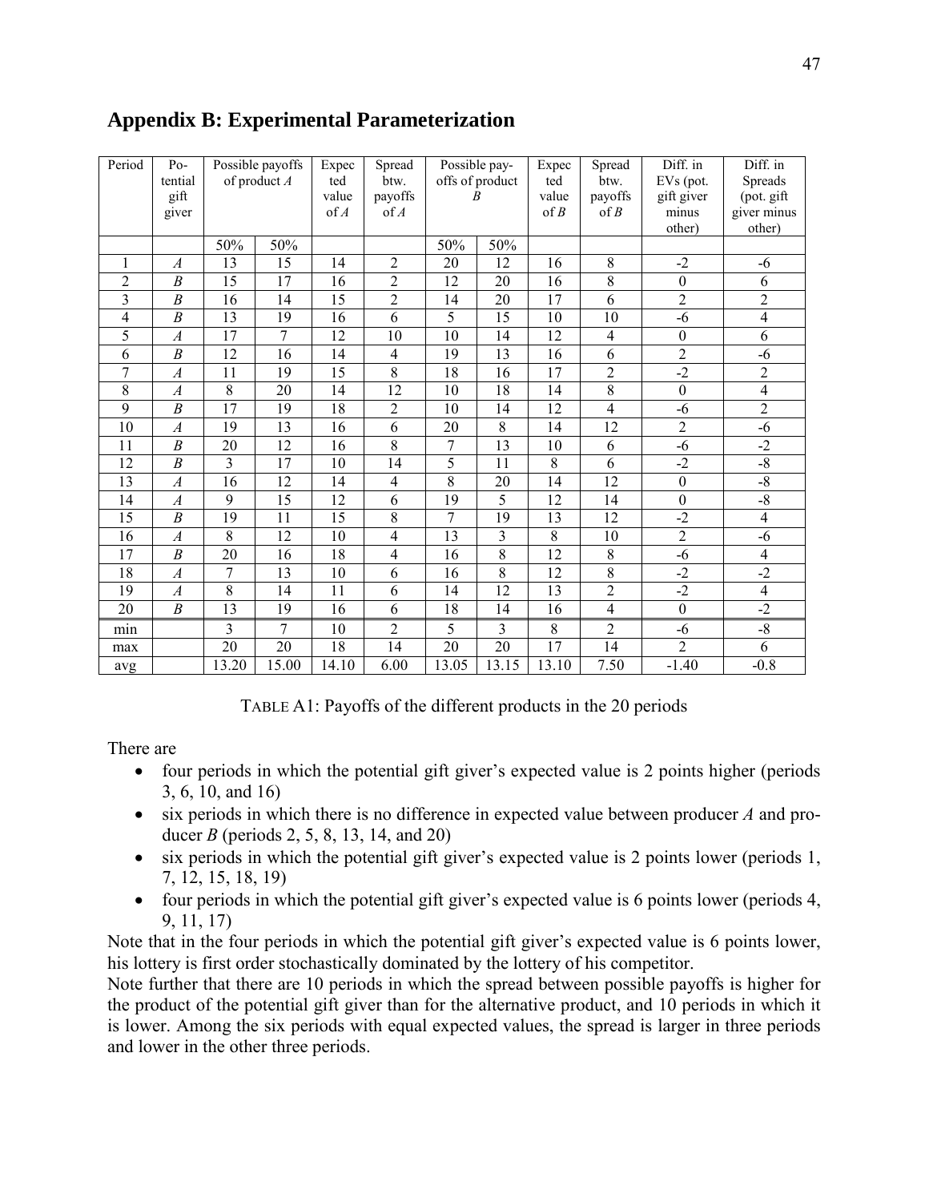## Appendix B: Experimental Parameterization

| Period | Potential gift giver | Possible payoffs of product *A* | | Expected value of *A* | Spread btw. payoffs of *A* | Possible payoffs of product *B* | | Expected value of *B* | Spread btw. payoffs of *B* | Diff. in EVs (pot. gift giver minus other) | Diff. in Spreads (pot. gift giver minus other) |
|---|---|---|---|---|---|---|---|---|---|---|---|
| | | 50% | 50% | | | 50% | 50% | | | | |
| 1 | *A* | 13 | 15 | 14 | 2 | 20 | 12 | 16 | 8 | -2 | -6 |
| 2 | *B* | 15 | 17 | 16 | 2 | 12 | 20 | 16 | 8 | 0 | 6 |
| 3 | *B* | 16 | 14 | 15 | 2 | 14 | 20 | 17 | 6 | 2 | 2 |
| 4 | *B* | 13 | 19 | 16 | 6 | 5 | 15 | 10 | 10 | -6 | 4 |
| 5 | *A* | 17 | 7 | 12 | 10 | 10 | 14 | 12 | 4 | 0 | 6 |
| 6 | *B* | 12 | 16 | 14 | 4 | 19 | 13 | 16 | 6 | 2 | -6 |
| 7 | *A* | 11 | 19 | 15 | 8 | 18 | 16 | 17 | 2 | -2 | 2 |
| 8 | *A* | 8 | 20 | 14 | 12 | 10 | 18 | 14 | 8 | 0 | 4 |
| 9 | *B* | 17 | 19 | 18 | 2 | 10 | 14 | 12 | 4 | -6 | 2 |
| 10 | *A* | 19 | 13 | 16 | 6 | 20 | 8 | 14 | 12 | 2 | -6 |
| 11 | *B* | 20 | 12 | 16 | 8 | 7 | 13 | 10 | 6 | -6 | -2 |
| 12 | *B* | 3 | 17 | 10 | 14 | 5 | 11 | 8 | 6 | -2 | -8 |
| 13 | *A* | 16 | 12 | 14 | 4 | 8 | 20 | 14 | 12 | 0 | -8 |
| 14 | *A* | 9 | 15 | 12 | 6 | 19 | 5 | 12 | 14 | 0 | -8 |
| 15 | *B* | 19 | 11 | 15 | 8 | 7 | 19 | 13 | 12 | -2 | 4 |
| 16 | *A* | 8 | 12 | 10 | 4 | 13 | 3 | 8 | 10 | 2 | -6 |
| 17 | *B* | 20 | 16 | 18 | 4 | 16 | 8 | 12 | 8 | -6 | 4 |
| 18 | *A* | 7 | 13 | 10 | 6 | 16 | 8 | 12 | 8 | -2 | -2 |
| 19 | *A* | 8 | 14 | 11 | 6 | 14 | 12 | 13 | 2 | -2 | 4 |
| 20 | *B* | 13 | 19 | 16 | 6 | 18 | 14 | 16 | 4 | 0 | -2 |
| min | | 3 | 7 | 10 | 2 | 5 | 3 | 8 | 2 | -6 | -8 |
| max | | 20 | 20 | 18 | 14 | 20 | 20 | 17 | 14 | 2 | 6 |
| avg | | 13.20 | 15.00 | 14.10 | 6.00 | 13.05 | 13.15 | 13.10 | 7.50 | -1.40 | -0.8 |

TABLE A1: Payoffs of the different products in the 20 periods

There are

- four periods in which the potential gift giver's expected value is 2 points higher (periods 3, 6, 10, and 16)
- six periods in which there is no difference in expected value between producer *A* and producer *B* (periods 2, 5, 8, 13, 14, and 20)
- six periods in which the potential gift giver's expected value is 2 points lower (periods 1, 7, 12, 15, 18, 19)
- four periods in which the potential gift giver's expected value is 6 points lower (periods 4, 9, 11, 17)

Note that in the four periods in which the potential gift giver's expected value is 6 points lower, his lottery is first order stochastically dominated by the lottery of his competitor.

Note further that there are 10 periods in which the spread between possible payoffs is higher for the product of the potential gift giver than for the alternative product, and 10 periods in which it is lower. Among the six periods with equal expected values, the spread is larger in three periods and lower in the other three periods.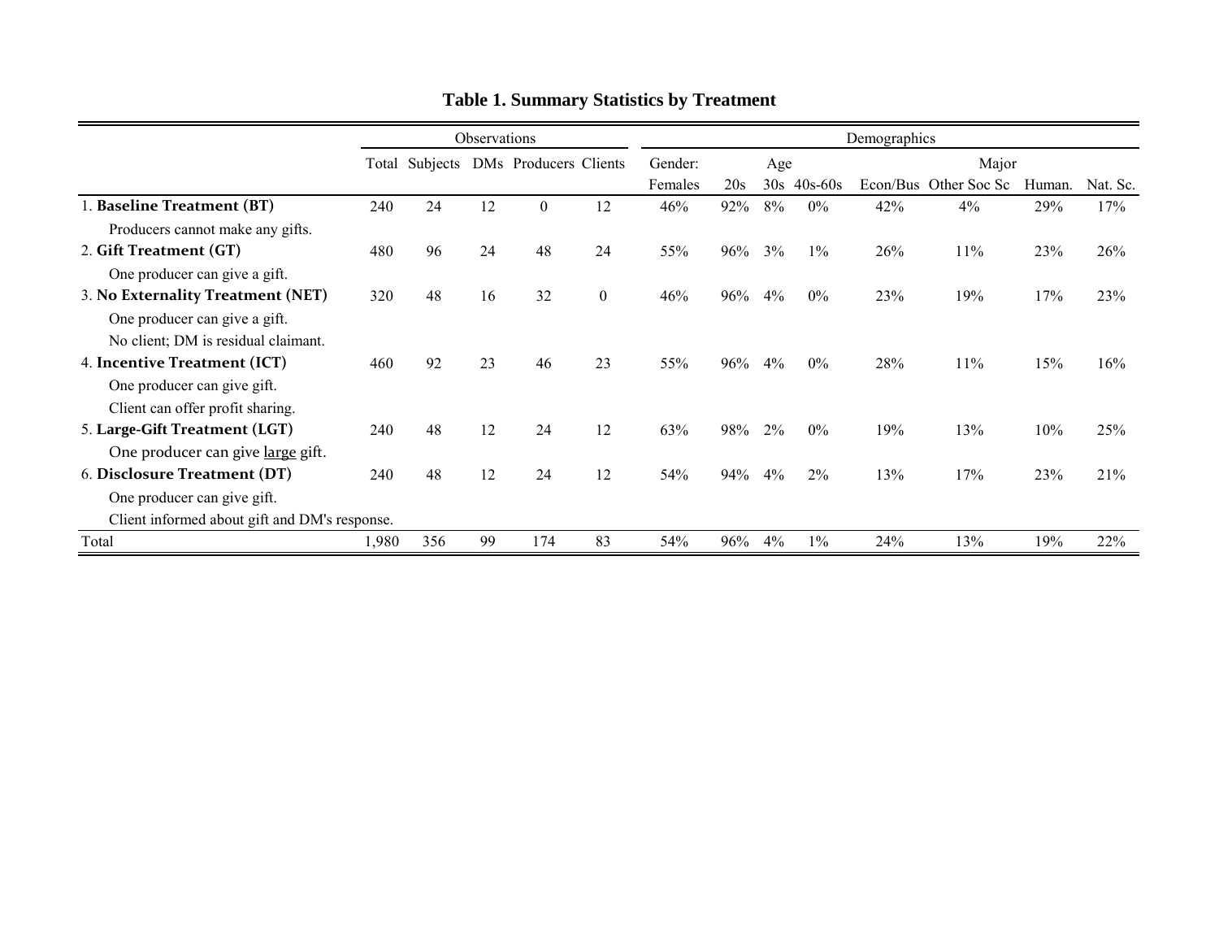**Table 1. Summary Statistics by Treatment**

| | Observations | | | | | Demographics | | | | | | | |
|---|---|---|---|---|---|---|---|---|---|---|---|---|---|
| | | | | | | Gender: | Age | | | Major | | | |
| | Total | Subjects | DMs | Producers | Clients | Females | 20s | 30s | 40s-60s | Econ/Bus | Other Soc Sc | Human. | Nat. Sc. |
| 1. **Baseline Treatment (BT)** | 240 | 24 | 12 | 0 | 12 | 46% | 92% | 8% | 0% | 42% | 4% | 29% | 17% |
| Producers cannot make any gifts. | | | | | | | | | | | | | |
| 2. **Gift Treatment (GT)** | 480 | 96 | 24 | 48 | 24 | 55% | 96% | 3% | 1% | 26% | 11% | 23% | 26% |
| One producer can give a gift. | | | | | | | | | | | | | |
| 3. **No Externality Treatment (NET)** | 320 | 48 | 16 | 32 | 0 | 46% | 96% | 4% | 0% | 23% | 19% | 17% | 23% |
| One producer can give a gift. | | | | | | | | | | | | | |
| No client; DM is residual claimant. | | | | | | | | | | | | | |
| 4. **Incentive Treatment (ICT)** | 460 | 92 | 23 | 46 | 23 | 55% | 96% | 4% | 0% | 28% | 11% | 15% | 16% |
| One producer can give gift. | | | | | | | | | | | | | |
| Client can offer profit sharing. | | | | | | | | | | | | | |
| 5. **Large-Gift Treatment (LGT)** | 240 | 48 | 12 | 24 | 12 | 63% | 98% | 2% | 0% | 19% | 13% | 10% | 25% |
| One producer can give large gift. | | | | | | | | | | | | | |
| 6. **Disclosure Treatment (DT)** | 240 | 48 | 12 | 24 | 12 | 54% | 94% | 4% | 2% | 13% | 17% | 23% | 21% |
| One producer can give gift. | | | | | | | | | | | | | |
| Client informed about gift and DM's response. | | | | | | | | | | | | | |
| Total | 1,980 | 356 | 99 | 174 | 83 | 54% | 96% | 4% | 1% | 24% | 13% | 19% | 22% |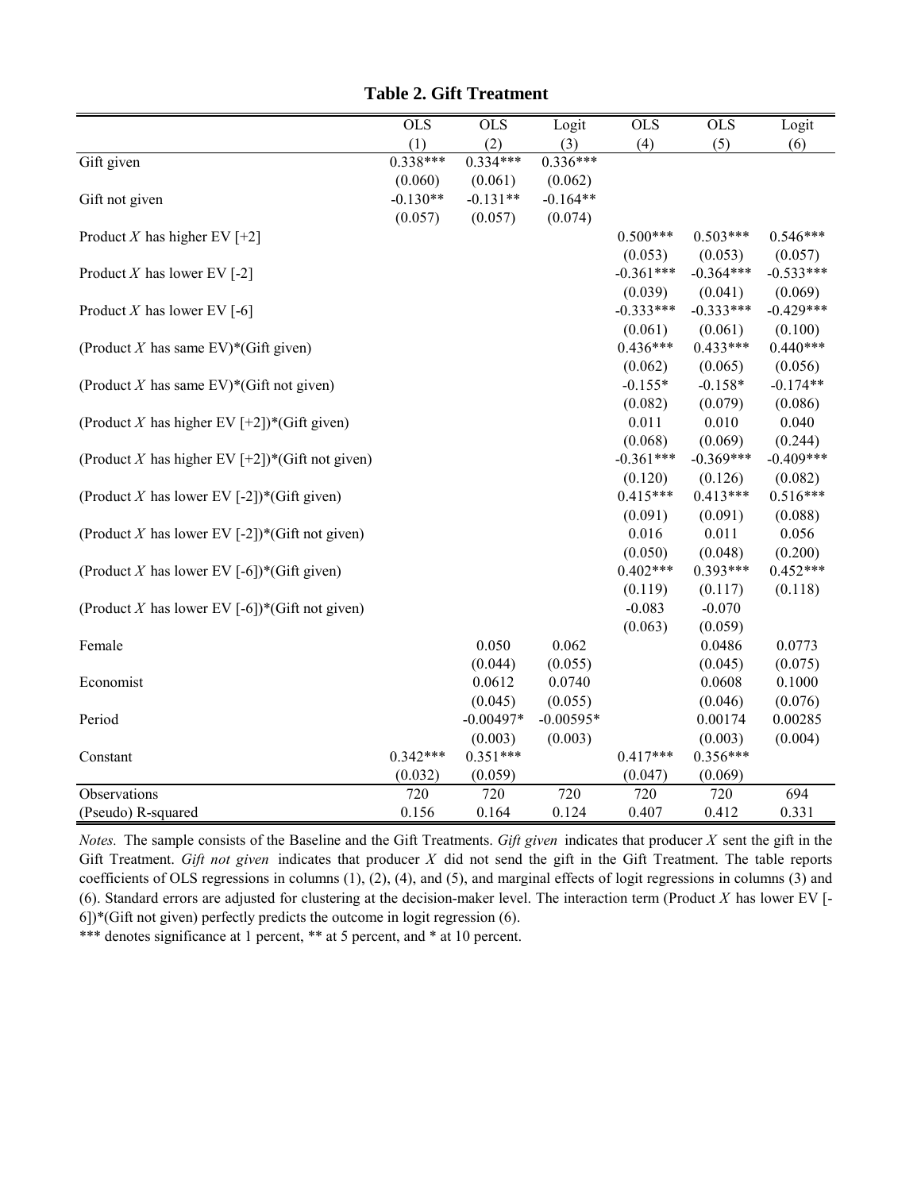## Table 2. Gift Treatment

| | OLS | OLS | Logit | OLS | OLS | Logit |
|---|---|---|---|---|---|---|
| | (1) | (2) | (3) | (4) | (5) | (6) |
| Gift given | 0.338*** | 0.334*** | 0.336*** | | | |
| | (0.060) | (0.061) | (0.062) | | | |
| Gift not given | -0.130** | -0.131** | -0.164** | | | |
| | (0.057) | (0.057) | (0.074) | | | |
| Product *X* has higher EV [+2] | | | | 0.500*** | 0.503*** | 0.546*** |
| | | | | (0.053) | (0.053) | (0.057) |
| Product *X* has lower EV [-2] | | | | -0.361*** | -0.364*** | -0.533*** |
| | | | | (0.039) | (0.041) | (0.069) |
| Product *X* has lower EV [-6] | | | | -0.333*** | -0.333*** | -0.429*** |
| | | | | (0.061) | (0.061) | (0.100) |
| (Product *X* has same EV)*(Gift given) | | | | 0.436*** | 0.433*** | 0.440*** |
| | | | | (0.062) | (0.065) | (0.056) |
| (Product *X* has same EV)*(Gift not given) | | | | -0.155* | -0.158* | -0.174** |
| | | | | (0.082) | (0.079) | (0.086) |
| (Product *X* has higher EV [+2])*(Gift given) | | | | 0.011 | 0.010 | 0.040 |
| | | | | (0.068) | (0.069) | (0.244) |
| (Product *X* has higher EV [+2])*(Gift not given) | | | | -0.361*** | -0.369*** | -0.409*** |
| | | | | (0.120) | (0.126) | (0.082) |
| (Product *X* has lower EV [-2])*(Gift given) | | | | 0.415*** | 0.413*** | 0.516*** |
| | | | | (0.091) | (0.091) | (0.088) |
| (Product *X* has lower EV [-2])*(Gift not given) | | | | 0.016 | 0.011 | 0.056 |
| | | | | (0.050) | (0.048) | (0.200) |
| (Product *X* has lower EV [-6])*(Gift given) | | | | 0.402*** | 0.393*** | 0.452*** |
| | | | | (0.119) | (0.117) | (0.118) |
| (Product *X* has lower EV [-6])*(Gift not given) | | | | -0.083 | -0.070 | |
| | | | | (0.063) | (0.059) | |
| Female | | 0.050 | 0.062 | | 0.0486 | 0.0773 |
| | | (0.044) | (0.055) | | (0.045) | (0.075) |
| Economist | | 0.0612 | 0.0740 | | 0.0608 | 0.1000 |
| | | (0.045) | (0.055) | | (0.046) | (0.076) |
| Period | | -0.00497* | -0.00595* | | 0.00174 | 0.00285 |
| | | (0.003) | (0.003) | | (0.003) | (0.004) |
| Constant | 0.342*** | 0.351*** | | 0.417*** | 0.356*** | |
| | (0.032) | (0.059) | | (0.047) | (0.069) | |
| Observations | 720 | 720 | 720 | 720 | 720 | 694 |
| (Pseudo) R-squared | 0.156 | 0.164 | 0.124 | 0.407 | 0.412 | 0.331 |

*Notes.* The sample consists of the Baseline and the Gift Treatments. *Gift given* indicates that producer *X* sent the gift in the Gift Treatment. *Gift not given* indicates that producer *X* did not send the gift in the Gift Treatment. The table reports coefficients of OLS regressions in columns (1), (2), (4), and (5), and marginal effects of logit regressions in columns (3) and (6). Standard errors are adjusted for clustering at the decision-maker level. The interaction term (Product *X* has lower EV [-6])*(Gift not given) perfectly predicts the outcome in logit regression (6).

*** denotes significance at 1 percent, ** at 5 percent, and * at 10 percent.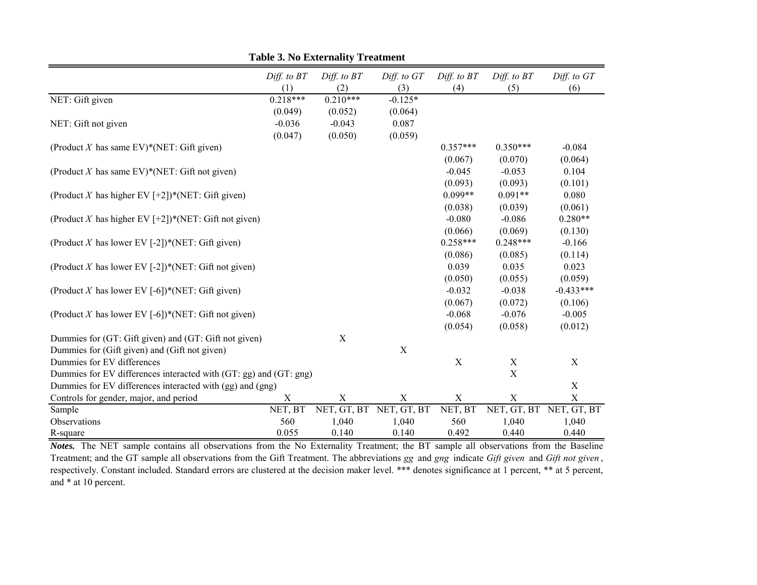**Table 3. No Externality Treatment**

| | *Diff. to BT* (1) | *Diff. to BT* (2) | *Diff. to GT* (3) | *Diff. to BT* (4) | *Diff. to BT* (5) | *Diff. to GT* (6) |
|---|---|---|---|---|---|---|
| NET: Gift given | 0.218*** | 0.210*** | -0.125* | | | |
| | (0.049) | (0.052) | (0.064) | | | |
| NET: Gift not given | -0.036 | -0.043 | 0.087 | | | |
| | (0.047) | (0.050) | (0.059) | | | |
| (Product *X* has same EV)*(NET: Gift given) | | | | 0.357*** | 0.350*** | -0.084 |
| | | | | (0.067) | (0.070) | (0.064) |
| (Product *X* has same EV)*(NET: Gift not given) | | | | -0.045 | -0.053 | 0.104 |
| | | | | (0.093) | (0.093) | (0.101) |
| (Product *X* has higher EV [+2])*(NET: Gift given) | | | | 0.099** | 0.091** | 0.080 |
| | | | | (0.038) | (0.039) | (0.061) |
| (Product *X* has higher EV [+2])*(NET: Gift not given) | | | | -0.080 | -0.086 | 0.280** |
| | | | | (0.066) | (0.069) | (0.130) |
| (Product *X* has lower EV [-2])*(NET: Gift given) | | | | 0.258*** | 0.248*** | -0.166 |
| | | | | (0.086) | (0.085) | (0.114) |
| (Product *X* has lower EV [-2])*(NET: Gift not given) | | | | 0.039 | 0.035 | 0.023 |
| | | | | (0.050) | (0.055) | (0.059) |
| (Product *X* has lower EV [-6])*(NET: Gift given) | | | | -0.032 | -0.038 | -0.433*** |
| | | | | (0.067) | (0.072) | (0.106) |
| (Product *X* has lower EV [-6])*(NET: Gift not given) | | | | -0.068 | -0.076 | -0.005 |
| | | | | (0.054) | (0.058) | (0.012) |
| Dummies for (GT: Gift given) and (GT: Gift not given) | | X | | | | |
| Dummies for (Gift given) and (Gift not given) | | | X | | | |
| Dummies for EV differences | | | | X | X | X |
| Dummies for EV differences interacted with (GT: gg) and (GT: gng) | | | | | X | |
| Dummies for EV differences interacted with (gg) and (gng) | | | | | | X |
| Controls for gender, major, and period | X | X | X | X | X | X |
| Sample | NET, BT | NET, GT, BT | NET, GT, BT | NET, BT | NET, GT, BT | NET, GT, BT |
| Observations | 560 | 1,040 | 1,040 | 560 | 1,040 | 1,040 |
| R-square | 0.055 | 0.140 | 0.140 | 0.492 | 0.440 | 0.440 |

***Notes.*** The NET sample contains all observations from the No Externality Treatment; the BT sample all observations from the Baseline Treatment; and the GT sample all observations from the Gift Treatment. The abbreviations *gg* and *gng* indicate *Gift given* and *Gift not given*, respectively. Constant included. Standard errors are clustered at the decision maker level. *** denotes significance at 1 percent, ** at 5 percent, and * at 10 percent.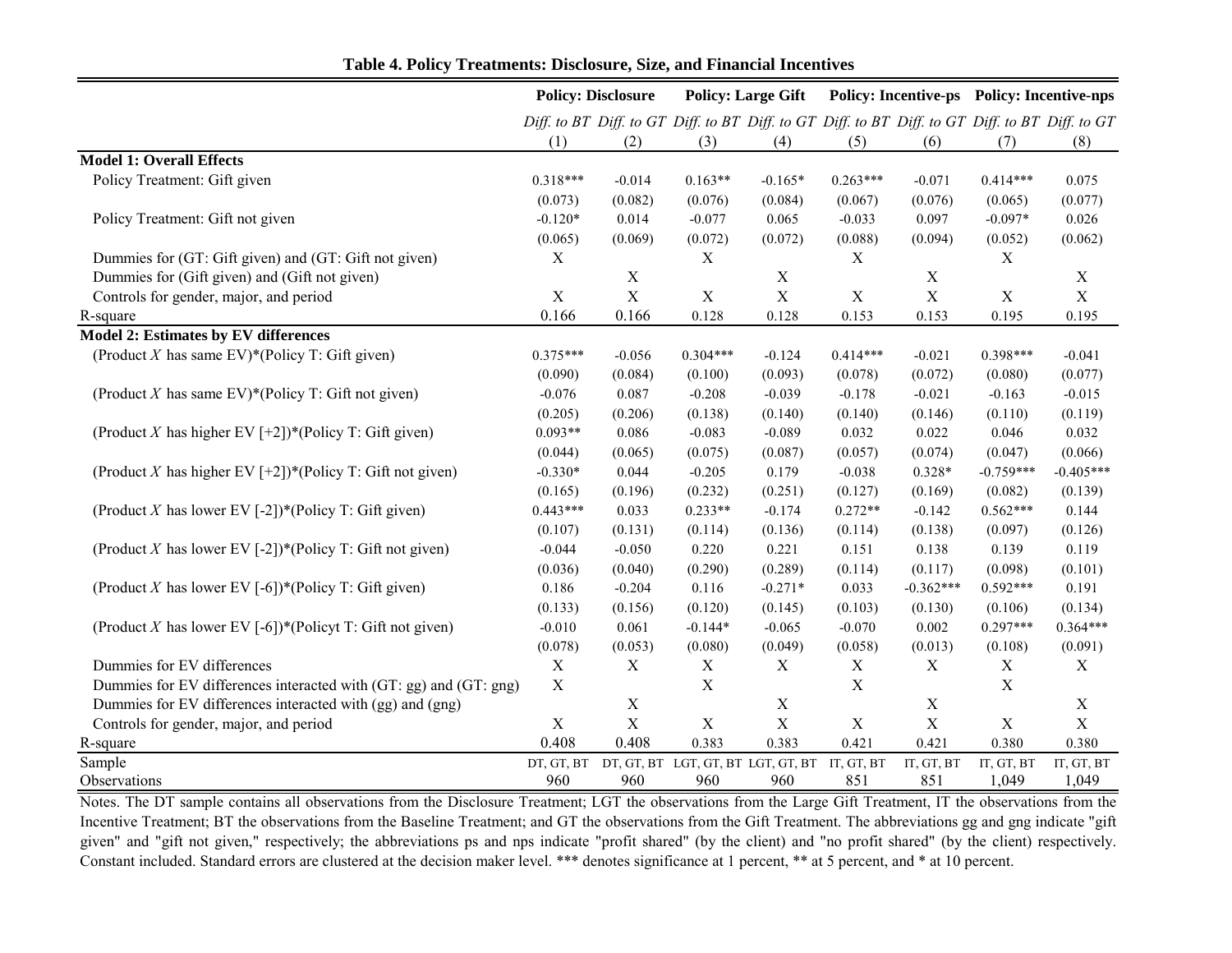**Table 4. Policy Treatments: Disclosure, Size, and Financial Incentives**

| | Policy: Disclosure | | Policy: Large Gift | | Policy: Incentive-ps | | Policy: Incentive-nps | |
|---|---|---|---|---|---|---|---|---|
| | *Diff. to BT* | *Diff. to GT* | *Diff. to BT* | *Diff. to GT* | *Diff. to BT* | *Diff. to GT* | *Diff. to BT* | *Diff. to GT* |
| | (1) | (2) | (3) | (4) | (5) | (6) | (7) | (8) |
| **Model 1: Overall Effects** | | | | | | | | |
| Policy Treatment: Gift given | 0.318*** | -0.014 | 0.163** | -0.165* | 0.263*** | -0.071 | 0.414*** | 0.075 |
| | (0.073) | (0.082) | (0.076) | (0.084) | (0.067) | (0.076) | (0.065) | (0.077) |
| Policy Treatment: Gift not given | -0.120* | 0.014 | -0.077 | 0.065 | -0.033 | 0.097 | -0.097* | 0.026 |
| | (0.065) | (0.069) | (0.072) | (0.072) | (0.088) | (0.094) | (0.052) | (0.062) |
| Dummies for (GT: Gift given) and (GT: Gift not given) | X | | X | | X | | X | |
| Dummies for (Gift given) and (Gift not given) | | X | | X | | X | | X |
| Controls for gender, major, and period | X | X | X | X | X | X | X | X |
| R-square | 0.166 | 0.166 | 0.128 | 0.128 | 0.153 | 0.153 | 0.195 | 0.195 |
| **Model 2: Estimates by EV differences** | | | | | | | | |
| (Product $X$ has same EV)*(Policy T: Gift given) | 0.375*** | -0.056 | 0.304*** | -0.124 | 0.414*** | -0.021 | 0.398*** | -0.041 |
| | (0.090) | (0.084) | (0.100) | (0.093) | (0.078) | (0.072) | (0.080) | (0.077) |
| (Product $X$ has same EV)*(Policy T: Gift not given) | -0.076 | 0.087 | -0.208 | -0.039 | -0.178 | -0.021 | -0.163 | -0.015 |
| | (0.205) | (0.206) | (0.138) | (0.140) | (0.140) | (0.146) | (0.110) | (0.119) |
| (Product $X$ has higher EV [+2])*(Policy T: Gift given) | 0.093** | 0.086 | -0.083 | -0.089 | 0.032 | 0.022 | 0.046 | 0.032 |
| | (0.044) | (0.065) | (0.075) | (0.087) | (0.057) | (0.074) | (0.047) | (0.066) |
| (Product $X$ has higher EV [+2])*(Policy T: Gift not given) | -0.330* | 0.044 | -0.205 | 0.179 | -0.038 | 0.328* | -0.759*** | -0.405*** |
| | (0.165) | (0.196) | (0.232) | (0.251) | (0.127) | (0.169) | (0.082) | (0.139) |
| (Product $X$ has lower EV [-2])*(Policy T: Gift given) | 0.443*** | 0.033 | 0.233** | -0.174 | 0.272** | -0.142 | 0.562*** | 0.144 |
| | (0.107) | (0.131) | (0.114) | (0.136) | (0.114) | (0.138) | (0.097) | (0.126) |
| (Product $X$ has lower EV [-2])*(Policy T: Gift not given) | -0.044 | -0.050 | 0.220 | 0.221 | 0.151 | 0.138 | 0.139 | 0.119 |
| | (0.036) | (0.040) | (0.290) | (0.289) | (0.114) | (0.117) | (0.098) | (0.101) |
| (Product $X$ has lower EV [-6])*(Policy T: Gift given) | 0.186 | -0.204 | 0.116 | -0.271* | 0.033 | -0.362*** | 0.592*** | 0.191 |
| | (0.133) | (0.156) | (0.120) | (0.145) | (0.103) | (0.130) | (0.106) | (0.134) |
| (Product $X$ has lower EV [-6])*(Policyt T: Gift not given) | -0.010 | 0.061 | -0.144* | -0.065 | -0.070 | 0.002 | 0.297*** | 0.364*** |
| | (0.078) | (0.053) | (0.080) | (0.049) | (0.058) | (0.013) | (0.108) | (0.091) |
| Dummies for EV differences | X | X | X | X | X | X | X | X |
| Dummies for EV differences interacted with (GT: gg) and (GT: gng) | X | | X | | X | | X | |
| Dummies for EV differences interacted with (gg) and (gng) | | X | | X | | X | | X |
| Controls for gender, major, and period | X | X | X | X | X | X | X | X |
| R-square | 0.408 | 0.408 | 0.383 | 0.383 | 0.421 | 0.421 | 0.380 | 0.380 |
| Sample | DT, GT, BT | DT, GT, BT | LGT, GT, BT | LGT, GT, BT | IT, GT, BT | IT, GT, BT | IT, GT, BT | IT, GT, BT |
| Observations | 960 | 960 | 960 | 960 | 851 | 851 | 1,049 | 1,049 |

Notes. The DT sample contains all observations from the Disclosure Treatment; LGT the observations from the Large Gift Treatment, IT the observations from the Incentive Treatment; BT the observations from the Baseline Treatment; and GT the observations from the Gift Treatment. The abbreviations gg and gng indicate "gift given" and "gift not given," respectively; the abbreviations ps and nps indicate "profit shared" (by the client) and "no profit shared" (by the client) respectively. Constant included. Standard errors are clustered at the decision maker level. *** denotes significance at 1 percent, ** at 5 percent, and * at 10 percent.